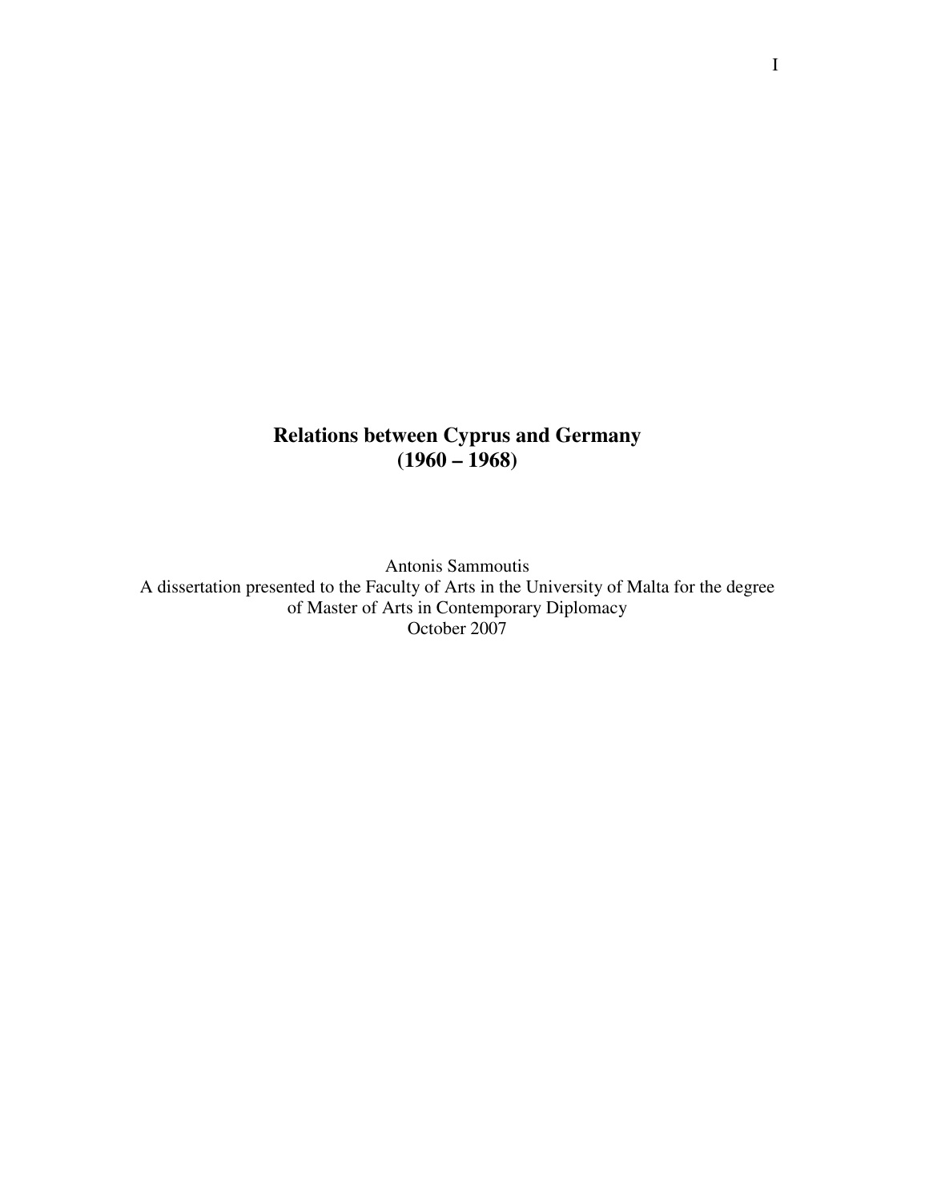# Relations between Cyprus and Germany (1960 – 1968)

Antonis Sammoutis
A dissertation presented to the Faculty of Arts in the University of Malta for the degree of Master of Arts in Contemporary Diplomacy
October 2007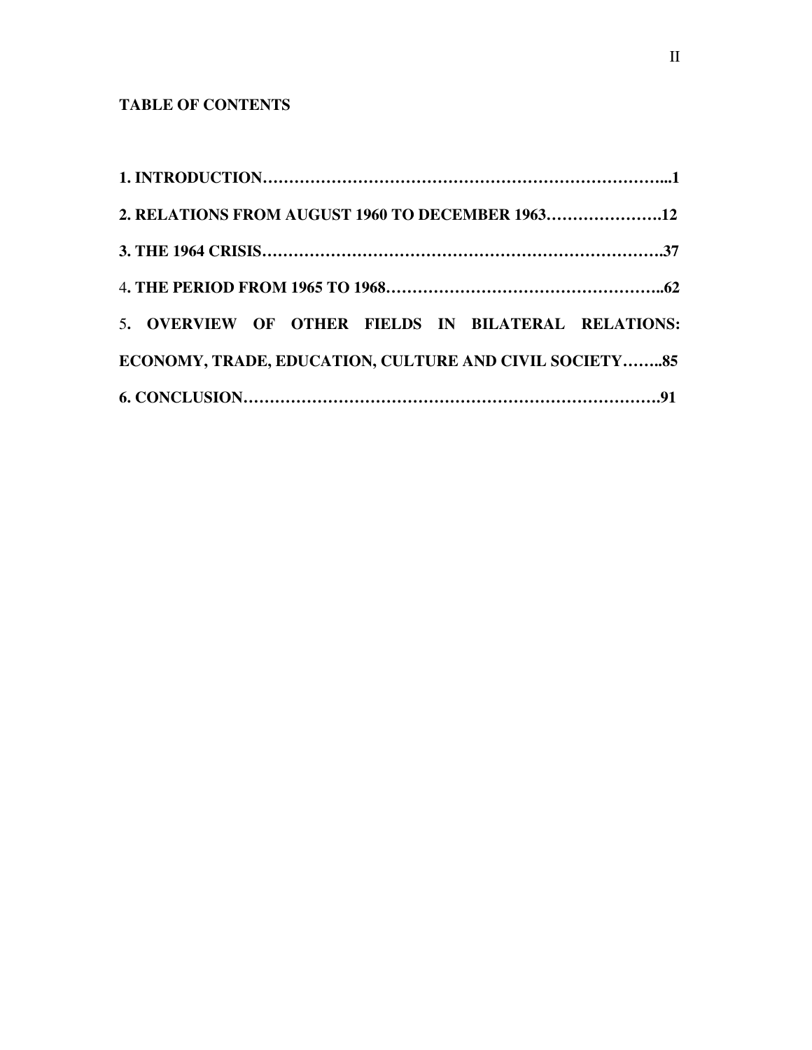**TABLE OF CONTENTS**

**1. INTRODUCTION……………………………………………………………………...1**

**2. RELATIONS FROM AUGUST 1960 TO DECEMBER 1963………………….12**

**3. THE 1964 CRISIS……………………………………………………………….37**

4**. THE PERIOD FROM 1965 TO 1968……………………………………………..62**

5**. OVERVIEW OF OTHER FIELDS IN BILATERAL RELATIONS: ECONOMY, TRADE, EDUCATION, CULTURE AND CIVIL SOCIETY……..85**

**6. CONCLUSION………………………………………………………………….91**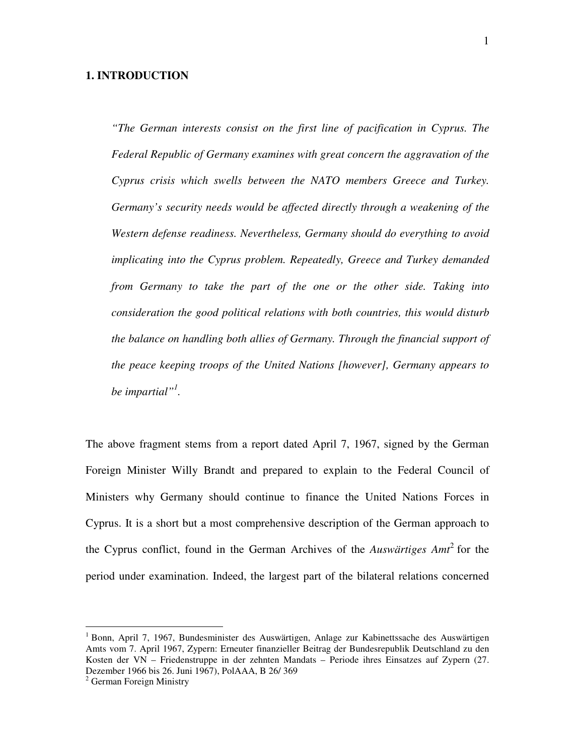## 1. INTRODUCTION

> *"The German interests consist on the first line of pacification in Cyprus. The Federal Republic of Germany examines with great concern the aggravation of the Cyprus crisis which swells between the NATO members Greece and Turkey. Germany's security needs would be affected directly through a weakening of the Western defense readiness. Nevertheless, Germany should do everything to avoid implicating into the Cyprus problem. Repeatedly, Greece and Turkey demanded from Germany to take the part of the one or the other side. Taking into consideration the good political relations with both countries, this would disturb the balance on handling both allies of Germany. Through the financial support of the peace keeping troops of the United Nations [however], Germany appears to be impartial"*[1].

The above fragment stems from a report dated April 7, 1967, signed by the German Foreign Minister Willy Brandt and prepared to explain to the Federal Council of Ministers why Germany should continue to finance the United Nations Forces in Cyprus. It is a short but a most comprehensive description of the German approach to the Cyprus conflict, found in the German Archives of the *Auswärtiges Amt*[2] for the period under examination. Indeed, the largest part of the bilateral relations concerned

---

[1] Bonn, April 7, 1967, Bundesminister des Auswärtigen, Anlage zur Kabinettssache des Auswärtigen Amts vom 7. April 1967, Zypern: Erneuter finanzieller Beitrag der Bundesrepublik Deutschland zu den Kosten der VN – Friedenstruppe in der zehnten Mandats – Periode ihres Einsatzes auf Zypern (27. Dezember 1966 bis 26. Juni 1967), PolAAA, B 26/ 369

[2] German Foreign Ministry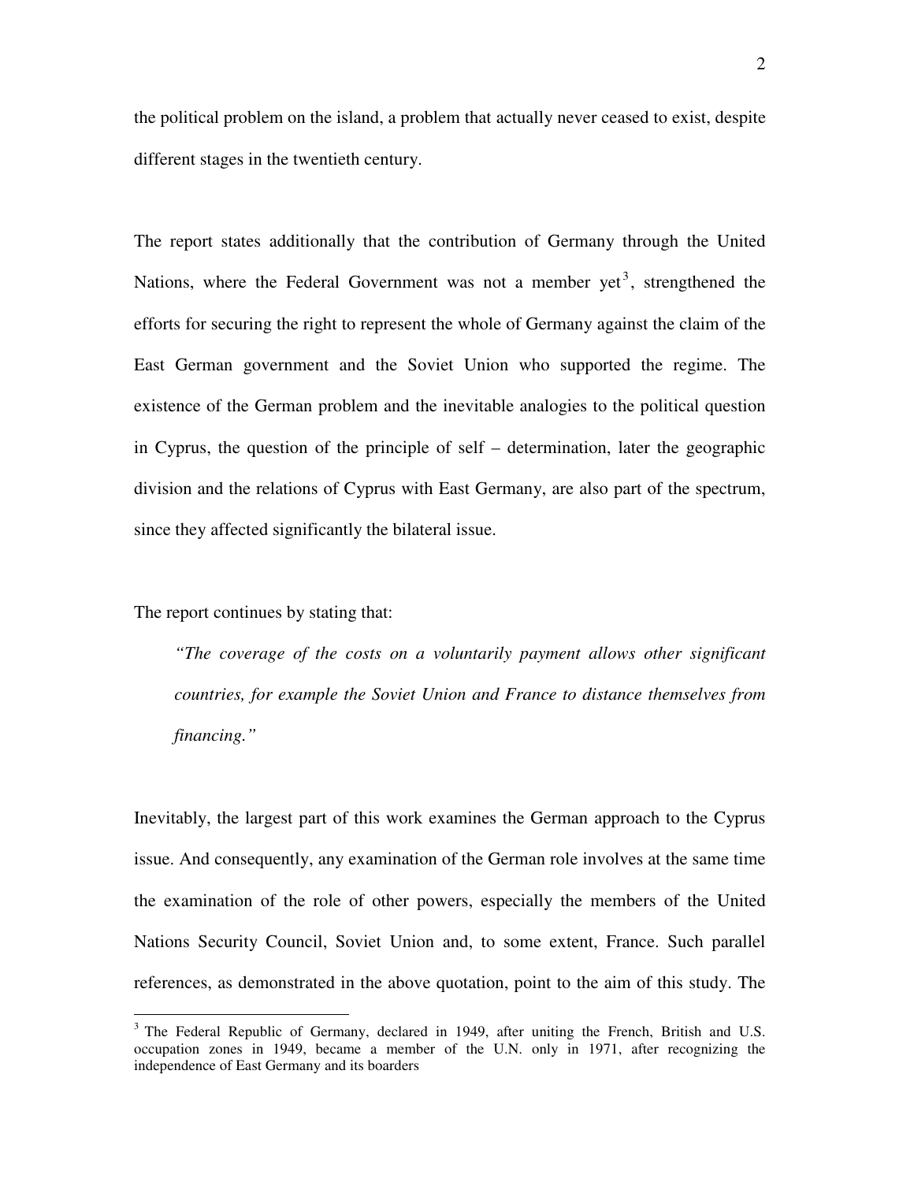the political problem on the island, a problem that actually never ceased to exist, despite different stages in the twentieth century.

The report states additionally that the contribution of Germany through the United Nations, where the Federal Government was not a member yet[3], strengthened the efforts for securing the right to represent the whole of Germany against the claim of the East German government and the Soviet Union who supported the regime. The existence of the German problem and the inevitable analogies to the political question in Cyprus, the question of the principle of self – determination, later the geographic division and the relations of Cyprus with East Germany, are also part of the spectrum, since they affected significantly the bilateral issue.

The report continues by stating that:

> *"The coverage of the costs on a voluntarily payment allows other significant countries, for example the Soviet Union and France to distance themselves from financing."*

Inevitably, the largest part of this work examines the German approach to the Cyprus issue. And consequently, any examination of the German role involves at the same time the examination of the role of other powers, especially the members of the United Nations Security Council, Soviet Union and, to some extent, France. Such parallel references, as demonstrated in the above quotation, point to the aim of this study. The

---

[3] The Federal Republic of Germany, declared in 1949, after uniting the French, British and U.S. occupation zones in 1949, became a member of the U.N. only in 1971, after recognizing the independence of East Germany and its boarders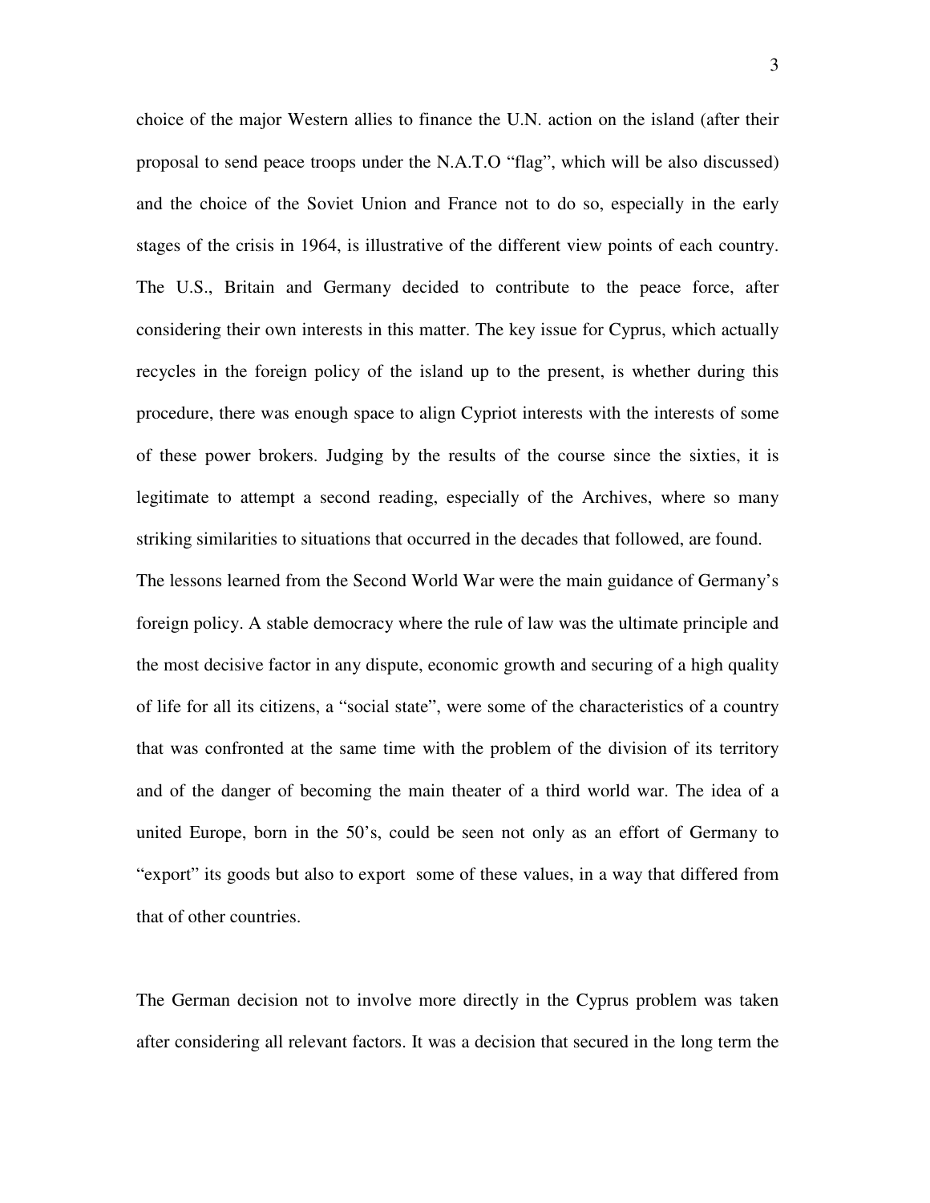choice of the major Western allies to finance the U.N. action on the island (after their proposal to send peace troops under the N.A.T.O "flag", which will be also discussed) and the choice of the Soviet Union and France not to do so, especially in the early stages of the crisis in 1964, is illustrative of the different view points of each country. The U.S., Britain and Germany decided to contribute to the peace force, after considering their own interests in this matter. The key issue for Cyprus, which actually recycles in the foreign policy of the island up to the present, is whether during this procedure, there was enough space to align Cypriot interests with the interests of some of these power brokers. Judging by the results of the course since the sixties, it is legitimate to attempt a second reading, especially of the Archives, where so many striking similarities to situations that occurred in the decades that followed, are found. The lessons learned from the Second World War were the main guidance of Germany's foreign policy. A stable democracy where the rule of law was the ultimate principle and the most decisive factor in any dispute, economic growth and securing of a high quality of life for all its citizens, a "social state", were some of the characteristics of a country that was confronted at the same time with the problem of the division of its territory and of the danger of becoming the main theater of a third world war. The idea of a united Europe, born in the 50's, could be seen not only as an effort of Germany to "export" its goods but also to export some of these values, in a way that differed from that of other countries.

The German decision not to involve more directly in the Cyprus problem was taken after considering all relevant factors. It was a decision that secured in the long term the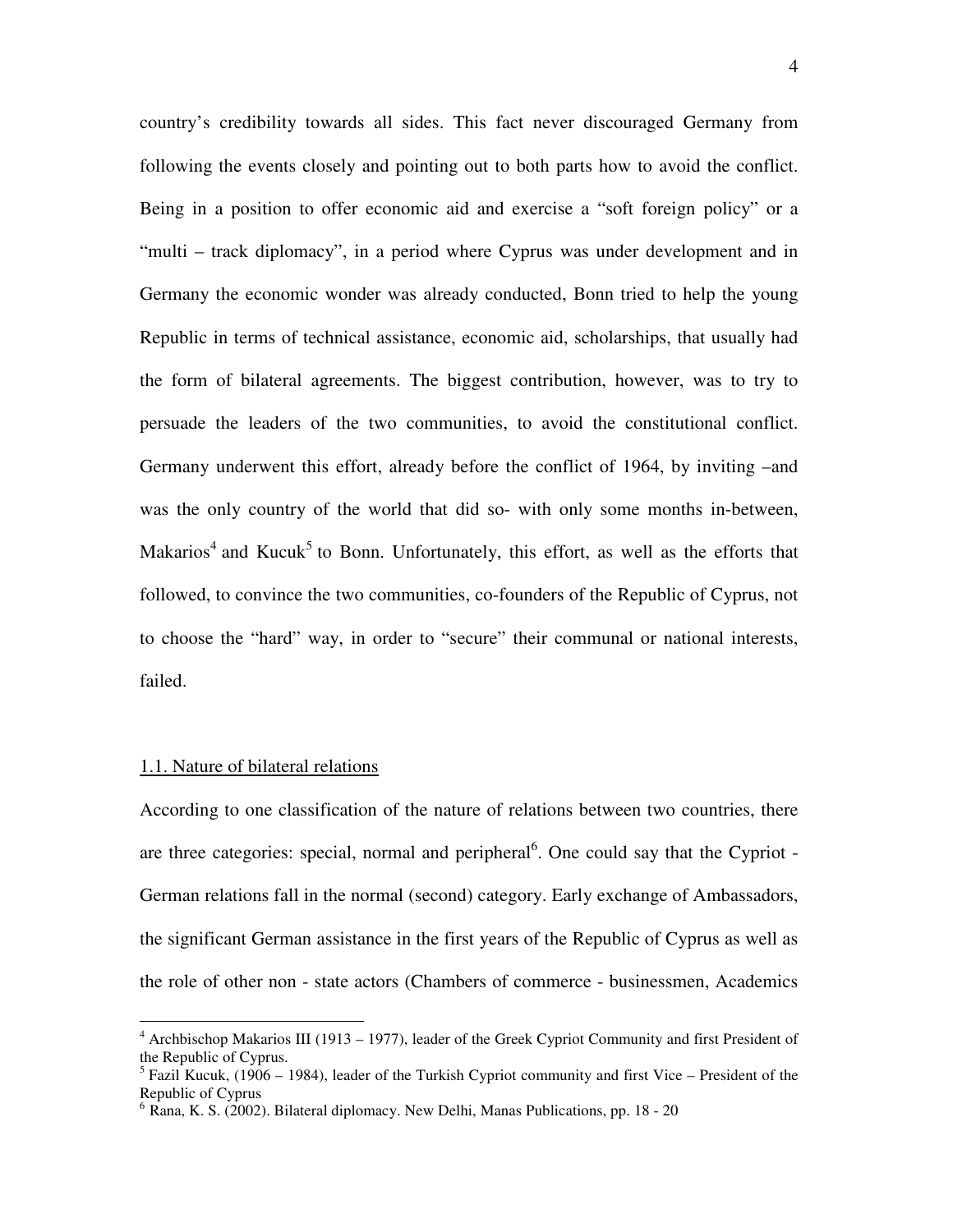country's credibility towards all sides. This fact never discouraged Germany from following the events closely and pointing out to both parts how to avoid the conflict. Being in a position to offer economic aid and exercise a "soft foreign policy" or a "multi – track diplomacy", in a period where Cyprus was under development and in Germany the economic wonder was already conducted, Bonn tried to help the young Republic in terms of technical assistance, economic aid, scholarships, that usually had the form of bilateral agreements. The biggest contribution, however, was to try to persuade the leaders of the two communities, to avoid the constitutional conflict. Germany underwent this effort, already before the conflict of 1964, by inviting –and was the only country of the world that did so- with only some months in-between, Makarios[4] and Kucuk[5] to Bonn. Unfortunately, this effort, as well as the efforts that followed, to convince the two communities, co-founders of the Republic of Cyprus, not to choose the "hard" way, in order to "secure" their communal or national interests, failed.

## 1.1. Nature of bilateral relations

According to one classification of the nature of relations between two countries, there are three categories: special, normal and peripheral[6]. One could say that the Cypriot - German relations fall in the normal (second) category. Early exchange of Ambassadors, the significant German assistance in the first years of the Republic of Cyprus as well as the role of other non - state actors (Chambers of commerce - businessmen, Academics

---

[4] Archbischop Makarios III (1913 – 1977), leader of the Greek Cypriot Community and first President of the Republic of Cyprus.

[5] Fazil Kucuk, (1906 – 1984), leader of the Turkish Cypriot community and first Vice – President of the Republic of Cyprus

[6] Rana, K. S. (2002). Bilateral diplomacy. New Delhi, Manas Publications, pp. 18 - 20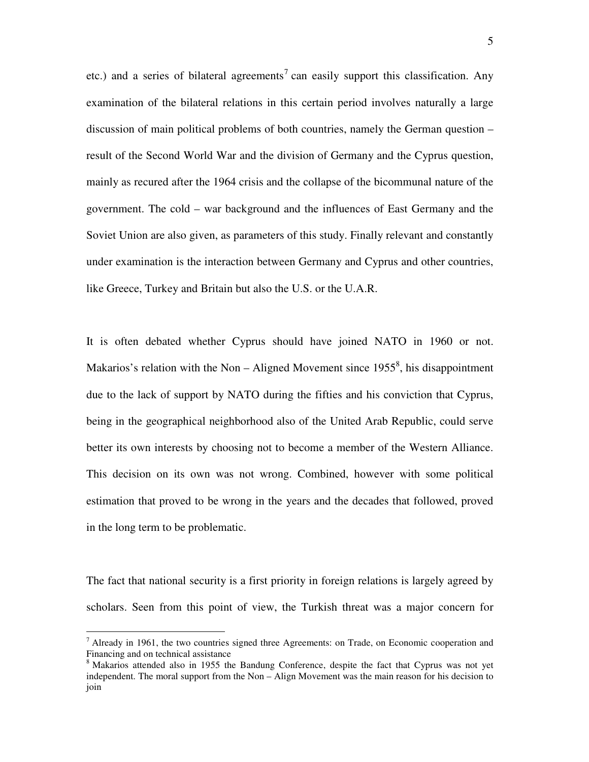etc.) and a series of bilateral agreements[7] can easily support this classification. Any examination of the bilateral relations in this certain period involves naturally a large discussion of main political problems of both countries, namely the German question – result of the Second World War and the division of Germany and the Cyprus question, mainly as recured after the 1964 crisis and the collapse of the bicommunal nature of the government. The cold – war background and the influences of East Germany and the Soviet Union are also given, as parameters of this study. Finally relevant and constantly under examination is the interaction between Germany and Cyprus and other countries, like Greece, Turkey and Britain but also the U.S. or the U.A.R.

It is often debated whether Cyprus should have joined NATO in 1960 or not. Makarios's relation with the Non – Aligned Movement since 1955[8], his disappointment due to the lack of support by NATO during the fifties and his conviction that Cyprus, being in the geographical neighborhood also of the United Arab Republic, could serve better its own interests by choosing not to become a member of the Western Alliance. This decision on its own was not wrong. Combined, however with some political estimation that proved to be wrong in the years and the decades that followed, proved in the long term to be problematic.

The fact that national security is a first priority in foreign relations is largely agreed by scholars. Seen from this point of view, the Turkish threat was a major concern for

---

[7] Already in 1961, the two countries signed three Agreements: on Trade, on Economic cooperation and Financing and on technical assistance

[8] Makarios attended also in 1955 the Bandung Conference, despite the fact that Cyprus was not yet independent. The moral support from the Non – Align Movement was the main reason for his decision to join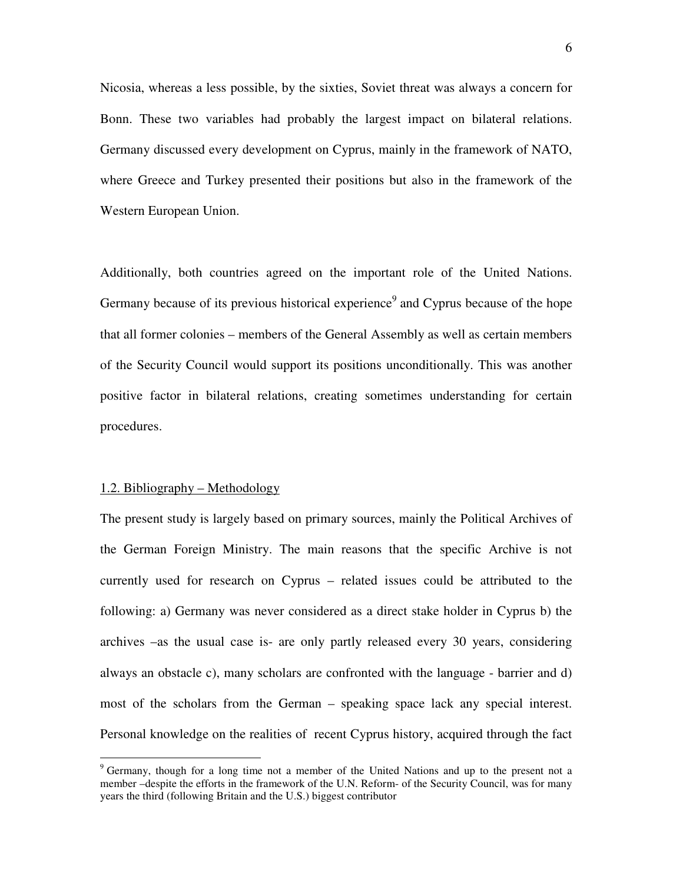Nicosia, whereas a less possible, by the sixties, Soviet threat was always a concern for Bonn. These two variables had probably the largest impact on bilateral relations. Germany discussed every development on Cyprus, mainly in the framework of NATO, where Greece and Turkey presented their positions but also in the framework of the Western European Union.

Additionally, both countries agreed on the important role of the United Nations. Germany because of its previous historical experience[9] and Cyprus because of the hope that all former colonies – members of the General Assembly as well as certain members of the Security Council would support its positions unconditionally. This was another positive factor in bilateral relations, creating sometimes understanding for certain procedures.

### 1.2. Bibliography – Methodology

The present study is largely based on primary sources, mainly the Political Archives of the German Foreign Ministry. The main reasons that the specific Archive is not currently used for research on Cyprus – related issues could be attributed to the following: a) Germany was never considered as a direct stake holder in Cyprus b) the archives –as the usual case is- are only partly released every 30 years, considering always an obstacle c), many scholars are confronted with the language - barrier and d) most of the scholars from the German – speaking space lack any special interest. Personal knowledge on the realities of recent Cyprus history, acquired through the fact

---

[9] Germany, though for a long time not a member of the United Nations and up to the present not a member –despite the efforts in the framework of the U.N. Reform- of the Security Council, was for many years the third (following Britain and the U.S.) biggest contributor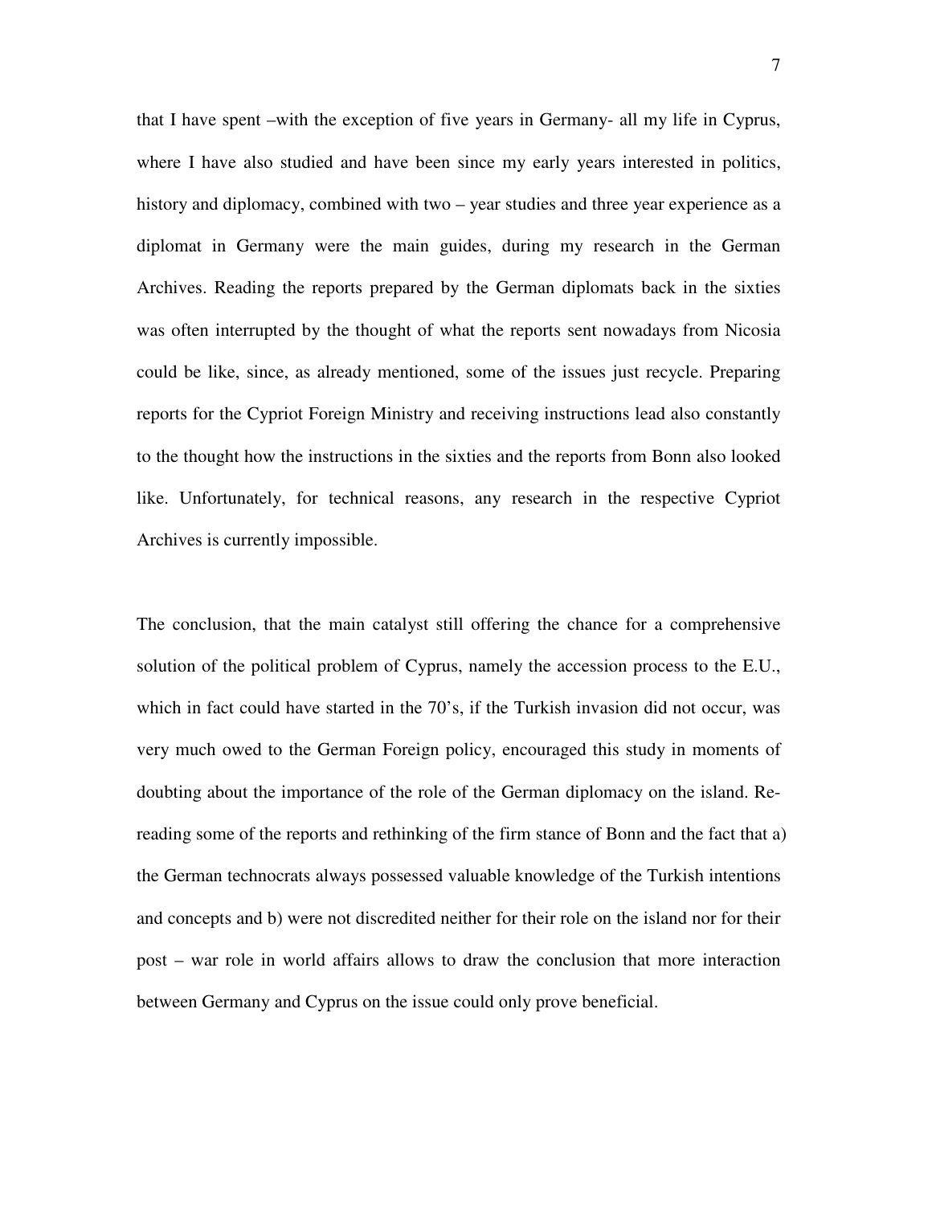that I have spent –with the exception of five years in Germany- all my life in Cyprus, where I have also studied and have been since my early years interested in politics, history and diplomacy, combined with two – year studies and three year experience as a diplomat in Germany were the main guides, during my research in the German Archives. Reading the reports prepared by the German diplomats back in the sixties was often interrupted by the thought of what the reports sent nowadays from Nicosia could be like, since, as already mentioned, some of the issues just recycle. Preparing reports for the Cypriot Foreign Ministry and receiving instructions lead also constantly to the thought how the instructions in the sixties and the reports from Bonn also looked like. Unfortunately, for technical reasons, any research in the respective Cypriot Archives is currently impossible.

The conclusion, that the main catalyst still offering the chance for a comprehensive solution of the political problem of Cyprus, namely the accession process to the E.U., which in fact could have started in the 70's, if the Turkish invasion did not occur, was very much owed to the German Foreign policy, encouraged this study in moments of doubting about the importance of the role of the German diplomacy on the island. Re-reading some of the reports and rethinking of the firm stance of Bonn and the fact that a) the German technocrats always possessed valuable knowledge of the Turkish intentions and concepts and b) were not discredited neither for their role on the island nor for their post – war role in world affairs allows to draw the conclusion that more interaction between Germany and Cyprus on the issue could only prove beneficial.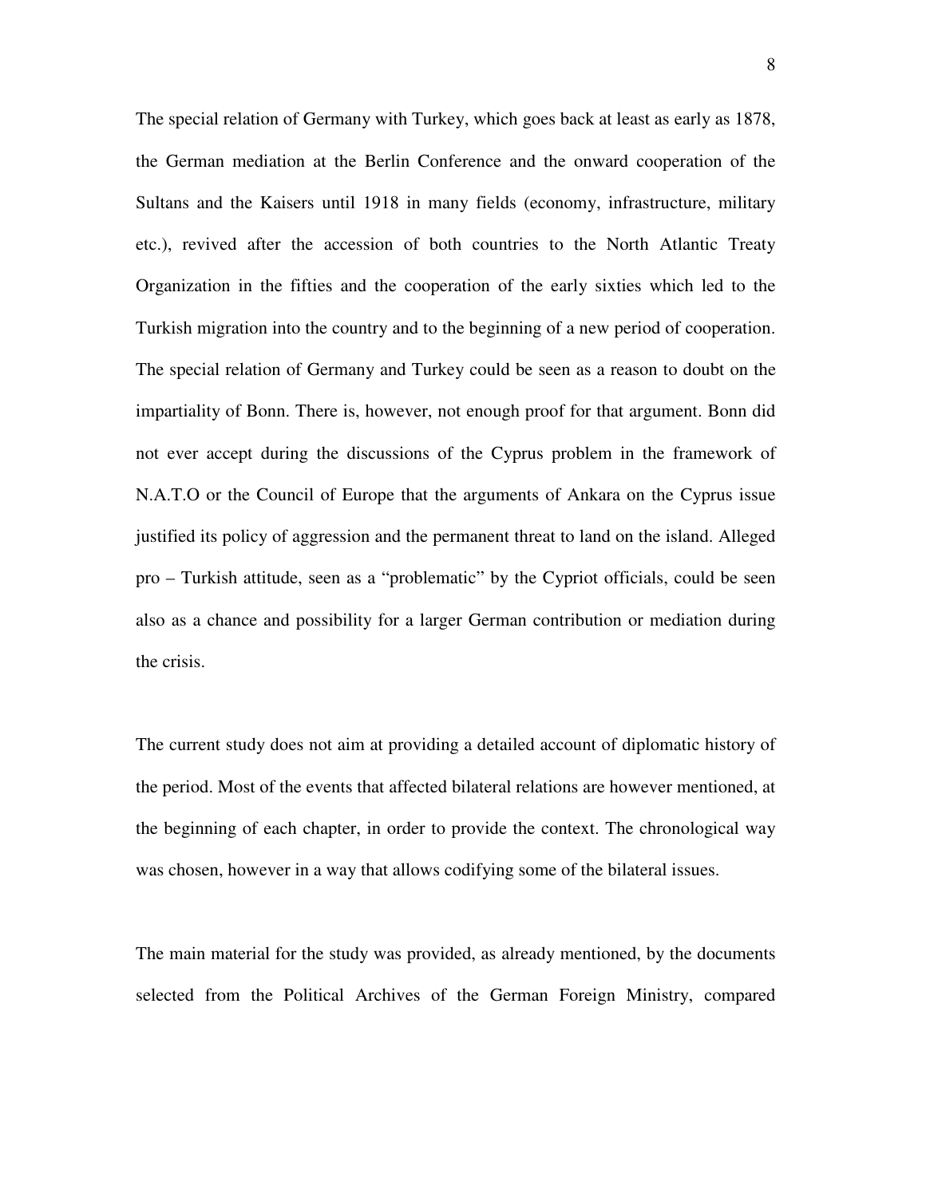The special relation of Germany with Turkey, which goes back at least as early as 1878, the German mediation at the Berlin Conference and the onward cooperation of the Sultans and the Kaisers until 1918 in many fields (economy, infrastructure, military etc.), revived after the accession of both countries to the North Atlantic Treaty Organization in the fifties and the cooperation of the early sixties which led to the Turkish migration into the country and to the beginning of a new period of cooperation. The special relation of Germany and Turkey could be seen as a reason to doubt on the impartiality of Bonn. There is, however, not enough proof for that argument. Bonn did not ever accept during the discussions of the Cyprus problem in the framework of N.A.T.O or the Council of Europe that the arguments of Ankara on the Cyprus issue justified its policy of aggression and the permanent threat to land on the island. Alleged pro – Turkish attitude, seen as a "problematic" by the Cypriot officials, could be seen also as a chance and possibility for a larger German contribution or mediation during the crisis.

The current study does not aim at providing a detailed account of diplomatic history of the period. Most of the events that affected bilateral relations are however mentioned, at the beginning of each chapter, in order to provide the context. The chronological way was chosen, however in a way that allows codifying some of the bilateral issues.

The main material for the study was provided, as already mentioned, by the documents selected from the Political Archives of the German Foreign Ministry, compared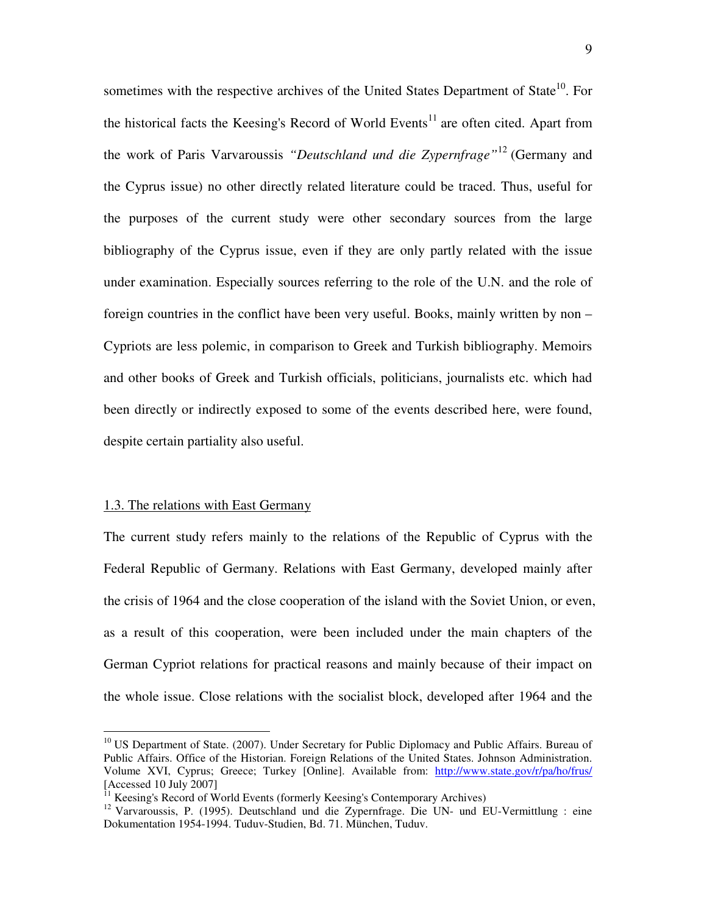sometimes with the respective archives of the United States Department of State[10]. For the historical facts the Keesing's Record of World Events[11] are often cited. Apart from the work of Paris Varvaroussis *"Deutschland und die Zypernfrage"*[12] (Germany and the Cyprus issue) no other directly related literature could be traced. Thus, useful for the purposes of the current study were other secondary sources from the large bibliography of the Cyprus issue, even if they are only partly related with the issue under examination. Especially sources referring to the role of the U.N. and the role of foreign countries in the conflict have been very useful. Books, mainly written by non – Cypriots are less polemic, in comparison to Greek and Turkish bibliography. Memoirs and other books of Greek and Turkish officials, politicians, journalists etc. which had been directly or indirectly exposed to some of the events described here, were found, despite certain partiality also useful.

### 1.3. The relations with East Germany

The current study refers mainly to the relations of the Republic of Cyprus with the Federal Republic of Germany. Relations with East Germany, developed mainly after the crisis of 1964 and the close cooperation of the island with the Soviet Union, or even, as a result of this cooperation, were been included under the main chapters of the German Cypriot relations for practical reasons and mainly because of their impact on the whole issue. Close relations with the socialist block, developed after 1964 and the

---

[10] US Department of State. (2007). Under Secretary for Public Diplomacy and Public Affairs. Bureau of Public Affairs. Office of the Historian. Foreign Relations of the United States. Johnson Administration. Volume XVI, Cyprus; Greece; Turkey [Online]. Available from: http://www.state.gov/r/pa/ho/frus/ [Accessed 10 July 2007]

[11] Keesing's Record of World Events (formerly Keesing's Contemporary Archives)

[12] Varvaroussis, P. (1995). Deutschland und die Zypernfrage. Die UN- und EU-Vermittlung : eine Dokumentation 1954-1994. Tuduv-Studien, Bd. 71. München, Tuduv.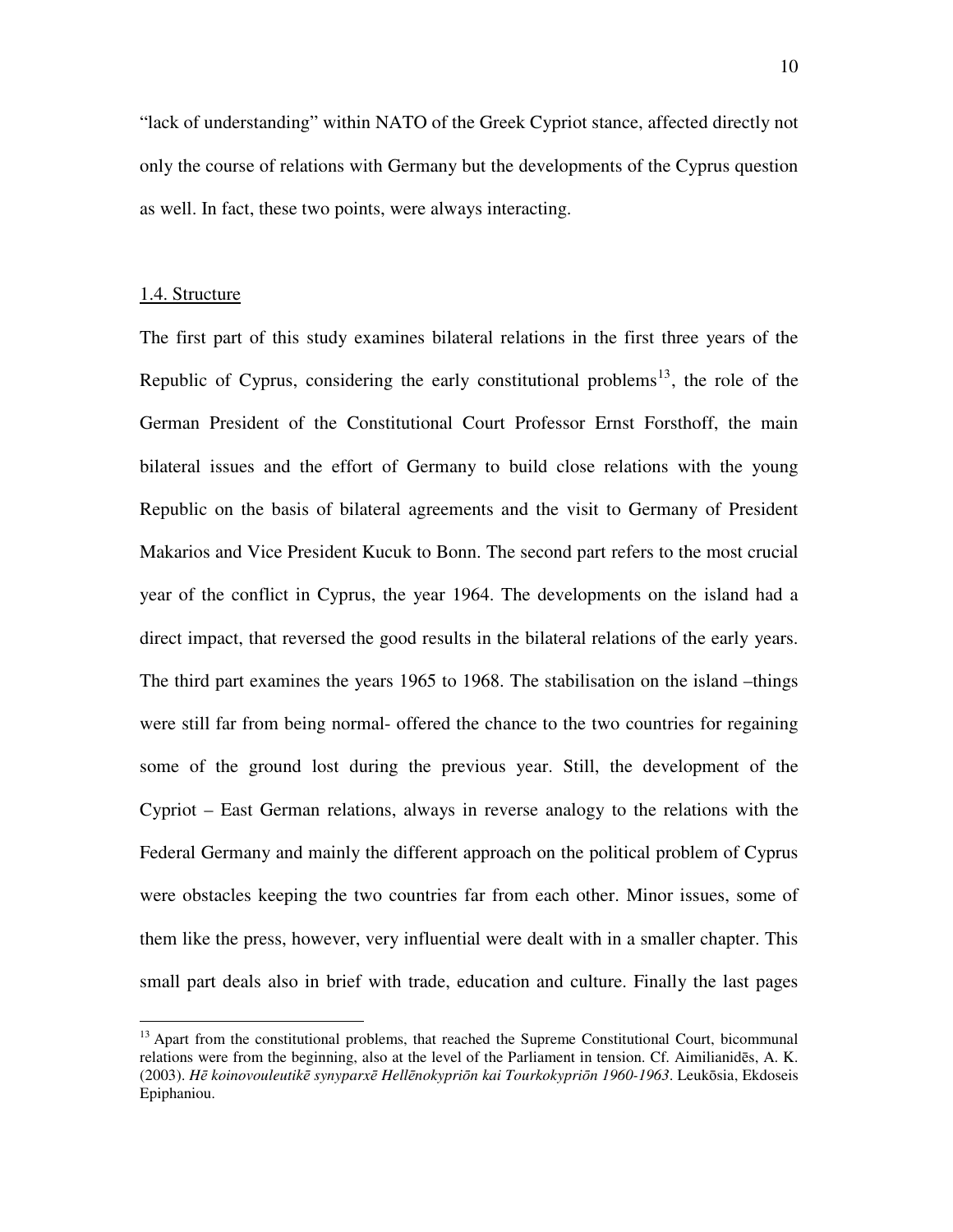"lack of understanding" within NATO of the Greek Cypriot stance, affected directly not only the course of relations with Germany but the developments of the Cyprus question as well. In fact, these two points, were always interacting.

## 1.4. Structure

The first part of this study examines bilateral relations in the first three years of the Republic of Cyprus, considering the early constitutional problems[13], the role of the German President of the Constitutional Court Professor Ernst Forsthoff, the main bilateral issues and the effort of Germany to build close relations with the young Republic on the basis of bilateral agreements and the visit to Germany of President Makarios and Vice President Kucuk to Bonn. The second part refers to the most crucial year of the conflict in Cyprus, the year 1964. The developments on the island had a direct impact, that reversed the good results in the bilateral relations of the early years. The third part examines the years 1965 to 1968. The stabilisation on the island –things were still far from being normal- offered the chance to the two countries for regaining some of the ground lost during the previous year. Still, the development of the Cypriot – East German relations, always in reverse analogy to the relations with the Federal Germany and mainly the different approach on the political problem of Cyprus were obstacles keeping the two countries far from each other. Minor issues, some of them like the press, however, very influential were dealt with in a smaller chapter. This small part deals also in brief with trade, education and culture. Finally the last pages

---

[13] Apart from the constitutional problems, that reached the Supreme Constitutional Court, bicommunal relations were from the beginning, also at the level of the Parliament in tension. Cf. Aimilianidēs, A. K. (2003). *Hē koinovouleutikē synyparxē Hellēnokypriōn kai Tourkokypriōn 1960-1963*. Leukōsia, Ekdoseis Epiphaniou.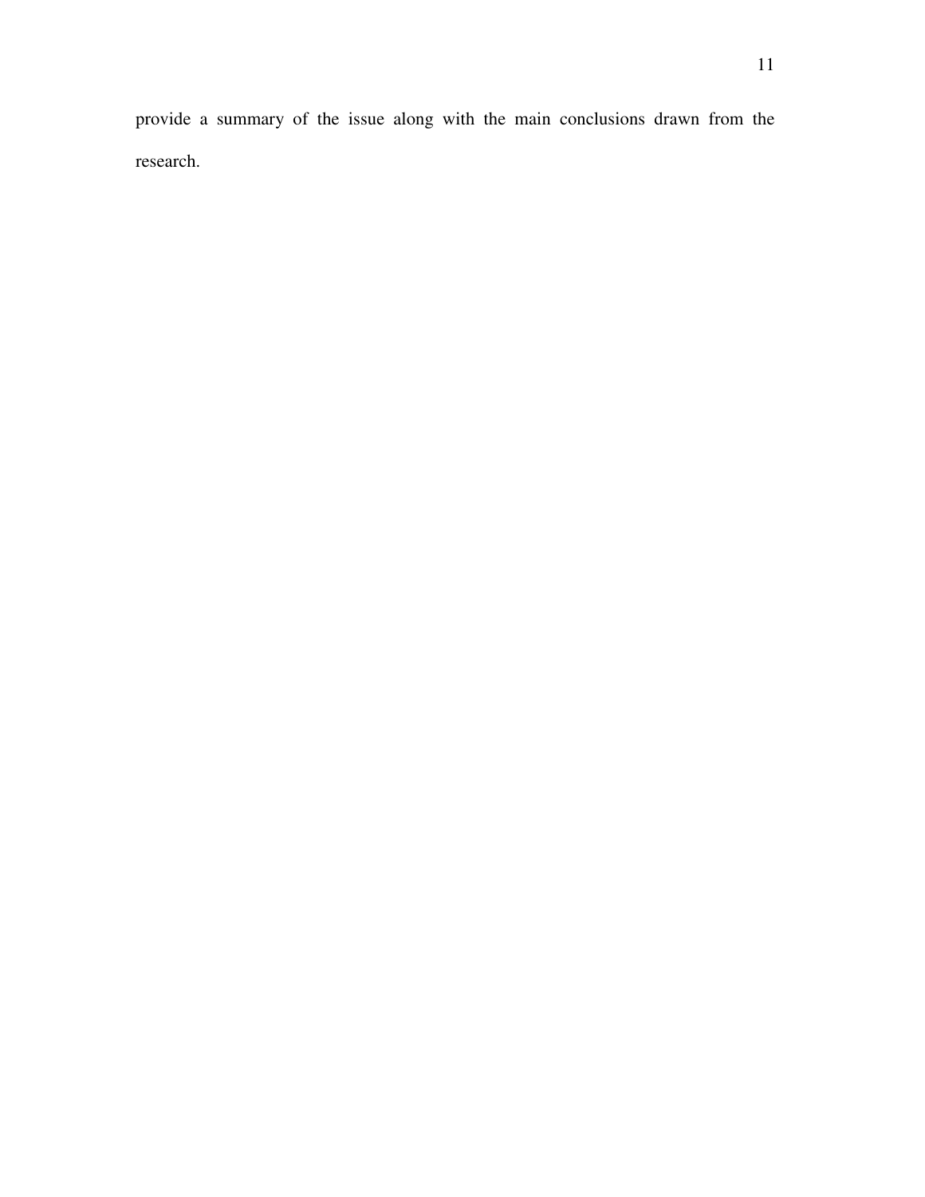provide a summary of the issue along with the main conclusions drawn from the research.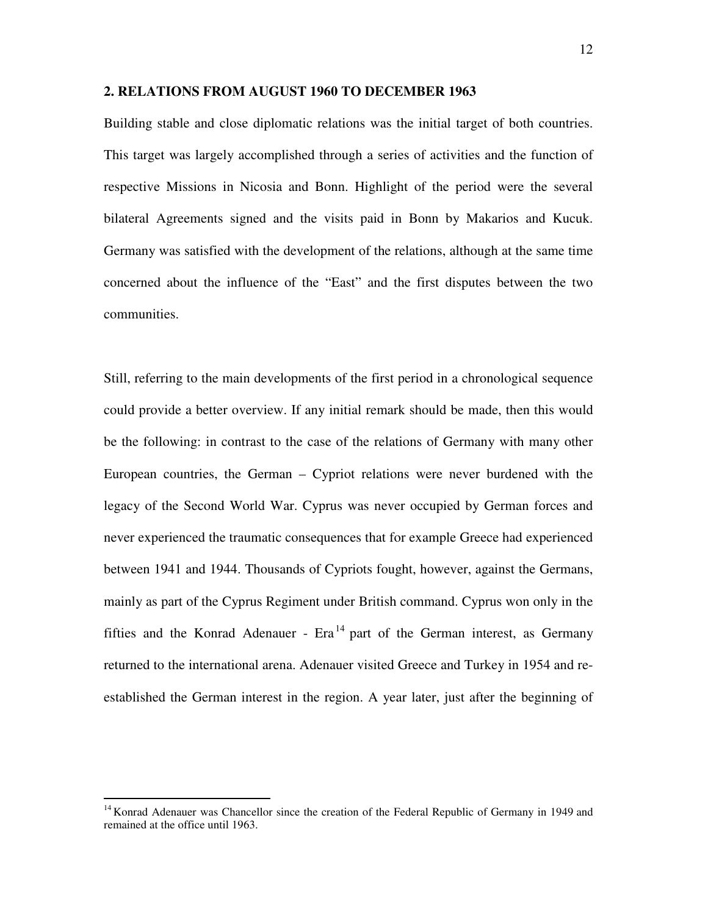## 2. RELATIONS FROM AUGUST 1960 TO DECEMBER 1963

Building stable and close diplomatic relations was the initial target of both countries. This target was largely accomplished through a series of activities and the function of respective Missions in Nicosia and Bonn. Highlight of the period were the several bilateral Agreements signed and the visits paid in Bonn by Makarios and Kucuk. Germany was satisfied with the development of the relations, although at the same time concerned about the influence of the "East" and the first disputes between the two communities.

Still, referring to the main developments of the first period in a chronological sequence could provide a better overview. If any initial remark should be made, then this would be the following: in contrast to the case of the relations of Germany with many other European countries, the German – Cypriot relations were never burdened with the legacy of the Second World War. Cyprus was never occupied by German forces and never experienced the traumatic consequences that for example Greece had experienced between 1941 and 1944. Thousands of Cypriots fought, however, against the Germans, mainly as part of the Cyprus Regiment under British command. Cyprus won only in the fifties and the Konrad Adenauer - Era[14] part of the German interest, as Germany returned to the international arena. Adenauer visited Greece and Turkey in 1954 and re-established the German interest in the region. A year later, just after the beginning of

[14] Konrad Adenauer was Chancellor since the creation of the Federal Republic of Germany in 1949 and remained at the office until 1963.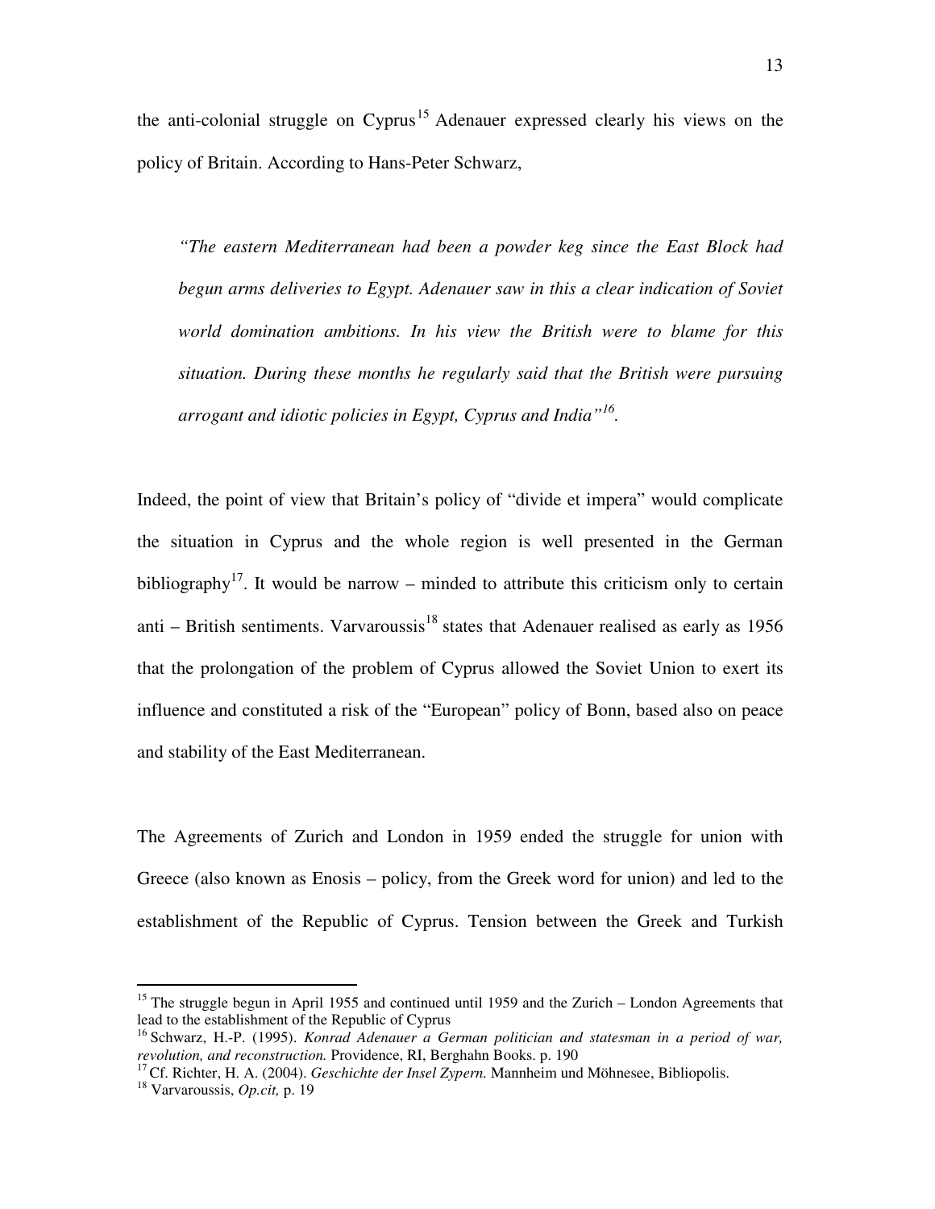the anti-colonial struggle on Cyprus[15] Adenauer expressed clearly his views on the policy of Britain. According to Hans-Peter Schwarz,

> *"The eastern Mediterranean had been a powder keg since the East Block had begun arms deliveries to Egypt. Adenauer saw in this a clear indication of Soviet world domination ambitions. In his view the British were to blame for this situation. During these months he regularly said that the British were pursuing arrogant and idiotic policies in Egypt, Cyprus and India"*[16].

Indeed, the point of view that Britain's policy of "divide et impera" would complicate the situation in Cyprus and the whole region is well presented in the German bibliography[17]. It would be narrow – minded to attribute this criticism only to certain anti – British sentiments. Varvaroussis[18] states that Adenauer realised as early as 1956 that the prolongation of the problem of Cyprus allowed the Soviet Union to exert its influence and constituted a risk of the "European" policy of Bonn, based also on peace and stability of the East Mediterranean.

The Agreements of Zurich and London in 1959 ended the struggle for union with Greece (also known as Enosis – policy, from the Greek word for union) and led to the establishment of the Republic of Cyprus. Tension between the Greek and Turkish

---

[15] The struggle begun in April 1955 and continued until 1959 and the Zurich – London Agreements that lead to the establishment of the Republic of Cyprus

[16] Schwarz, H.-P. (1995). *Konrad Adenauer a German politician and statesman in a period of war, revolution, and reconstruction.* Providence, RI, Berghahn Books. p. 190

[17] Cf. Richter, H. A. (2004). *Geschichte der Insel Zypern.* Mannheim und Möhnesee, Bibliopolis.

[18] Varvaroussis, *Op.cit,* p. 19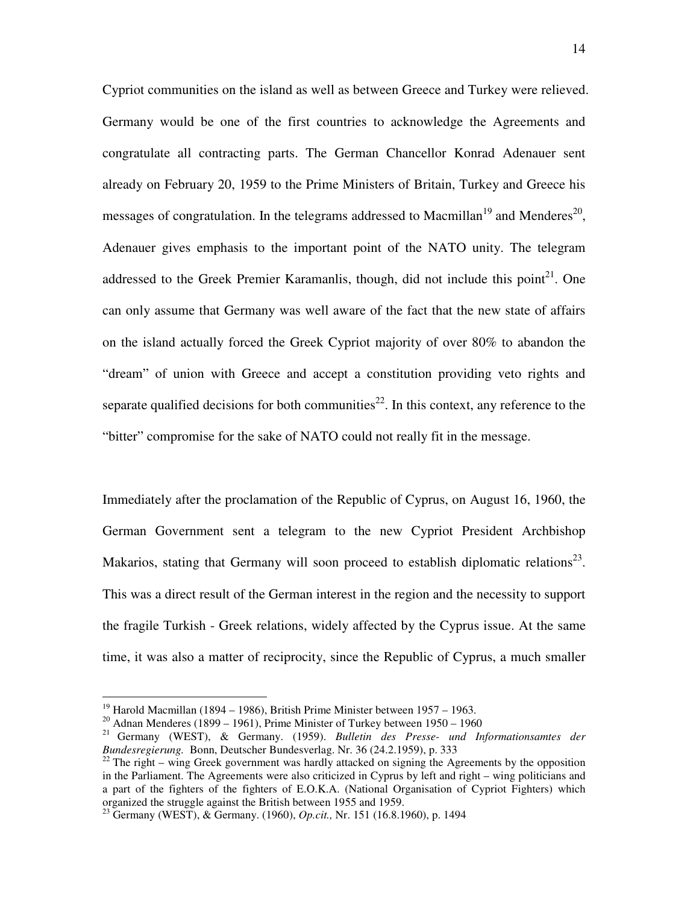Cypriot communities on the island as well as between Greece and Turkey were relieved. Germany would be one of the first countries to acknowledge the Agreements and congratulate all contracting parts. The German Chancellor Konrad Adenauer sent already on February 20, 1959 to the Prime Ministers of Britain, Turkey and Greece his messages of congratulation. In the telegrams addressed to Macmillan[19] and Menderes[20], Adenauer gives emphasis to the important point of the NATO unity. The telegram addressed to the Greek Premier Karamanlis, though, did not include this point[21]. One can only assume that Germany was well aware of the fact that the new state of affairs on the island actually forced the Greek Cypriot majority of over 80% to abandon the "dream" of union with Greece and accept a constitution providing veto rights and separate qualified decisions for both communities[22]. In this context, any reference to the "bitter" compromise for the sake of NATO could not really fit in the message.

Immediately after the proclamation of the Republic of Cyprus, on August 16, 1960, the German Government sent a telegram to the new Cypriot President Archbishop Makarios, stating that Germany will soon proceed to establish diplomatic relations[23]. This was a direct result of the German interest in the region and the necessity to support the fragile Turkish - Greek relations, widely affected by the Cyprus issue. At the same time, it was also a matter of reciprocity, since the Republic of Cyprus, a much smaller

---

[19] Harold Macmillan (1894 – 1986), British Prime Minister between 1957 – 1963.

[20] Adnan Menderes (1899 – 1961), Prime Minister of Turkey between 1950 – 1960

[21] Germany (WEST), & Germany. (1959). *Bulletin des Presse- und Informationsamtes der Bundesregierung.* Bonn, Deutscher Bundesverlag. Nr. 36 (24.2.1959), p. 333

[22] The right – wing Greek government was hardly attacked on signing the Agreements by the opposition in the Parliament. The Agreements were also criticized in Cyprus by left and right – wing politicians and a part of the fighters of the fighters of E.O.K.A. (National Organisation of Cypriot Fighters) which organized the struggle against the British between 1955 and 1959.

[23] Germany (WEST), & Germany. (1960), *Op.cit.,* Nr. 151 (16.8.1960), p. 1494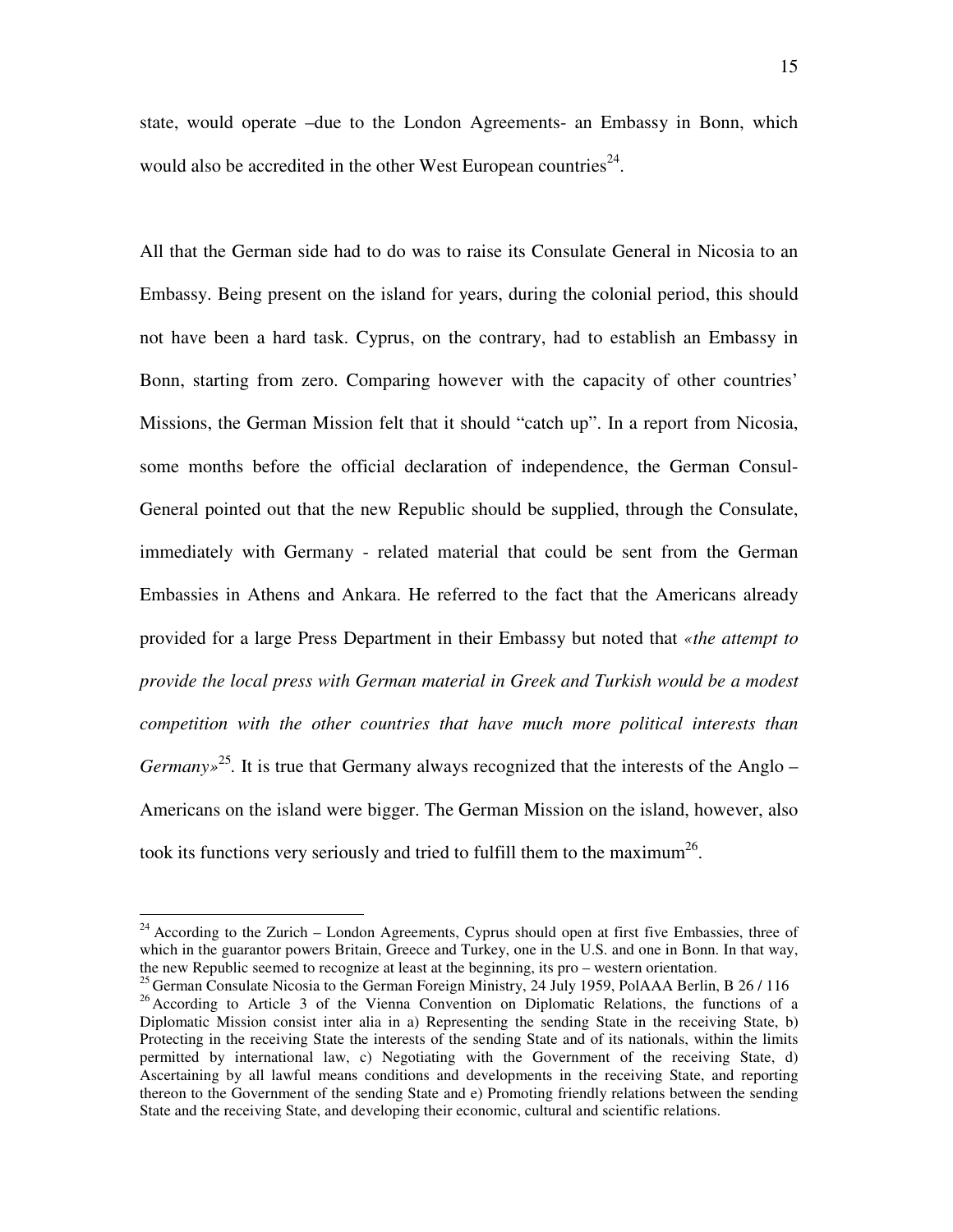state, would operate –due to the London Agreements- an Embassy in Bonn, which would also be accredited in the other West European countries[24].

All that the German side had to do was to raise its Consulate General in Nicosia to an Embassy. Being present on the island for years, during the colonial period, this should not have been a hard task. Cyprus, on the contrary, had to establish an Embassy in Bonn, starting from zero. Comparing however with the capacity of other countries' Missions, the German Mission felt that it should "catch up". In a report from Nicosia, some months before the official declaration of independence, the German Consul-General pointed out that the new Republic should be supplied, through the Consulate, immediately with Germany - related material that could be sent from the German Embassies in Athens and Ankara. He referred to the fact that the Americans already provided for a large Press Department in their Embassy but noted that *«the attempt to provide the local press with German material in Greek and Turkish would be a modest competition with the other countries that have much more political interests than Germany»*[25]. It is true that Germany always recognized that the interests of the Anglo – Americans on the island were bigger. The German Mission on the island, however, also took its functions very seriously and tried to fulfill them to the maximum[26].

---

[24] According to the Zurich – London Agreements, Cyprus should open at first five Embassies, three of which in the guarantor powers Britain, Greece and Turkey, one in the U.S. and one in Bonn. In that way, the new Republic seemed to recognize at least at the beginning, its pro – western orientation.

[25] German Consulate Nicosia to the German Foreign Ministry, 24 July 1959, PolAAA Berlin, B 26 / 116

[26] According to Article 3 of the Vienna Convention on Diplomatic Relations, the functions of a Diplomatic Mission consist inter alia in a) Representing the sending State in the receiving State, b) Protecting in the receiving State the interests of the sending State and of its nationals, within the limits permitted by international law, c) Negotiating with the Government of the receiving State, d) Ascertaining by all lawful means conditions and developments in the receiving State, and reporting thereon to the Government of the sending State and e) Promoting friendly relations between the sending State and the receiving State, and developing their economic, cultural and scientific relations.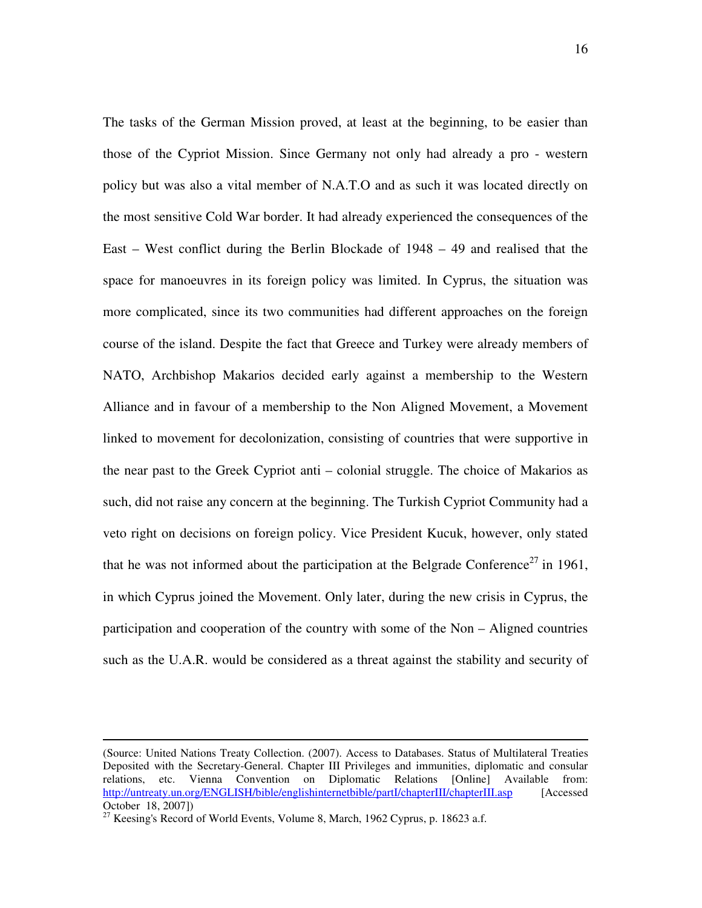The tasks of the German Mission proved, at least at the beginning, to be easier than those of the Cypriot Mission. Since Germany not only had already a pro - western policy but was also a vital member of N.A.T.O and as such it was located directly on the most sensitive Cold War border. It had already experienced the consequences of the East – West conflict during the Berlin Blockade of 1948 – 49 and realised that the space for manoeuvres in its foreign policy was limited. In Cyprus, the situation was more complicated, since its two communities had different approaches on the foreign course of the island. Despite the fact that Greece and Turkey were already members of NATO, Archbishop Makarios decided early against a membership to the Western Alliance and in favour of a membership to the Non Aligned Movement, a Movement linked to movement for decolonization, consisting of countries that were supportive in the near past to the Greek Cypriot anti – colonial struggle. The choice of Makarios as such, did not raise any concern at the beginning. The Turkish Cypriot Community had a veto right on decisions on foreign policy. Vice President Kucuk, however, only stated that he was not informed about the participation at the Belgrade Conference[27] in 1961, in which Cyprus joined the Movement. Only later, during the new crisis in Cyprus, the participation and cooperation of the country with some of the Non – Aligned countries such as the U.A.R. would be considered as a threat against the stability and security of

---

(Source: United Nations Treaty Collection. (2007). Access to Databases. Status of Multilateral Treaties Deposited with the Secretary-General. Chapter III Privileges and immunities, diplomatic and consular relations, etc. Vienna Convention on Diplomatic Relations [Online] Available from: http://untreaty.un.org/ENGLISH/bible/englishinternetbible/partI/chapterIII/chapterIII.asp [Accessed October 18, 2007])

[27] Keesing's Record of World Events, Volume 8, March, 1962 Cyprus, p. 18623 a.f.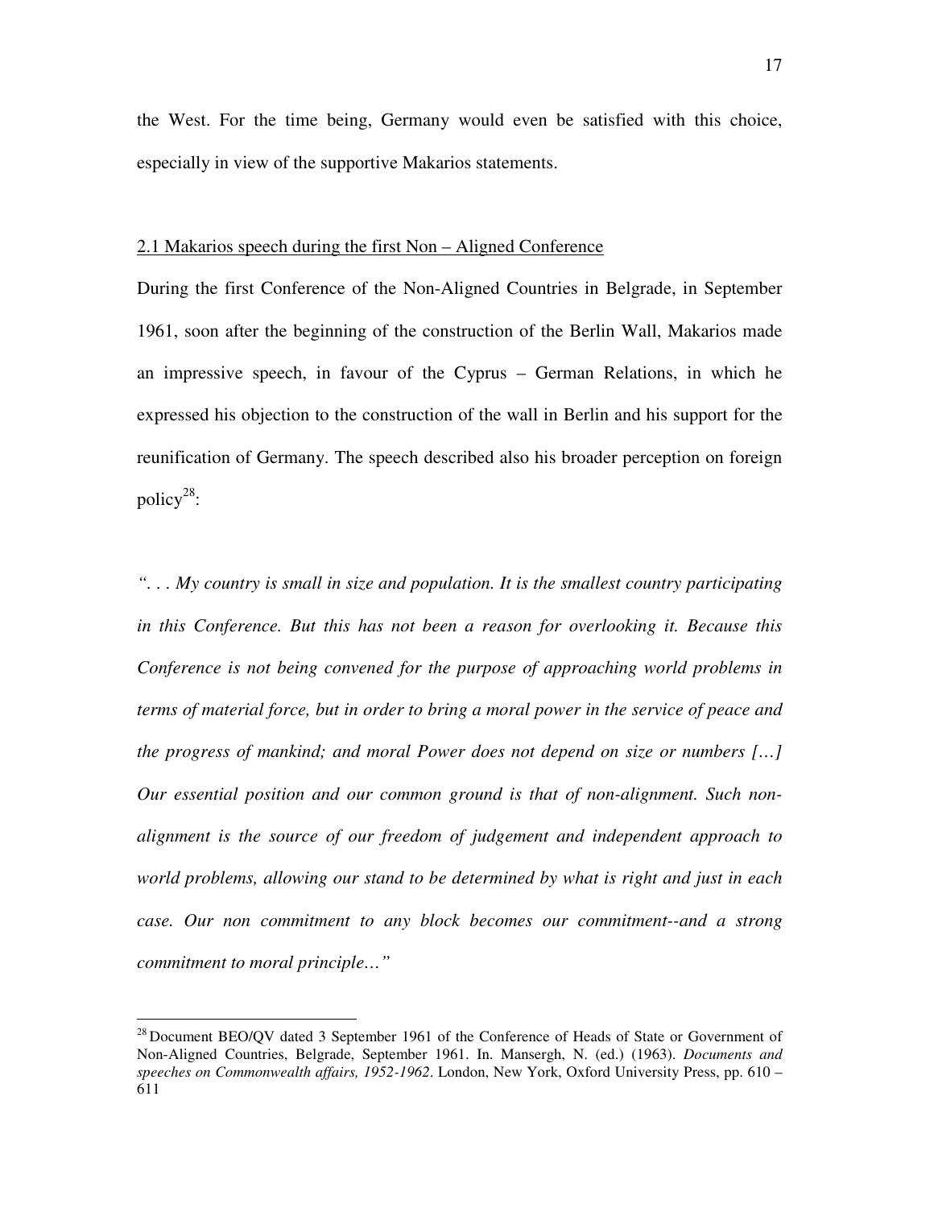the West. For the time being, Germany would even be satisfied with this choice, especially in view of the supportive Makarios statements.

## 2.1 Makarios speech during the first Non – Aligned Conference

During the first Conference of the Non-Aligned Countries in Belgrade, in September 1961, soon after the beginning of the construction of the Berlin Wall, Makarios made an impressive speech, in favour of the Cyprus – German Relations, in which he expressed his objection to the construction of the wall in Berlin and his support for the reunification of Germany. The speech described also his broader perception on foreign policy[28]:

*". . . My country is small in size and population. It is the smallest country participating in this Conference. But this has not been a reason for overlooking it. Because this Conference is not being convened for the purpose of approaching world problems in terms of material force, but in order to bring a moral power in the service of peace and the progress of mankind; and moral Power does not depend on size or numbers […] Our essential position and our common ground is that of non-alignment. Such non-alignment is the source of our freedom of judgement and independent approach to world problems, allowing our stand to be determined by what is right and just in each case. Our non commitment to any block becomes our commitment--and a strong commitment to moral principle…"*

---

[28] Document BEO/QV dated 3 September 1961 of the Conference of Heads of State or Government of Non-Aligned Countries, Belgrade, September 1961. In. Mansergh, N. (ed.) (1963). *Documents and speeches on Commonwealth affairs, 1952-1962*. London, New York, Oxford University Press, pp. 610 – 611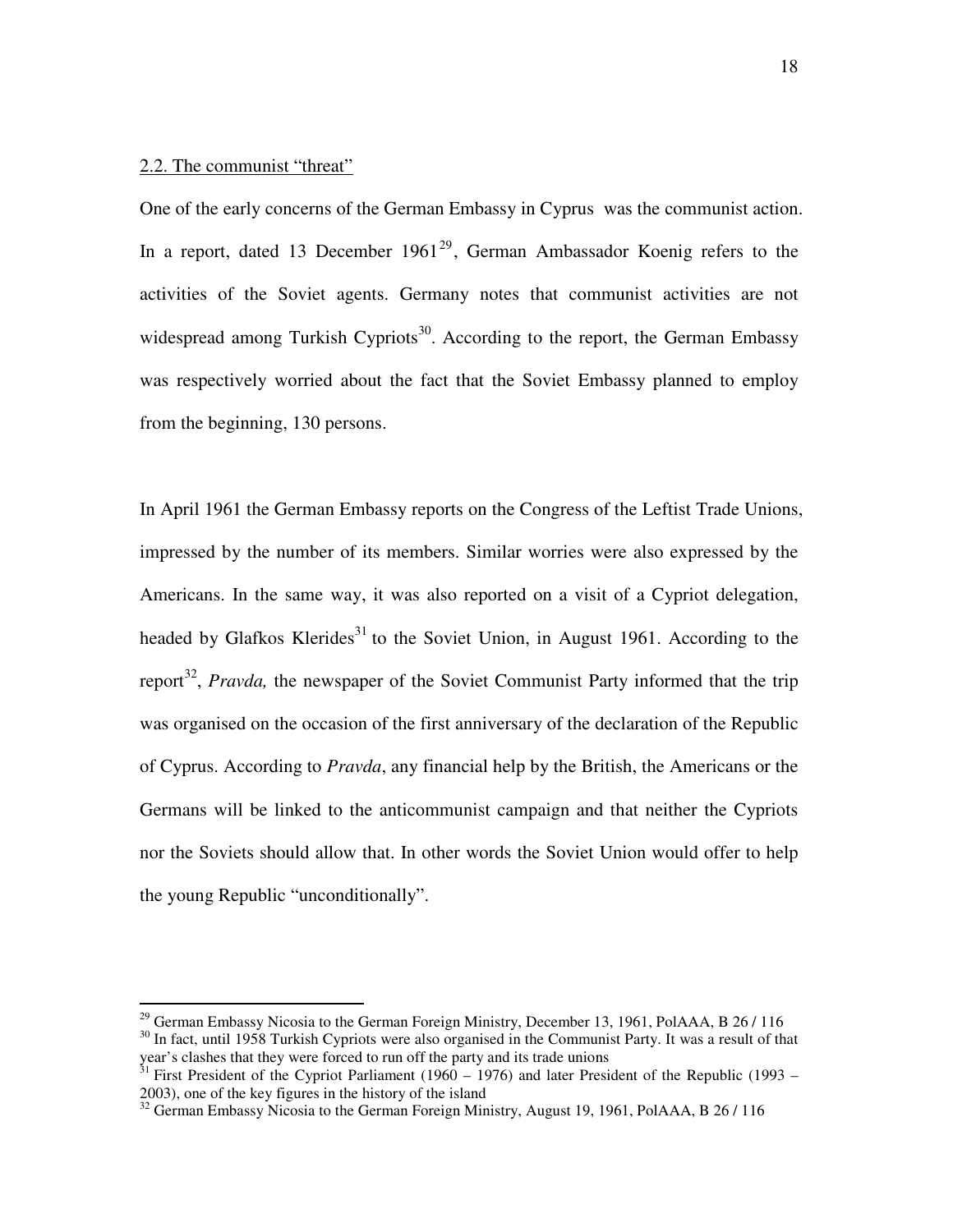## 2.2. The communist "threat"

One of the early concerns of the German Embassy in Cyprus was the communist action. In a report, dated 13 December 1961[29], German Ambassador Koenig refers to the activities of the Soviet agents. Germany notes that communist activities are not widespread among Turkish Cypriots[30]. According to the report, the German Embassy was respectively worried about the fact that the Soviet Embassy planned to employ from the beginning, 130 persons.

In April 1961 the German Embassy reports on the Congress of the Leftist Trade Unions, impressed by the number of its members. Similar worries were also expressed by the Americans. In the same way, it was also reported on a visit of a Cypriot delegation, headed by Glafkos Klerides[31] to the Soviet Union, in August 1961. According to the report[32], *Pravda,* the newspaper of the Soviet Communist Party informed that the trip was organised on the occasion of the first anniversary of the declaration of the Republic of Cyprus. According to *Pravda*, any financial help by the British, the Americans or the Germans will be linked to the anticommunist campaign and that neither the Cypriots nor the Soviets should allow that. In other words the Soviet Union would offer to help the young Republic "unconditionally".

---

[29] German Embassy Nicosia to the German Foreign Ministry, December 13, 1961, PolAAA, B 26 / 116

[30] In fact, until 1958 Turkish Cypriots were also organised in the Communist Party. It was a result of that year's clashes that they were forced to run off the party and its trade unions

[31] First President of the Cypriot Parliament (1960 – 1976) and later President of the Republic (1993 – 2003), one of the key figures in the history of the island

[32] German Embassy Nicosia to the German Foreign Ministry, August 19, 1961, PolAAA, B 26 / 116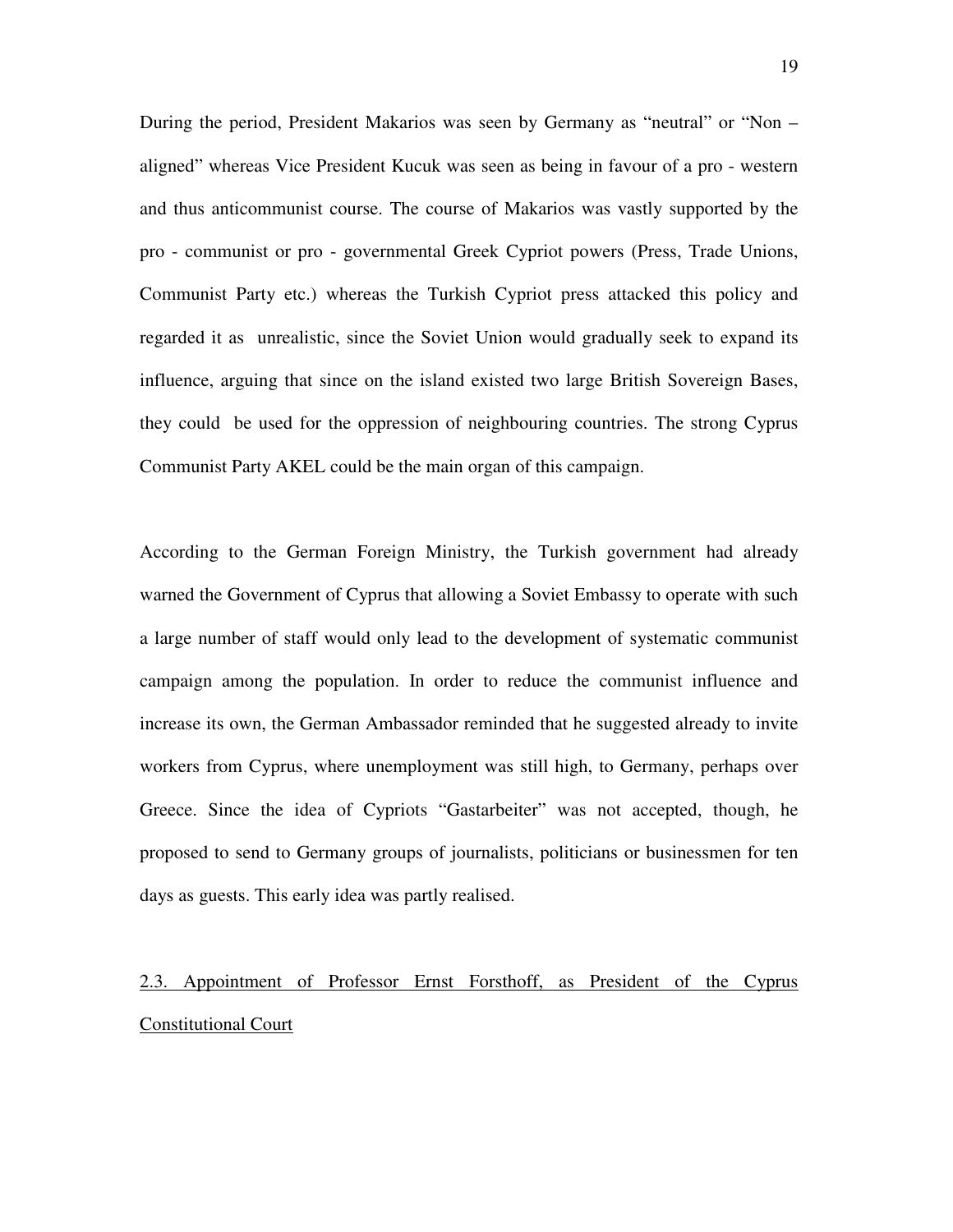During the period, President Makarios was seen by Germany as "neutral" or "Non – aligned" whereas Vice President Kucuk was seen as being in favour of a pro - western and thus anticommunist course. The course of Makarios was vastly supported by the pro - communist or pro - governmental Greek Cypriot powers (Press, Trade Unions, Communist Party etc.) whereas the Turkish Cypriot press attacked this policy and regarded it as unrealistic, since the Soviet Union would gradually seek to expand its influence, arguing that since on the island existed two large British Sovereign Bases, they could be used for the oppression of neighbouring countries. The strong Cyprus Communist Party AKEL could be the main organ of this campaign.

According to the German Foreign Ministry, the Turkish government had already warned the Government of Cyprus that allowing a Soviet Embassy to operate with such a large number of staff would only lead to the development of systematic communist campaign among the population. In order to reduce the communist influence and increase its own, the German Ambassador reminded that he suggested already to invite workers from Cyprus, where unemployment was still high, to Germany, perhaps over Greece. Since the idea of Cypriots "Gastarbeiter" was not accepted, though, he proposed to send to Germany groups of journalists, politicians or businessmen for ten days as guests. This early idea was partly realised.

### 2.3. Appointment of Professor Ernst Forsthoff, as President of the Cyprus Constitutional Court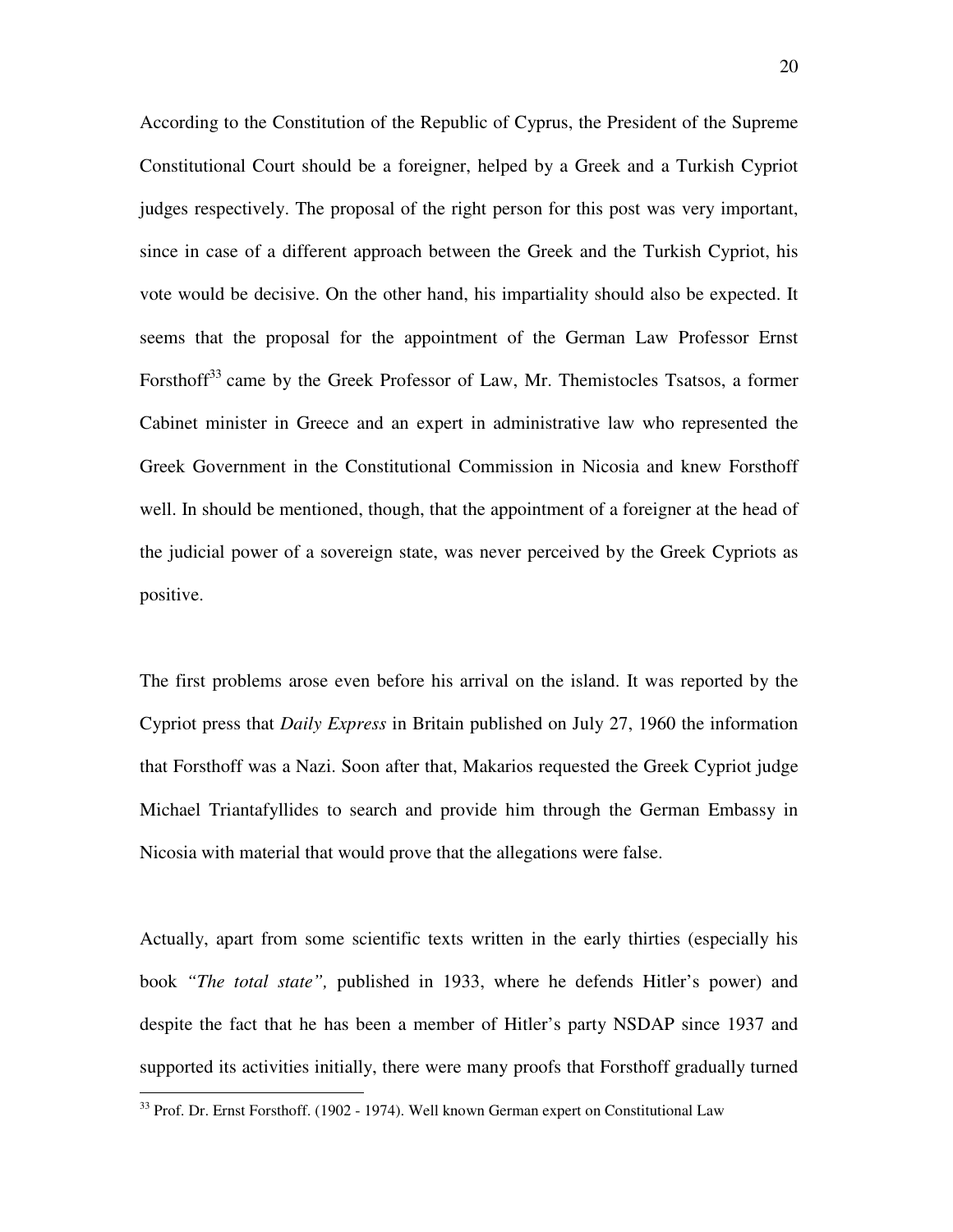According to the Constitution of the Republic of Cyprus, the President of the Supreme Constitutional Court should be a foreigner, helped by a Greek and a Turkish Cypriot judges respectively. The proposal of the right person for this post was very important, since in case of a different approach between the Greek and the Turkish Cypriot, his vote would be decisive. On the other hand, his impartiality should also be expected. It seems that the proposal for the appointment of the German Law Professor Ernst Forsthoff[33] came by the Greek Professor of Law, Mr. Themistocles Tsatsos, a former Cabinet minister in Greece and an expert in administrative law who represented the Greek Government in the Constitutional Commission in Nicosia and knew Forsthoff well. In should be mentioned, though, that the appointment of a foreigner at the head of the judicial power of a sovereign state, was never perceived by the Greek Cypriots as positive.

The first problems arose even before his arrival on the island. It was reported by the Cypriot press that *Daily Express* in Britain published on July 27, 1960 the information that Forsthoff was a Nazi. Soon after that, Makarios requested the Greek Cypriot judge Michael Triantafyllides to search and provide him through the German Embassy in Nicosia with material that would prove that the allegations were false.

Actually, apart from some scientific texts written in the early thirties (especially his book *"The total state",* published in 1933, where he defends Hitler's power) and despite the fact that he has been a member of Hitler's party NSDAP since 1937 and supported its activities initially, there were many proofs that Forsthoff gradually turned

[33] Prof. Dr. Ernst Forsthoff. (1902 - 1974). Well known German expert on Constitutional Law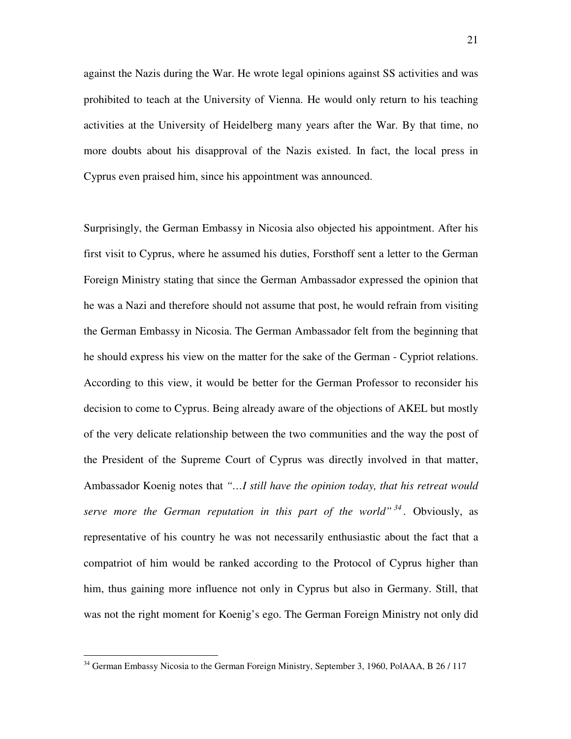against the Nazis during the War. He wrote legal opinions against SS activities and was prohibited to teach at the University of Vienna. He would only return to his teaching activities at the University of Heidelberg many years after the War. By that time, no more doubts about his disapproval of the Nazis existed. In fact, the local press in Cyprus even praised him, since his appointment was announced.

Surprisingly, the German Embassy in Nicosia also objected his appointment. After his first visit to Cyprus, where he assumed his duties, Forsthoff sent a letter to the German Foreign Ministry stating that since the German Ambassador expressed the opinion that he was a Nazi and therefore should not assume that post, he would refrain from visiting the German Embassy in Nicosia. The German Ambassador felt from the beginning that he should express his view on the matter for the sake of the German - Cypriot relations. According to this view, it would be better for the German Professor to reconsider his decision to come to Cyprus. Being already aware of the objections of AKEL but mostly of the very delicate relationship between the two communities and the way the post of the President of the Supreme Court of Cyprus was directly involved in that matter, Ambassador Koenig notes that *"…I still have the opinion today, that his retreat would serve more the German reputation in this part of the world"* [34]. Obviously, as representative of his country he was not necessarily enthusiastic about the fact that a compatriot of him would be ranked according to the Protocol of Cyprus higher than him, thus gaining more influence not only in Cyprus but also in Germany. Still, that was not the right moment for Koenig's ego. The German Foreign Ministry not only did

[34] German Embassy Nicosia to the German Foreign Ministry, September 3, 1960, PolAAA, B 26 / 117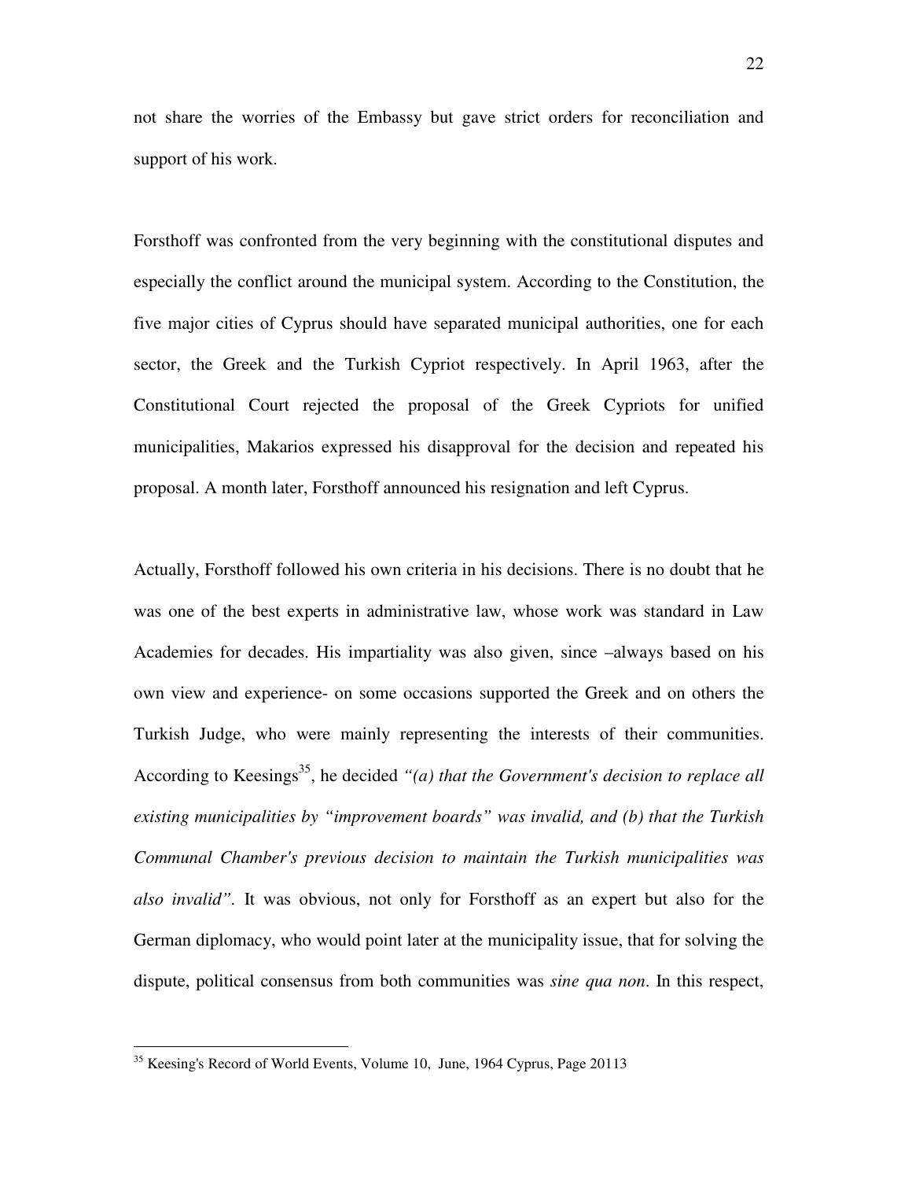not share the worries of the Embassy but gave strict orders for reconciliation and support of his work.

Forsthoff was confronted from the very beginning with the constitutional disputes and especially the conflict around the municipal system. According to the Constitution, the five major cities of Cyprus should have separated municipal authorities, one for each sector, the Greek and the Turkish Cypriot respectively. In April 1963, after the Constitutional Court rejected the proposal of the Greek Cypriots for unified municipalities, Makarios expressed his disapproval for the decision and repeated his proposal. A month later, Forsthoff announced his resignation and left Cyprus.

Actually, Forsthoff followed his own criteria in his decisions. There is no doubt that he was one of the best experts in administrative law, whose work was standard in Law Academies for decades. His impartiality was also given, since –always based on his own view and experience- on some occasions supported the Greek and on others the Turkish Judge, who were mainly representing the interests of their communities. According to Keesings[35], he decided *"(a) that the Government's decision to replace all existing municipalities by "improvement boards" was invalid, and (b) that the Turkish Communal Chamber's previous decision to maintain the Turkish municipalities was also invalid"*. It was obvious, not only for Forsthoff as an expert but also for the German diplomacy, who would point later at the municipality issue, that for solving the dispute, political consensus from both communities was *sine qua non*. In this respect,

[35] Keesing's Record of World Events, Volume 10, June, 1964 Cyprus, Page 20113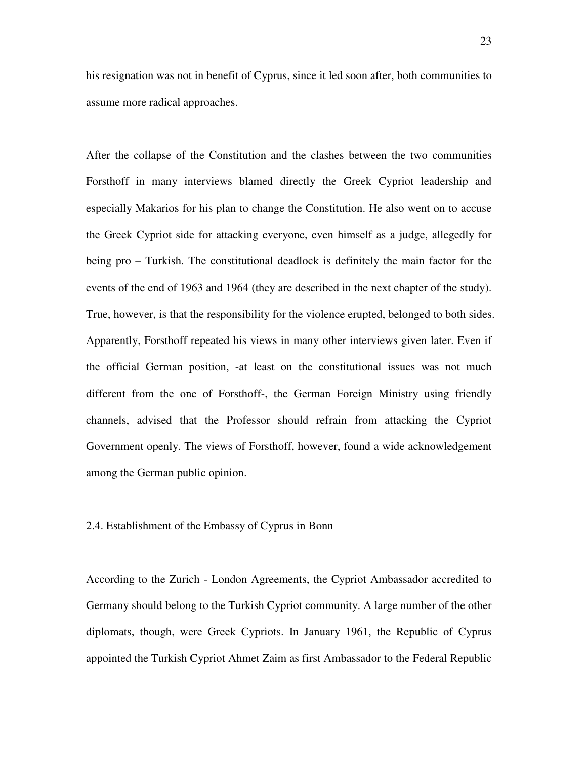his resignation was not in benefit of Cyprus, since it led soon after, both communities to assume more radical approaches.

After the collapse of the Constitution and the clashes between the two communities Forsthoff in many interviews blamed directly the Greek Cypriot leadership and especially Makarios for his plan to change the Constitution. He also went on to accuse the Greek Cypriot side for attacking everyone, even himself as a judge, allegedly for being pro – Turkish. The constitutional deadlock is definitely the main factor for the events of the end of 1963 and 1964 (they are described in the next chapter of the study). True, however, is that the responsibility for the violence erupted, belonged to both sides. Apparently, Forsthoff repeated his views in many other interviews given later. Even if the official German position, -at least on the constitutional issues was not much different from the one of Forsthoff-, the German Foreign Ministry using friendly channels, advised that the Professor should refrain from attacking the Cypriot Government openly. The views of Forsthoff, however, found a wide acknowledgement among the German public opinion.

## 2.4. Establishment of the Embassy of Cyprus in Bonn

According to the Zurich - London Agreements, the Cypriot Ambassador accredited to Germany should belong to the Turkish Cypriot community. A large number of the other diplomats, though, were Greek Cypriots. In January 1961, the Republic of Cyprus appointed the Turkish Cypriot Ahmet Zaim as first Ambassador to the Federal Republic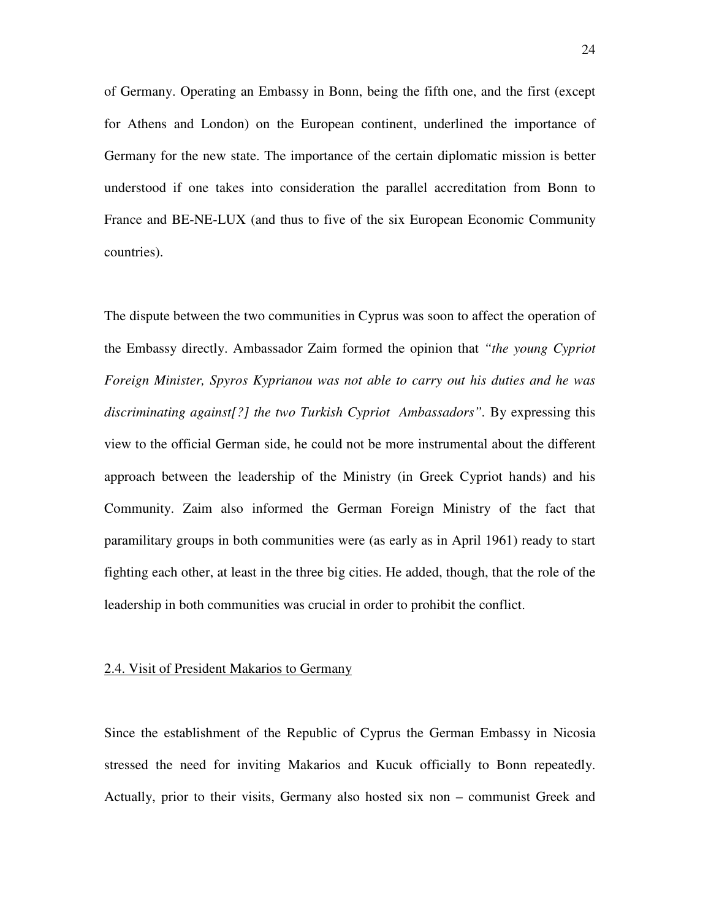of Germany. Operating an Embassy in Bonn, being the fifth one, and the first (except for Athens and London) on the European continent, underlined the importance of Germany for the new state. The importance of the certain diplomatic mission is better understood if one takes into consideration the parallel accreditation from Bonn to France and BE-NE-LUX (and thus to five of the six European Economic Community countries).

The dispute between the two communities in Cyprus was soon to affect the operation of the Embassy directly. Ambassador Zaim formed the opinion that *"the young Cypriot Foreign Minister, Spyros Kyprianou was not able to carry out his duties and he was discriminating against[?] the two Turkish Cypriot Ambassadors"*. By expressing this view to the official German side, he could not be more instrumental about the different approach between the leadership of the Ministry (in Greek Cypriot hands) and his Community. Zaim also informed the German Foreign Ministry of the fact that paramilitary groups in both communities were (as early as in April 1961) ready to start fighting each other, at least in the three big cities. He added, though, that the role of the leadership in both communities was crucial in order to prohibit the conflict.

## 2.4. Visit of President Makarios to Germany

Since the establishment of the Republic of Cyprus the German Embassy in Nicosia stressed the need for inviting Makarios and Kucuk officially to Bonn repeatedly. Actually, prior to their visits, Germany also hosted six non – communist Greek and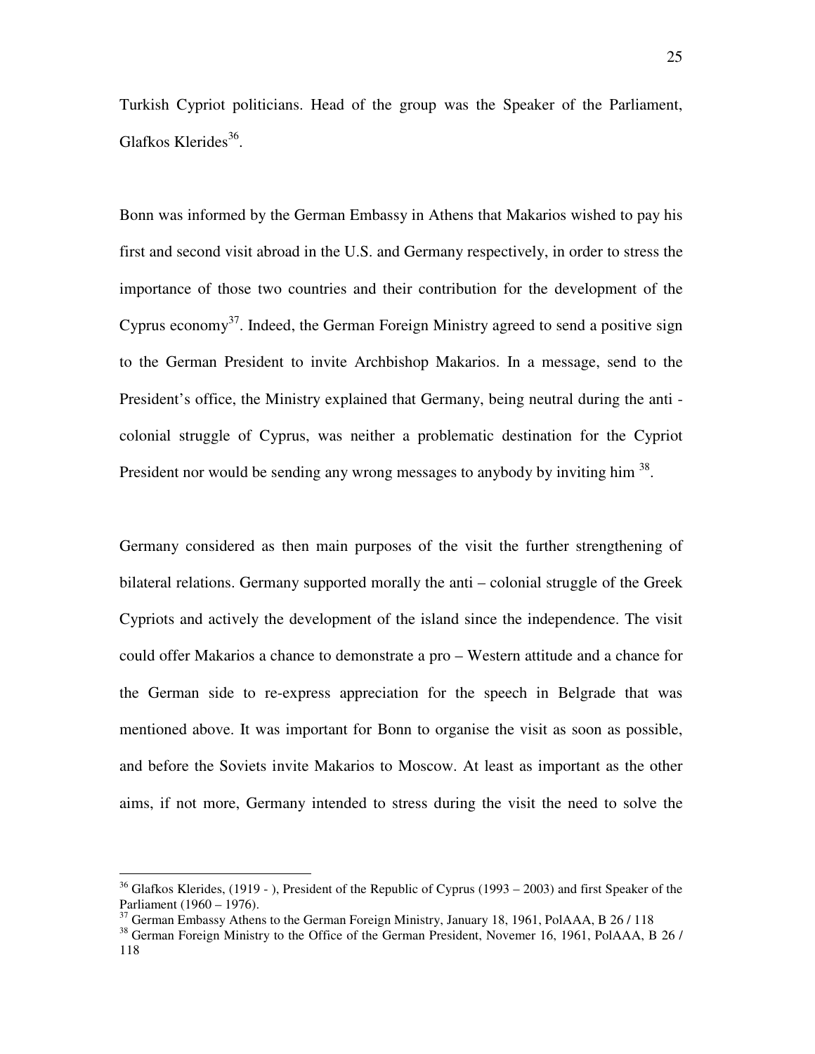Turkish Cypriot politicians. Head of the group was the Speaker of the Parliament, Glafkos Klerides[36].

Bonn was informed by the German Embassy in Athens that Makarios wished to pay his first and second visit abroad in the U.S. and Germany respectively, in order to stress the importance of those two countries and their contribution for the development of the Cyprus economy[37]. Indeed, the German Foreign Ministry agreed to send a positive sign to the German President to invite Archbishop Makarios. In a message, send to the President's office, the Ministry explained that Germany, being neutral during the anti - colonial struggle of Cyprus, was neither a problematic destination for the Cypriot President nor would be sending any wrong messages to anybody by inviting him [38].

Germany considered as then main purposes of the visit the further strengthening of bilateral relations. Germany supported morally the anti – colonial struggle of the Greek Cypriots and actively the development of the island since the independence. The visit could offer Makarios a chance to demonstrate a pro – Western attitude and a chance for the German side to re-express appreciation for the speech in Belgrade that was mentioned above. It was important for Bonn to organise the visit as soon as possible, and before the Soviets invite Makarios to Moscow. At least as important as the other aims, if not more, Germany intended to stress during the visit the need to solve the

---

[36] Glafkos Klerides, (1919 - ), President of the Republic of Cyprus (1993 – 2003) and first Speaker of the Parliament (1960 – 1976).

[37] German Embassy Athens to the German Foreign Ministry, January 18, 1961, PolAAA, B 26 / 118

[38] German Foreign Ministry to the Office of the German President, Novemer 16, 1961, PolAAA, B 26 / 118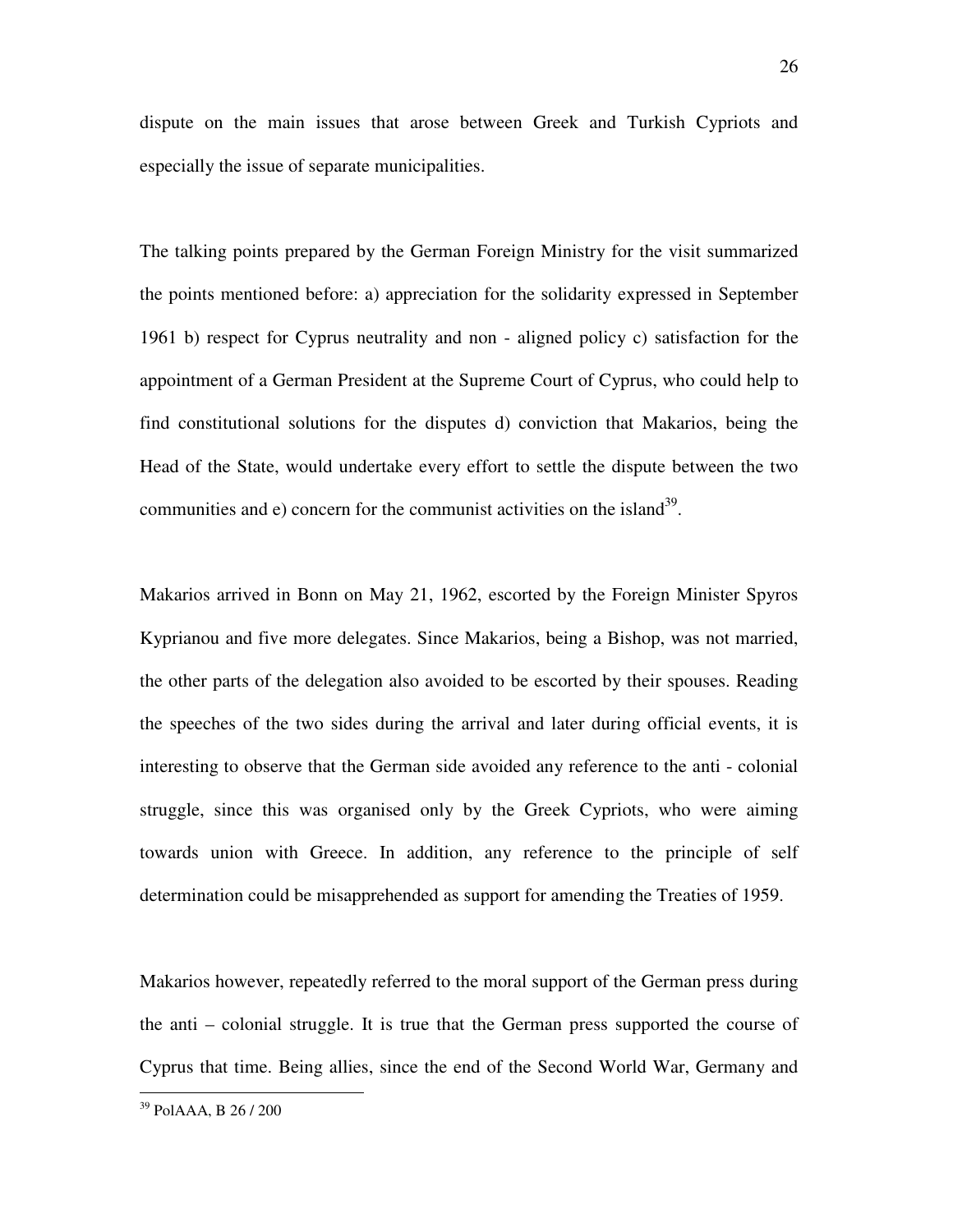dispute on the main issues that arose between Greek and Turkish Cypriots and especially the issue of separate municipalities.

The talking points prepared by the German Foreign Ministry for the visit summarized the points mentioned before: a) appreciation for the solidarity expressed in September 1961 b) respect for Cyprus neutrality and non - aligned policy c) satisfaction for the appointment of a German President at the Supreme Court of Cyprus, who could help to find constitutional solutions for the disputes d) conviction that Makarios, being the Head of the State, would undertake every effort to settle the dispute between the two communities and e) concern for the communist activities on the island[39].

Makarios arrived in Bonn on May 21, 1962, escorted by the Foreign Minister Spyros Kyprianou and five more delegates. Since Makarios, being a Bishop, was not married, the other parts of the delegation also avoided to be escorted by their spouses. Reading the speeches of the two sides during the arrival and later during official events, it is interesting to observe that the German side avoided any reference to the anti - colonial struggle, since this was organised only by the Greek Cypriots, who were aiming towards union with Greece. In addition, any reference to the principle of self determination could be misapprehended as support for amending the Treaties of 1959.

Makarios however, repeatedly referred to the moral support of the German press during the anti – colonial struggle. It is true that the German press supported the course of Cyprus that time. Being allies, since the end of the Second World War, Germany and

---

[39] PolAAA, B 26 / 200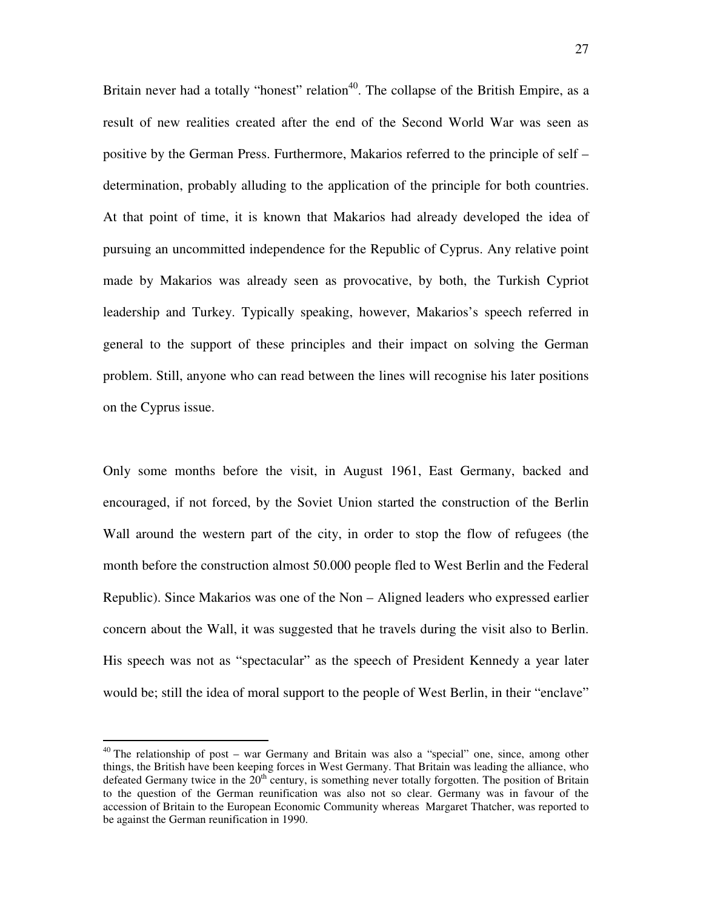Britain never had a totally "honest" relation[40]. The collapse of the British Empire, as a result of new realities created after the end of the Second World War was seen as positive by the German Press. Furthermore, Makarios referred to the principle of self – determination, probably alluding to the application of the principle for both countries. At that point of time, it is known that Makarios had already developed the idea of pursuing an uncommitted independence for the Republic of Cyprus. Any relative point made by Makarios was already seen as provocative, by both, the Turkish Cypriot leadership and Turkey. Typically speaking, however, Makarios's speech referred in general to the support of these principles and their impact on solving the German problem. Still, anyone who can read between the lines will recognise his later positions on the Cyprus issue.

Only some months before the visit, in August 1961, East Germany, backed and encouraged, if not forced, by the Soviet Union started the construction of the Berlin Wall around the western part of the city, in order to stop the flow of refugees (the month before the construction almost 50.000 people fled to West Berlin and the Federal Republic). Since Makarios was one of the Non – Aligned leaders who expressed earlier concern about the Wall, it was suggested that he travels during the visit also to Berlin. His speech was not as "spectacular" as the speech of President Kennedy a year later would be; still the idea of moral support to the people of West Berlin, in their "enclave"

[40] The relationship of post – war Germany and Britain was also a "special" one, since, among other things, the British have been keeping forces in West Germany. That Britain was leading the alliance, who defeated Germany twice in the 20th century, is something never totally forgotten. The position of Britain to the question of the German reunification was also not so clear. Germany was in favour of the accession of Britain to the European Economic Community whereas Margaret Thatcher, was reported to be against the German reunification in 1990.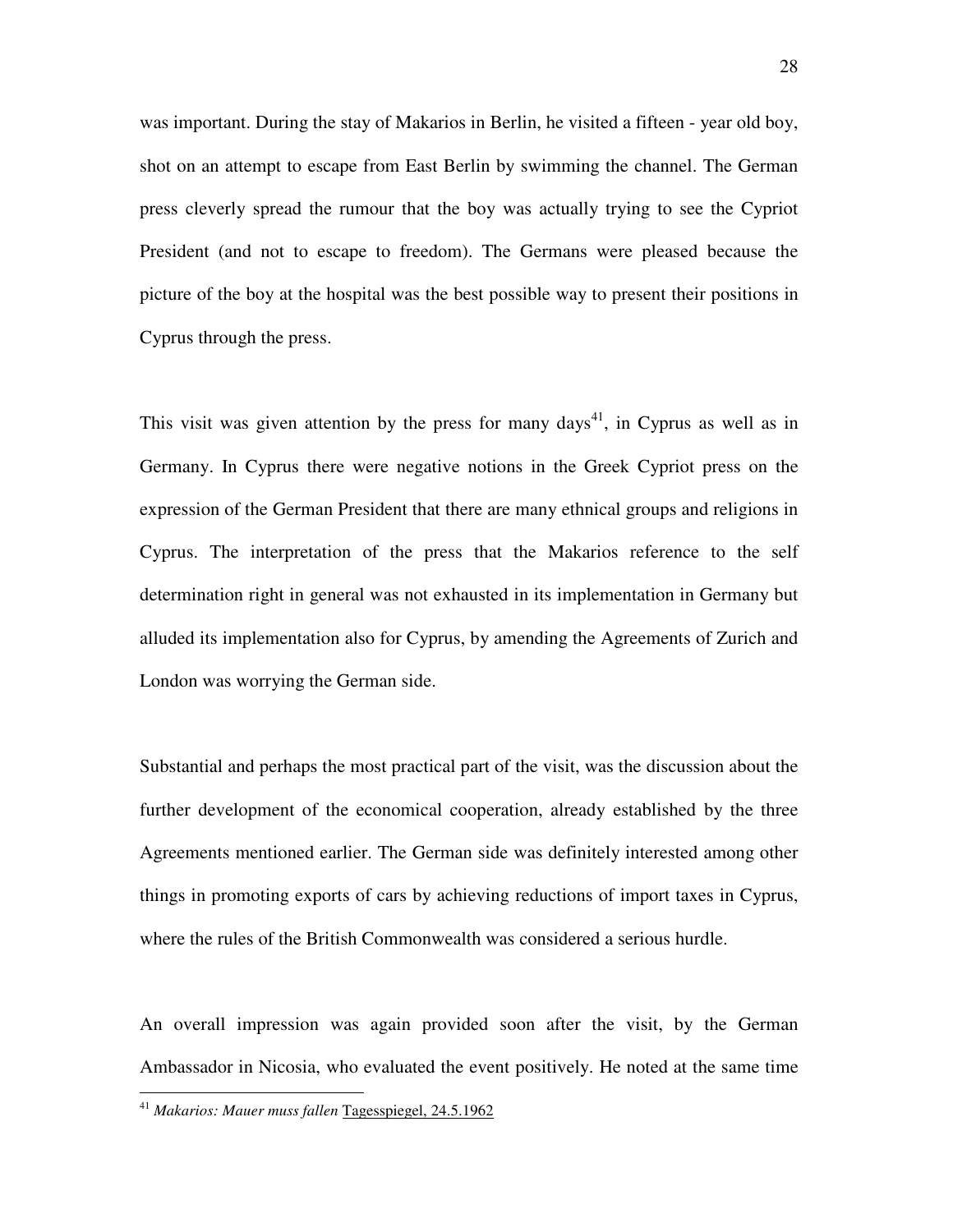was important. During the stay of Makarios in Berlin, he visited a fifteen - year old boy, shot on an attempt to escape from East Berlin by swimming the channel. The German press cleverly spread the rumour that the boy was actually trying to see the Cypriot President (and not to escape to freedom). The Germans were pleased because the picture of the boy at the hospital was the best possible way to present their positions in Cyprus through the press.

This visit was given attention by the press for many days[41], in Cyprus as well as in Germany. In Cyprus there were negative notions in the Greek Cypriot press on the expression of the German President that there are many ethnical groups and religions in Cyprus. The interpretation of the press that the Makarios reference to the self determination right in general was not exhausted in its implementation in Germany but alluded its implementation also for Cyprus, by amending the Agreements of Zurich and London was worrying the German side.

Substantial and perhaps the most practical part of the visit, was the discussion about the further development of the economical cooperation, already established by the three Agreements mentioned earlier. The German side was definitely interested among other things in promoting exports of cars by achieving reductions of import taxes in Cyprus, where the rules of the British Commonwealth was considered a serious hurdle.

An overall impression was again provided soon after the visit, by the German Ambassador in Nicosia, who evaluated the event positively. He noted at the same time

[41] *Makarios: Mauer muss fallen* Tagesspiegel, 24.5.1962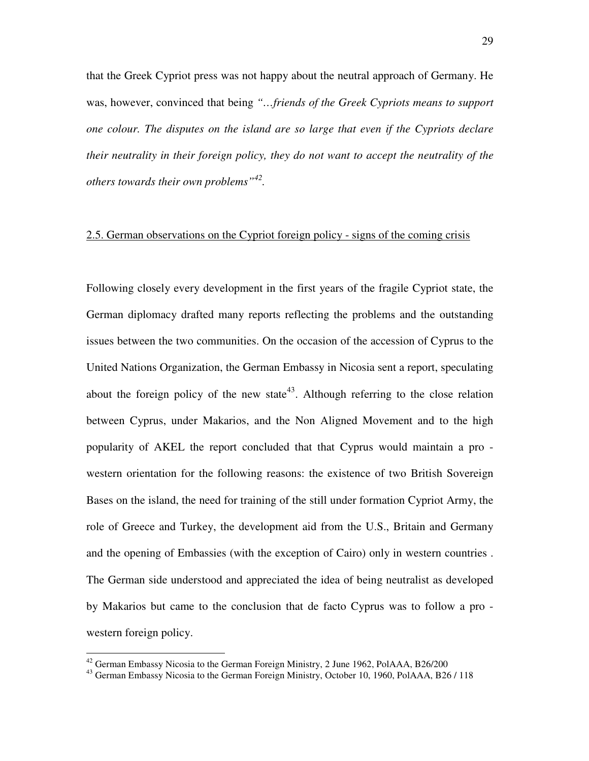that the Greek Cypriot press was not happy about the neutral approach of Germany. He was, however, convinced that being *"…friends of the Greek Cypriots means to support one colour. The disputes on the island are so large that even if the Cypriots declare their neutrality in their foreign policy, they do not want to accept the neutrality of the others towards their own problems"*[42].

## 2.5. German observations on the Cypriot foreign policy - signs of the coming crisis

Following closely every development in the first years of the fragile Cypriot state, the German diplomacy drafted many reports reflecting the problems and the outstanding issues between the two communities. On the occasion of the accession of Cyprus to the United Nations Organization, the German Embassy in Nicosia sent a report, speculating about the foreign policy of the new state[43]. Although referring to the close relation between Cyprus, under Makarios, and the Non Aligned Movement and to the high popularity of AKEL the report concluded that that Cyprus would maintain a pro - western orientation for the following reasons: the existence of two British Sovereign Bases on the island, the need for training of the still under formation Cypriot Army, the role of Greece and Turkey, the development aid from the U.S., Britain and Germany and the opening of Embassies (with the exception of Cairo) only in western countries . The German side understood and appreciated the idea of being neutralist as developed by Makarios but came to the conclusion that de facto Cyprus was to follow a pro - western foreign policy.

---

[42] German Embassy Nicosia to the German Foreign Ministry, 2 June 1962, PolAAA, B26/200

[43] German Embassy Nicosia to the German Foreign Ministry, October 10, 1960, PolAAA, B26 / 118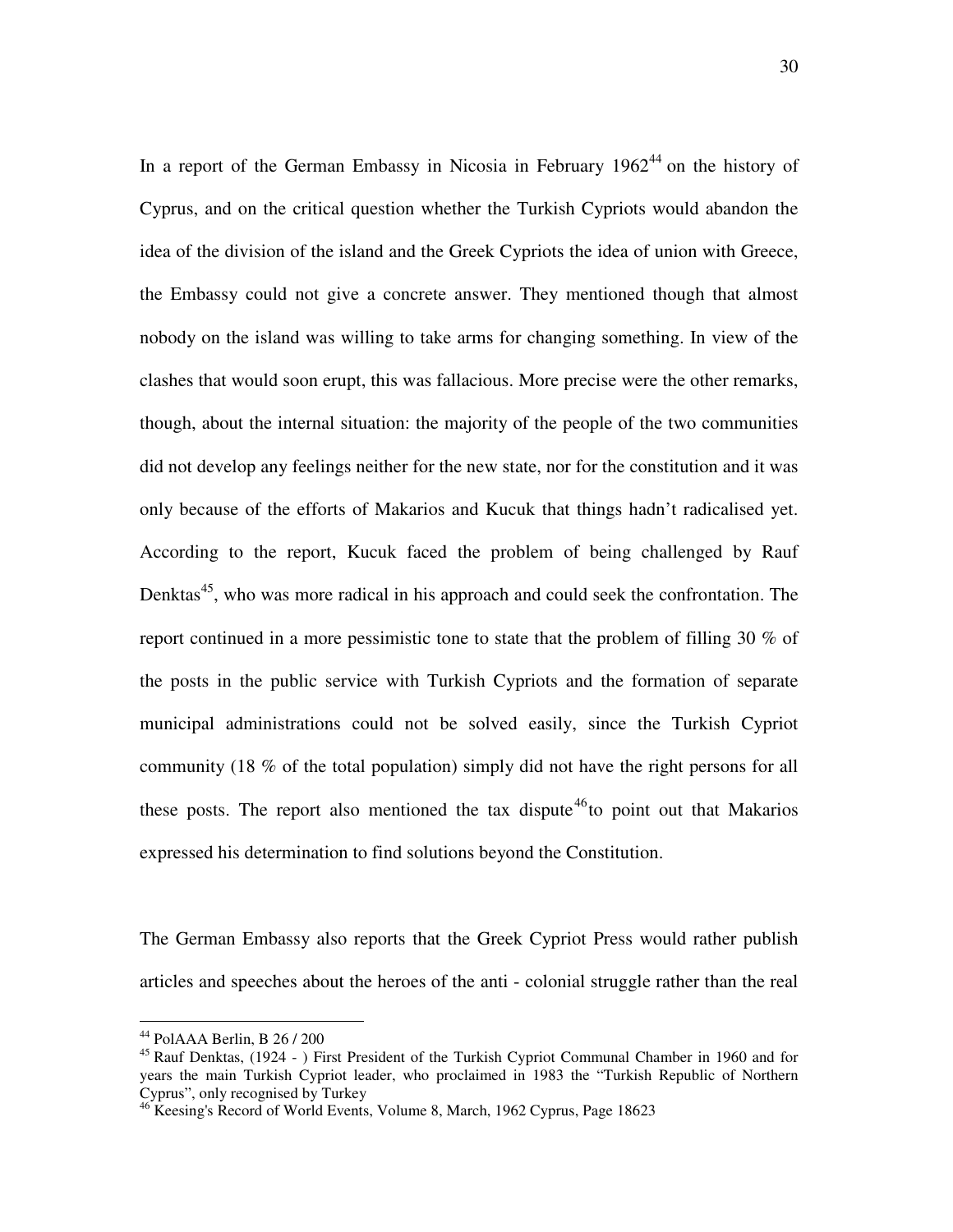In a report of the German Embassy in Nicosia in February 1962[44] on the history of Cyprus, and on the critical question whether the Turkish Cypriots would abandon the idea of the division of the island and the Greek Cypriots the idea of union with Greece, the Embassy could not give a concrete answer. They mentioned though that almost nobody on the island was willing to take arms for changing something. In view of the clashes that would soon erupt, this was fallacious. More precise were the other remarks, though, about the internal situation: the majority of the people of the two communities did not develop any feelings neither for the new state, nor for the constitution and it was only because of the efforts of Makarios and Kucuk that things hadn't radicalised yet. According to the report, Kucuk faced the problem of being challenged by Rauf Denktas[45], who was more radical in his approach and could seek the confrontation. The report continued in a more pessimistic tone to state that the problem of filling 30 % of the posts in the public service with Turkish Cypriots and the formation of separate municipal administrations could not be solved easily, since the Turkish Cypriot community (18 % of the total population) simply did not have the right persons for all these posts. The report also mentioned the tax dispute[46] to point out that Makarios expressed his determination to find solutions beyond the Constitution.

The German Embassy also reports that the Greek Cypriot Press would rather publish articles and speeches about the heroes of the anti - colonial struggle rather than the real

---

[44] PolAAA Berlin, B 26 / 200

[45] Rauf Denktas, (1924 - ) First President of the Turkish Cypriot Communal Chamber in 1960 and for years the main Turkish Cypriot leader, who proclaimed in 1983 the "Turkish Republic of Northern Cyprus", only recognised by Turkey

[46] Keesing's Record of World Events, Volume 8, March, 1962 Cyprus, Page 18623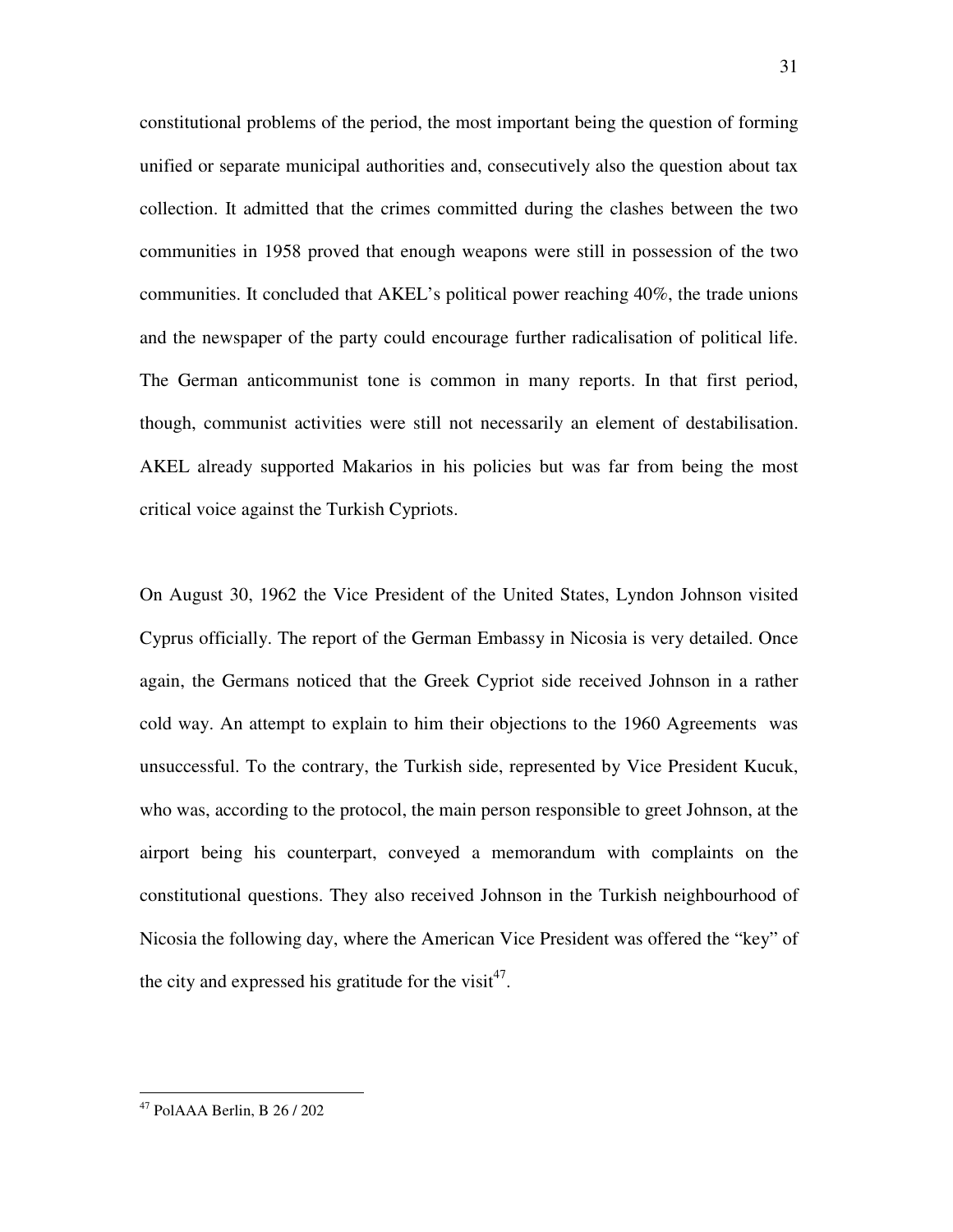constitutional problems of the period, the most important being the question of forming unified or separate municipal authorities and, consecutively also the question about tax collection. It admitted that the crimes committed during the clashes between the two communities in 1958 proved that enough weapons were still in possession of the two communities. It concluded that AKEL's political power reaching 40%, the trade unions and the newspaper of the party could encourage further radicalisation of political life. The German anticommunist tone is common in many reports. In that first period, though, communist activities were still not necessarily an element of destabilisation. AKEL already supported Makarios in his policies but was far from being the most critical voice against the Turkish Cypriots.

On August 30, 1962 the Vice President of the United States, Lyndon Johnson visited Cyprus officially. The report of the German Embassy in Nicosia is very detailed. Once again, the Germans noticed that the Greek Cypriot side received Johnson in a rather cold way. An attempt to explain to him their objections to the 1960 Agreements was unsuccessful. To the contrary, the Turkish side, represented by Vice President Kucuk, who was, according to the protocol, the main person responsible to greet Johnson, at the airport being his counterpart, conveyed a memorandum with complaints on the constitutional questions. They also received Johnson in the Turkish neighbourhood of Nicosia the following day, where the American Vice President was offered the "key" of the city and expressed his gratitude for the visit[47].

---

[47] PolAAA Berlin, B 26 / 202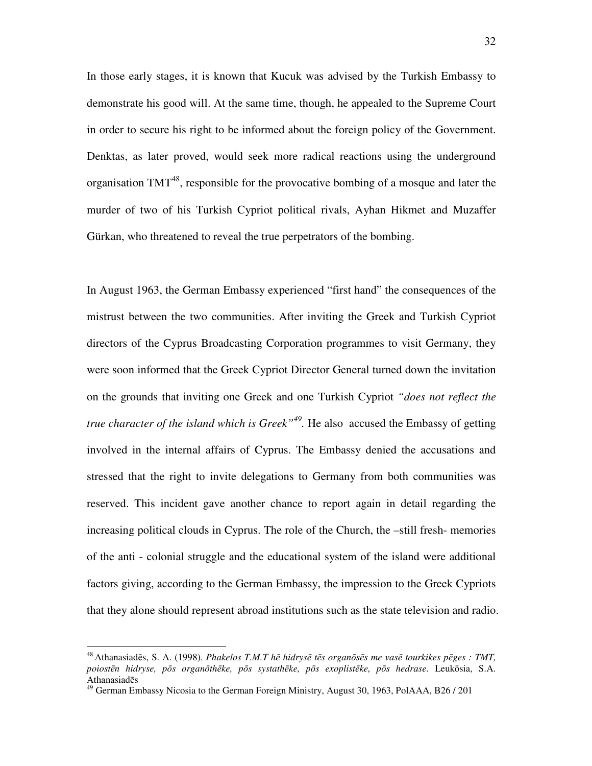In those early stages, it is known that Kucuk was advised by the Turkish Embassy to demonstrate his good will. At the same time, though, he appealed to the Supreme Court in order to secure his right to be informed about the foreign policy of the Government. Denktas, as later proved, would seek more radical reactions using the underground organisation TMT[48], responsible for the provocative bombing of a mosque and later the murder of two of his Turkish Cypriot political rivals, Ayhan Hikmet and Muzaffer Gürkan, who threatened to reveal the true perpetrators of the bombing.

In August 1963, the German Embassy experienced "first hand" the consequences of the mistrust between the two communities. After inviting the Greek and Turkish Cypriot directors of the Cyprus Broadcasting Corporation programmes to visit Germany, they were soon informed that the Greek Cypriot Director General turned down the invitation on the grounds that inviting one Greek and one Turkish Cypriot *"does not reflect the true character of the island which is Greek"*[49]. He also accused the Embassy of getting involved in the internal affairs of Cyprus. The Embassy denied the accusations and stressed that the right to invite delegations to Germany from both communities was reserved. This incident gave another chance to report again in detail regarding the increasing political clouds in Cyprus. The role of the Church, the –still fresh- memories of the anti - colonial struggle and the educational system of the island were additional factors giving, according to the German Embassy, the impression to the Greek Cypriots that they alone should represent abroad institutions such as the state television and radio.

---

[48] Athanasiadēs, S. A. (1998). *Phakelos T.M.T hē hidrysē tēs organōsēs me vasē tourkikes pēges : TMT, poiostēn hidryse, pōs organōthēke, pōs systathēke, pōs exoplistēke, pōs hedrase.* Leukōsia, S.A. Athanasiadēs

[49] German Embassy Nicosia to the German Foreign Ministry, August 30, 1963, PolAAA, B26 / 201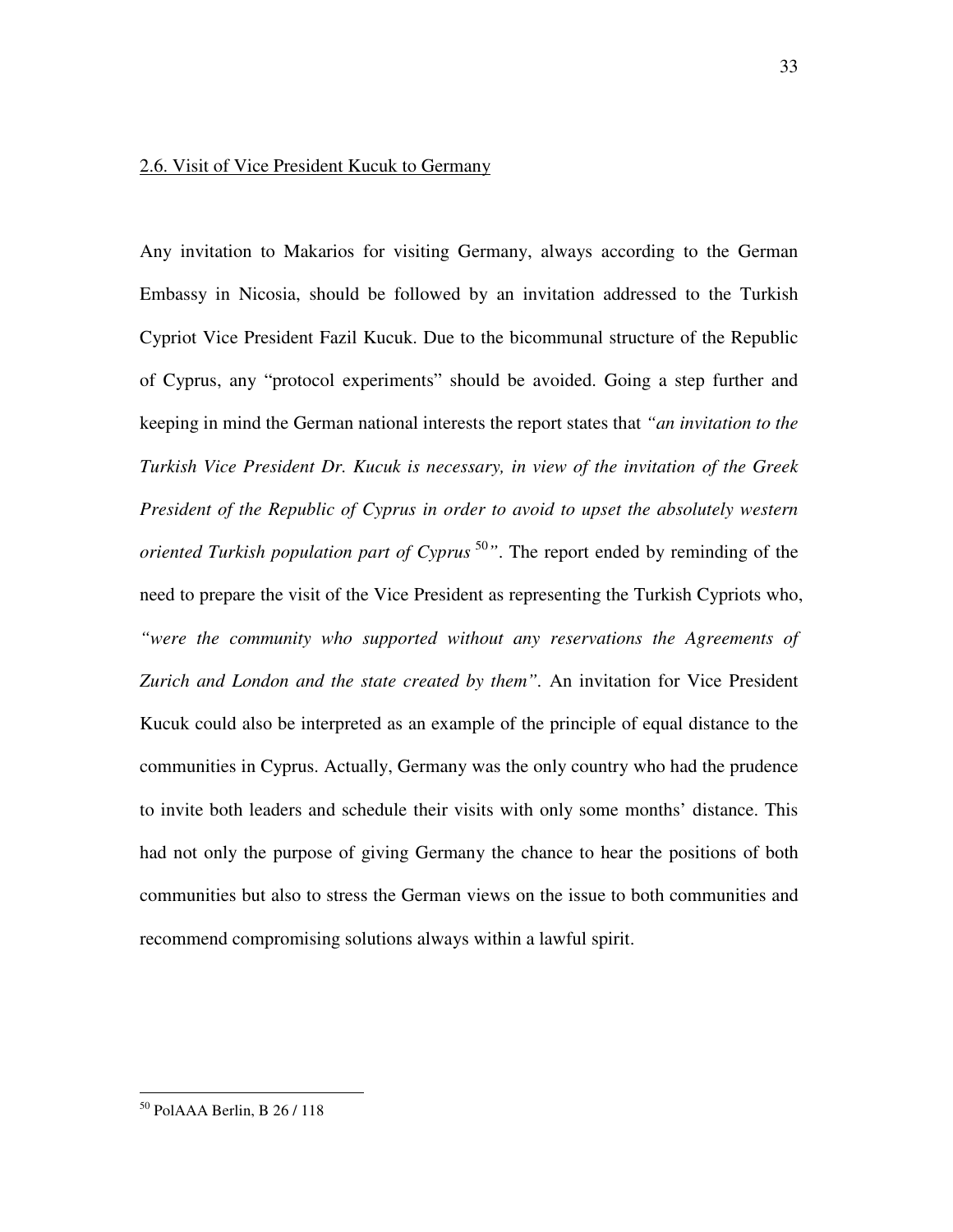## 2.6. Visit of Vice President Kucuk to Germany

Any invitation to Makarios for visiting Germany, always according to the German Embassy in Nicosia, should be followed by an invitation addressed to the Turkish Cypriot Vice President Fazil Kucuk. Due to the bicommunal structure of the Republic of Cyprus, any "protocol experiments" should be avoided. Going a step further and keeping in mind the German national interests the report states that *"an invitation to the Turkish Vice President Dr. Kucuk is necessary, in view of the invitation of the Greek President of the Republic of Cyprus in order to avoid to upset the absolutely western oriented Turkish population part of Cyprus*[50]*"*. The report ended by reminding of the need to prepare the visit of the Vice President as representing the Turkish Cypriots who, *"were the community who supported without any reservations the Agreements of Zurich and London and the state created by them"*. An invitation for Vice President Kucuk could also be interpreted as an example of the principle of equal distance to the communities in Cyprus. Actually, Germany was the only country who had the prudence to invite both leaders and schedule their visits with only some months' distance. This had not only the purpose of giving Germany the chance to hear the positions of both communities but also to stress the German views on the issue to both communities and recommend compromising solutions always within a lawful spirit.

---

[50] PolAAA Berlin, B 26 / 118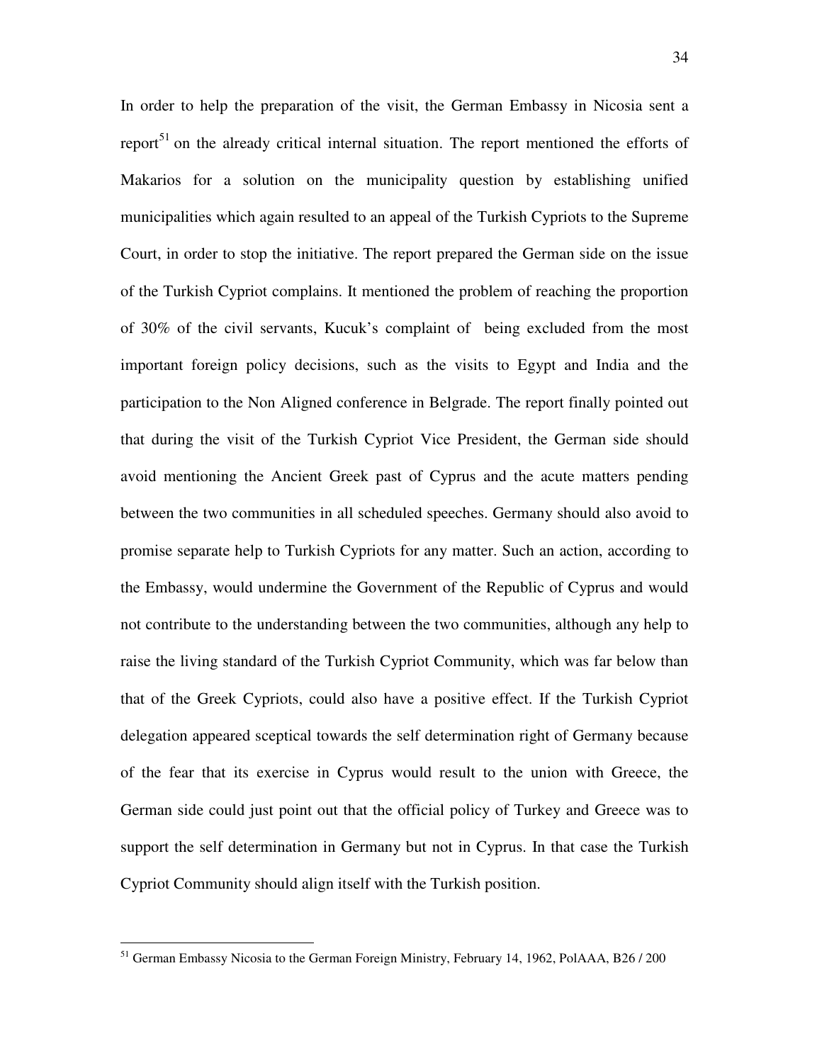In order to help the preparation of the visit, the German Embassy in Nicosia sent a report[51] on the already critical internal situation. The report mentioned the efforts of Makarios for a solution on the municipality question by establishing unified municipalities which again resulted to an appeal of the Turkish Cypriots to the Supreme Court, in order to stop the initiative. The report prepared the German side on the issue of the Turkish Cypriot complains. It mentioned the problem of reaching the proportion of 30% of the civil servants, Kucuk's complaint of being excluded from the most important foreign policy decisions, such as the visits to Egypt and India and the participation to the Non Aligned conference in Belgrade. The report finally pointed out that during the visit of the Turkish Cypriot Vice President, the German side should avoid mentioning the Ancient Greek past of Cyprus and the acute matters pending between the two communities in all scheduled speeches. Germany should also avoid to promise separate help to Turkish Cypriots for any matter. Such an action, according to the Embassy, would undermine the Government of the Republic of Cyprus and would not contribute to the understanding between the two communities, although any help to raise the living standard of the Turkish Cypriot Community, which was far below than that of the Greek Cypriots, could also have a positive effect. If the Turkish Cypriot delegation appeared sceptical towards the self determination right of Germany because of the fear that its exercise in Cyprus would result to the union with Greece, the German side could just point out that the official policy of Turkey and Greece was to support the self determination in Germany but not in Cyprus. In that case the Turkish Cypriot Community should align itself with the Turkish position.

[51] German Embassy Nicosia to the German Foreign Ministry, February 14, 1962, PolAAA, B26 / 200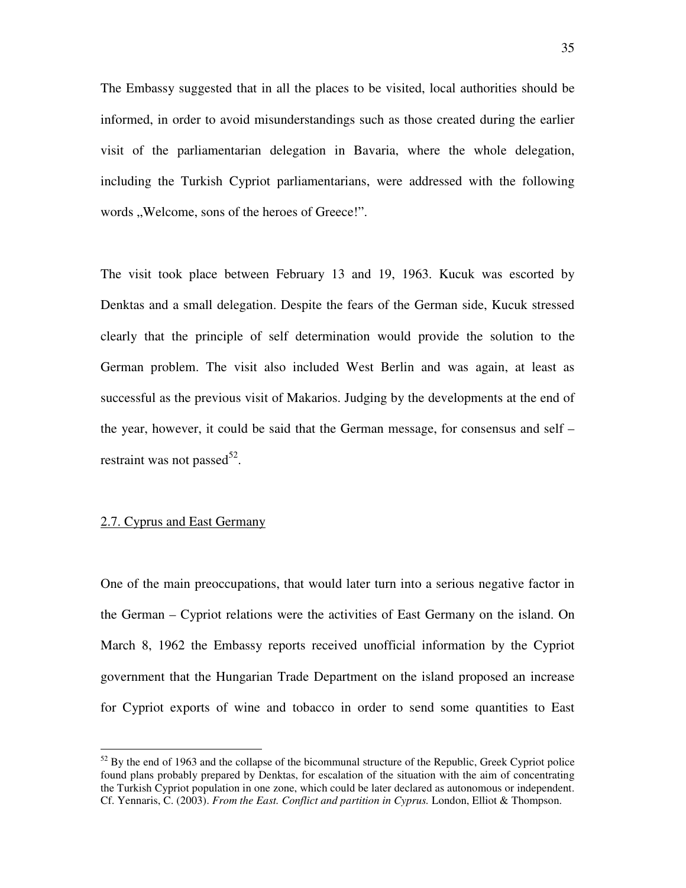The Embassy suggested that in all the places to be visited, local authorities should be informed, in order to avoid misunderstandings such as those created during the earlier visit of the parliamentarian delegation in Bavaria, where the whole delegation, including the Turkish Cypriot parliamentarians, were addressed with the following words „Welcome, sons of the heroes of Greece!".

The visit took place between February 13 and 19, 1963. Kucuk was escorted by Denktas and a small delegation. Despite the fears of the German side, Kucuk stressed clearly that the principle of self determination would provide the solution to the German problem. The visit also included West Berlin and was again, at least as successful as the previous visit of Makarios. Judging by the developments at the end of the year, however, it could be said that the German message, for consensus and self – restraint was not passed[52].

## 2.7. Cyprus and East Germany

One of the main preoccupations, that would later turn into a serious negative factor in the German – Cypriot relations were the activities of East Germany on the island. On March 8, 1962 the Embassy reports received unofficial information by the Cypriot government that the Hungarian Trade Department on the island proposed an increase for Cypriot exports of wine and tobacco in order to send some quantities to East

---

[52] By the end of 1963 and the collapse of the bicommunal structure of the Republic, Greek Cypriot police found plans probably prepared by Denktas, for escalation of the situation with the aim of concentrating the Turkish Cypriot population in one zone, which could be later declared as autonomous or independent. Cf. Yennaris, C. (2003). *From the East. Conflict and partition in Cyprus.* London, Elliot & Thompson.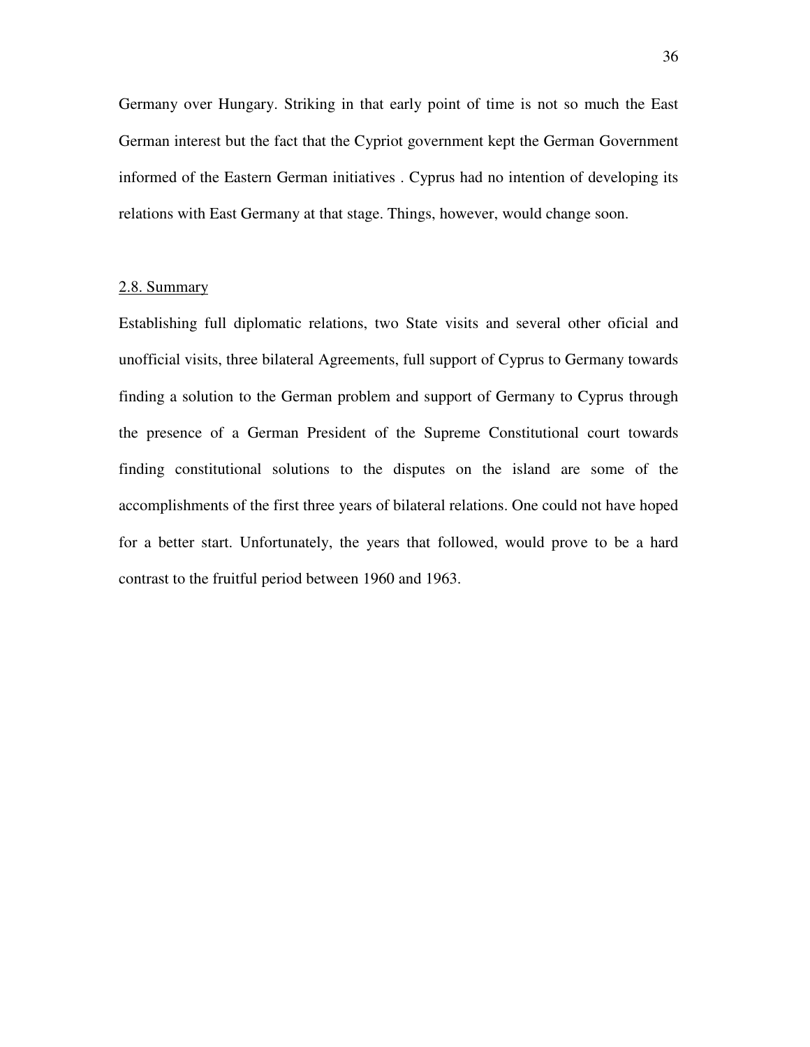Germany over Hungary. Striking in that early point of time is not so much the East German interest but the fact that the Cypriot government kept the German Government informed of the Eastern German initiatives . Cyprus had no intention of developing its relations with East Germany at that stage. Things, however, would change soon.

### 2.8. Summary

Establishing full diplomatic relations, two State visits and several other oficial and unofficial visits, three bilateral Agreements, full support of Cyprus to Germany towards finding a solution to the German problem and support of Germany to Cyprus through the presence of a German President of the Supreme Constitutional court towards finding constitutional solutions to the disputes on the island are some of the accomplishments of the first three years of bilateral relations. One could not have hoped for a better start. Unfortunately, the years that followed, would prove to be a hard contrast to the fruitful period between 1960 and 1963.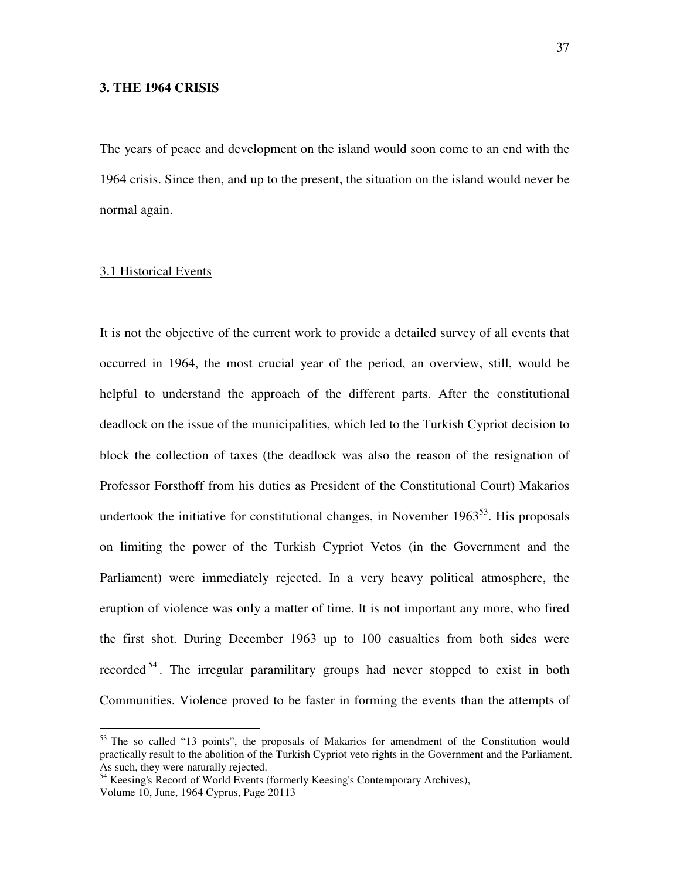## 3. THE 1964 CRISIS

The years of peace and development on the island would soon come to an end with the 1964 crisis. Since then, and up to the present, the situation on the island would never be normal again.

### 3.1 Historical Events

It is not the objective of the current work to provide a detailed survey of all events that occurred in 1964, the most crucial year of the period, an overview, still, would be helpful to understand the approach of the different parts. After the constitutional deadlock on the issue of the municipalities, which led to the Turkish Cypriot decision to block the collection of taxes (the deadlock was also the reason of the resignation of Professor Forsthoff from his duties as President of the Constitutional Court) Makarios undertook the initiative for constitutional changes, in November 1963[53]. His proposals on limiting the power of the Turkish Cypriot Vetos (in the Government and the Parliament) were immediately rejected. In a very heavy political atmosphere, the eruption of violence was only a matter of time. It is not important any more, who fired the first shot. During December 1963 up to 100 casualties from both sides were recorded[54]. The irregular paramilitary groups had never stopped to exist in both Communities. Violence proved to be faster in forming the events than the attempts of

---

[53] The so called "13 points", the proposals of Makarios for amendment of the Constitution would practically result to the abolition of the Turkish Cypriot veto rights in the Government and the Parliament. As such, they were naturally rejected.

[54] Keesing's Record of World Events (formerly Keesing's Contemporary Archives), Volume 10, June, 1964 Cyprus, Page 20113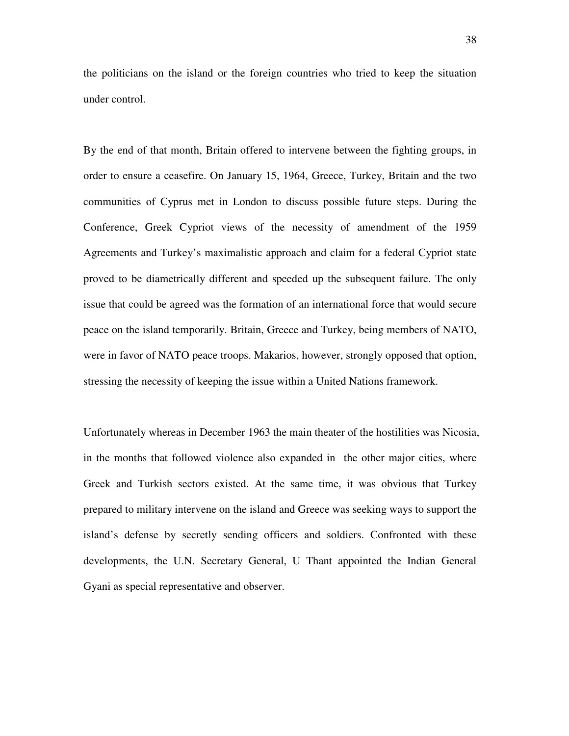the politicians on the island or the foreign countries who tried to keep the situation under control.

By the end of that month, Britain offered to intervene between the fighting groups, in order to ensure a ceasefire. On January 15, 1964, Greece, Turkey, Britain and the two communities of Cyprus met in London to discuss possible future steps. During the Conference, Greek Cypriot views of the necessity of amendment of the 1959 Agreements and Turkey's maximalistic approach and claim for a federal Cypriot state proved to be diametrically different and speeded up the subsequent failure. The only issue that could be agreed was the formation of an international force that would secure peace on the island temporarily. Britain, Greece and Turkey, being members of NATO, were in favor of NATO peace troops. Makarios, however, strongly opposed that option, stressing the necessity of keeping the issue within a United Nations framework.

Unfortunately whereas in December 1963 the main theater of the hostilities was Nicosia, in the months that followed violence also expanded in the other major cities, where Greek and Turkish sectors existed. At the same time, it was obvious that Turkey prepared to military intervene on the island and Greece was seeking ways to support the island's defense by secretly sending officers and soldiers. Confronted with these developments, the U.N. Secretary General, U Thant appointed the Indian General Gyani as special representative and observer.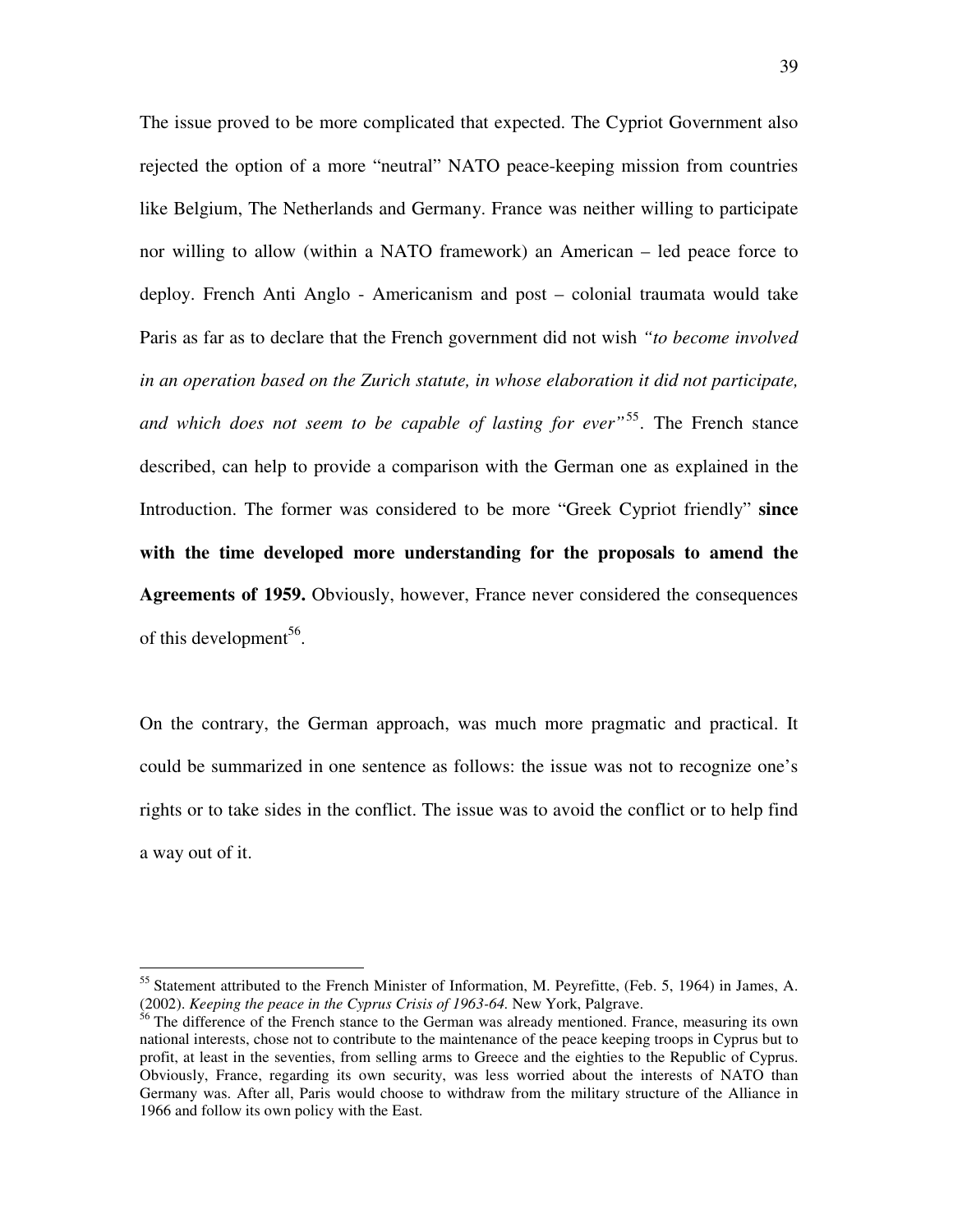The issue proved to be more complicated that expected. The Cypriot Government also rejected the option of a more "neutral" NATO peace-keeping mission from countries like Belgium, The Netherlands and Germany. France was neither willing to participate nor willing to allow (within a NATO framework) an American – led peace force to deploy. French Anti Anglo - Americanism and post – colonial traumata would take Paris as far as to declare that the French government did not wish *"to become involved in an operation based on the Zurich statute, in whose elaboration it did not participate, and which does not seem to be capable of lasting for ever"*[55]. The French stance described, can help to provide a comparison with the German one as explained in the Introduction. The former was considered to be more "Greek Cypriot friendly" **since with the time developed more understanding for the proposals to amend the Agreements of 1959.** Obviously, however, France never considered the consequences of this development[56].

On the contrary, the German approach, was much more pragmatic and practical. It could be summarized in one sentence as follows: the issue was not to recognize one's rights or to take sides in the conflict. The issue was to avoid the conflict or to help find a way out of it.

---

[55] Statement attributed to the French Minister of Information, M. Peyrefitte, (Feb. 5, 1964) in James, A. (2002). *Keeping the peace in the Cyprus Crisis of 1963-64.* New York, Palgrave.

[56] The difference of the French stance to the German was already mentioned. France, measuring its own national interests, chose not to contribute to the maintenance of the peace keeping troops in Cyprus but to profit, at least in the seventies, from selling arms to Greece and the eighties to the Republic of Cyprus. Obviously, France, regarding its own security, was less worried about the interests of NATO than Germany was. After all, Paris would choose to withdraw from the military structure of the Alliance in 1966 and follow its own policy with the East.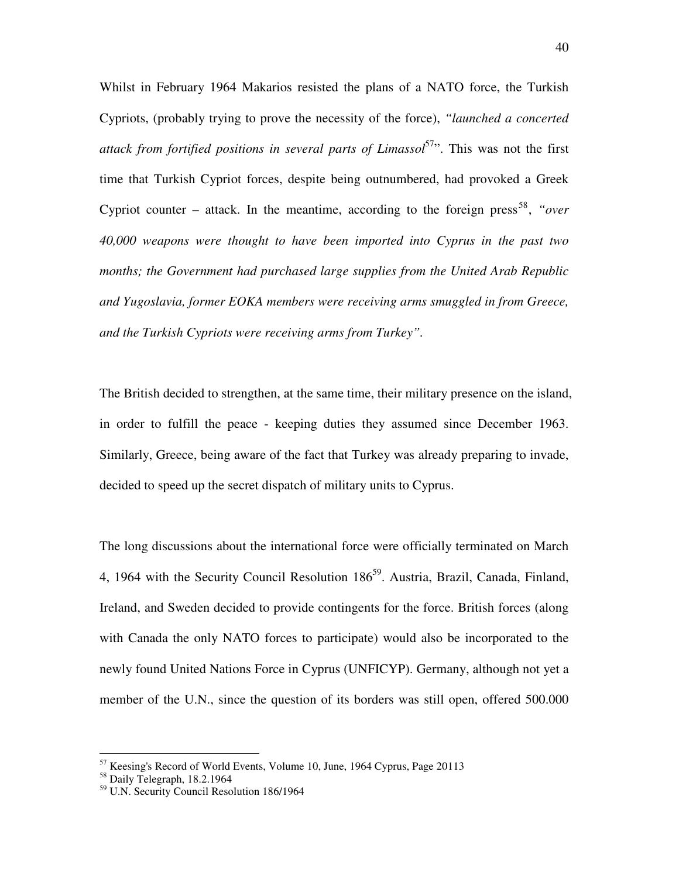Whilst in February 1964 Makarios resisted the plans of a NATO force, the Turkish Cypriots, (probably trying to prove the necessity of the force), *"launched a concerted attack from fortified positions in several parts of Limassol*[57]". This was not the first time that Turkish Cypriot forces, despite being outnumbered, had provoked a Greek Cypriot counter – attack. In the meantime, according to the foreign press[58], *"over 40,000 weapons were thought to have been imported into Cyprus in the past two months; the Government had purchased large supplies from the United Arab Republic and Yugoslavia, former EOKA members were receiving arms smuggled in from Greece, and the Turkish Cypriots were receiving arms from Turkey"*.

The British decided to strengthen, at the same time, their military presence on the island, in order to fulfill the peace - keeping duties they assumed since December 1963. Similarly, Greece, being aware of the fact that Turkey was already preparing to invade, decided to speed up the secret dispatch of military units to Cyprus.

The long discussions about the international force were officially terminated on March 4, 1964 with the Security Council Resolution 186[59]. Austria, Brazil, Canada, Finland, Ireland, and Sweden decided to provide contingents for the force. British forces (along with Canada the only NATO forces to participate) would also be incorporated to the newly found United Nations Force in Cyprus (UNFICYP). Germany, although not yet a member of the U.N., since the question of its borders was still open, offered 500.000

---

[57] Keesing's Record of World Events, Volume 10, June, 1964 Cyprus, Page 20113

[58] Daily Telegraph, 18.2.1964

[59] U.N. Security Council Resolution 186/1964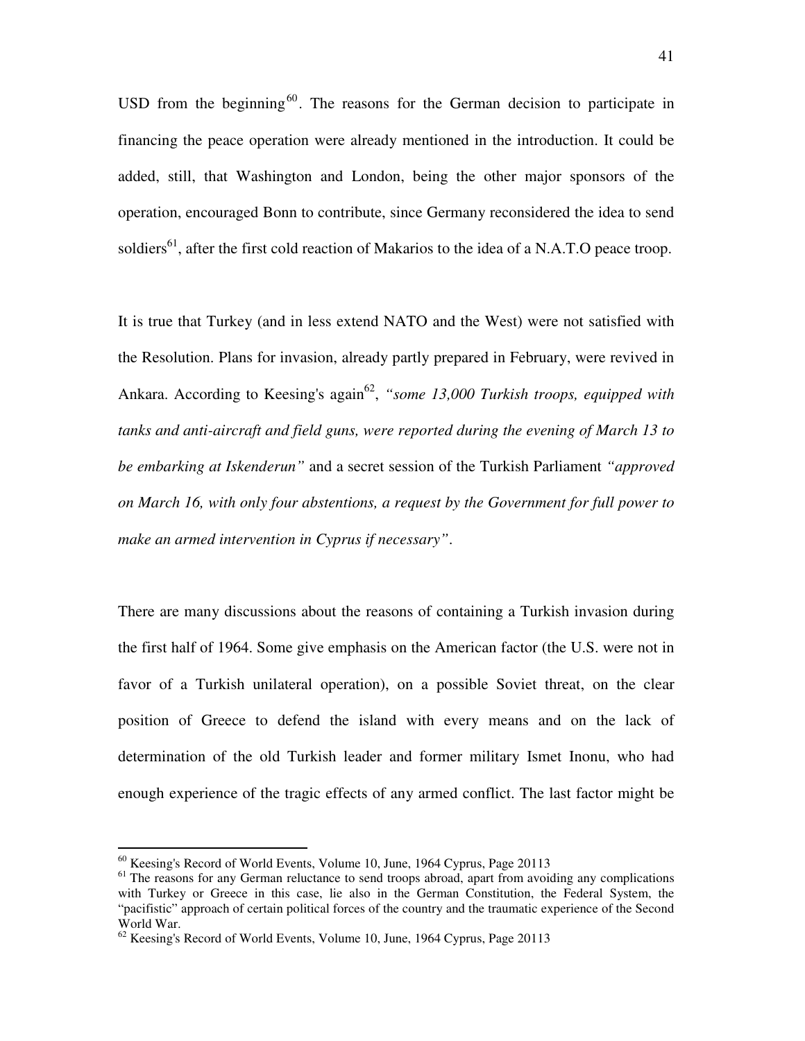USD from the beginning[60]. The reasons for the German decision to participate in financing the peace operation were already mentioned in the introduction. It could be added, still, that Washington and London, being the other major sponsors of the operation, encouraged Bonn to contribute, since Germany reconsidered the idea to send soldiers[61], after the first cold reaction of Makarios to the idea of a N.A.T.O peace troop.

It is true that Turkey (and in less extend NATO and the West) were not satisfied with the Resolution. Plans for invasion, already partly prepared in February, were revived in Ankara. According to Keesing's again[62], *"some 13,000 Turkish troops, equipped with tanks and anti-aircraft and field guns, were reported during the evening of March 13 to be embarking at Iskenderun"* and a secret session of the Turkish Parliament *"approved on March 16, with only four abstentions, a request by the Government for full power to make an armed intervention in Cyprus if necessary"*.

There are many discussions about the reasons of containing a Turkish invasion during the first half of 1964. Some give emphasis on the American factor (the U.S. were not in favor of a Turkish unilateral operation), on a possible Soviet threat, on the clear position of Greece to defend the island with every means and on the lack of determination of the old Turkish leader and former military Ismet Inonu, who had enough experience of the tragic effects of any armed conflict. The last factor might be

---

[60] Keesing's Record of World Events, Volume 10, June, 1964 Cyprus, Page 20113

[61] The reasons for any German reluctance to send troops abroad, apart from avoiding any complications with Turkey or Greece in this case, lie also in the German Constitution, the Federal System, the "pacifistic" approach of certain political forces of the country and the traumatic experience of the Second World War.

[62] Keesing's Record of World Events, Volume 10, June, 1964 Cyprus, Page 20113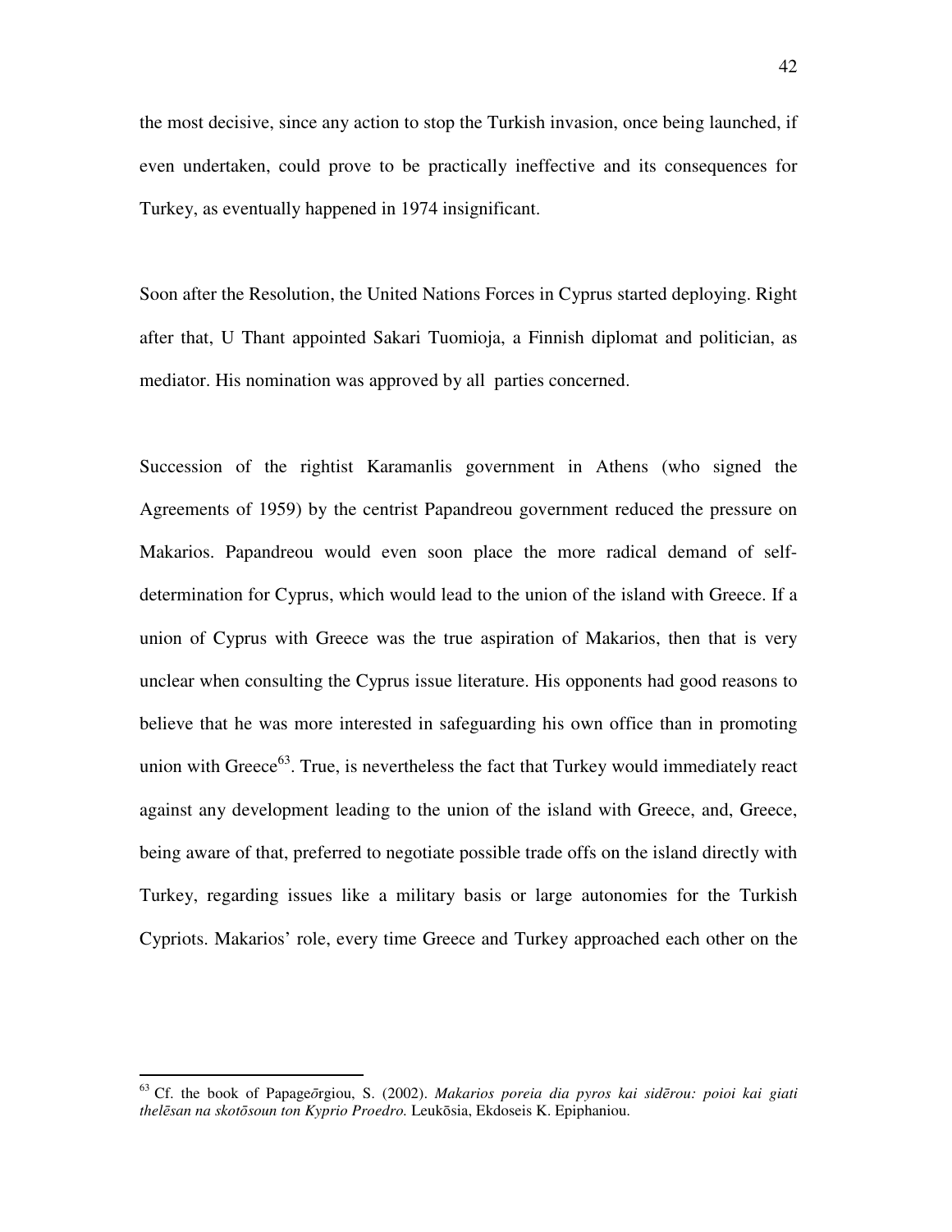the most decisive, since any action to stop the Turkish invasion, once being launched, if even undertaken, could prove to be practically ineffective and its consequences for Turkey, as eventually happened in 1974 insignificant.

Soon after the Resolution, the United Nations Forces in Cyprus started deploying. Right after that, U Thant appointed Sakari Tuomioja, a Finnish diplomat and politician, as mediator. His nomination was approved by all parties concerned.

Succession of the rightist Karamanlis government in Athens (who signed the Agreements of 1959) by the centrist Papandreou government reduced the pressure on Makarios. Papandreou would even soon place the more radical demand of self-determination for Cyprus, which would lead to the union of the island with Greece. If a union of Cyprus with Greece was the true aspiration of Makarios, then that is very unclear when consulting the Cyprus issue literature. His opponents had good reasons to believe that he was more interested in safeguarding his own office than in promoting union with Greece[63]. True, is nevertheless the fact that Turkey would immediately react against any development leading to the union of the island with Greece, and, Greece, being aware of that, preferred to negotiate possible trade offs on the island directly with Turkey, regarding issues like a military basis or large autonomies for the Turkish Cypriots. Makarios' role, every time Greece and Turkey approached each other on the

---

[63] Cf. the book of Papageōrgiou, S. (2002). *Makarios poreia dia pyros kai sidērou: poioi kai giati thelēsan na skotōsoun ton Kyprio Proedro.* Leukōsia, Ekdoseis K. Epiphaniou.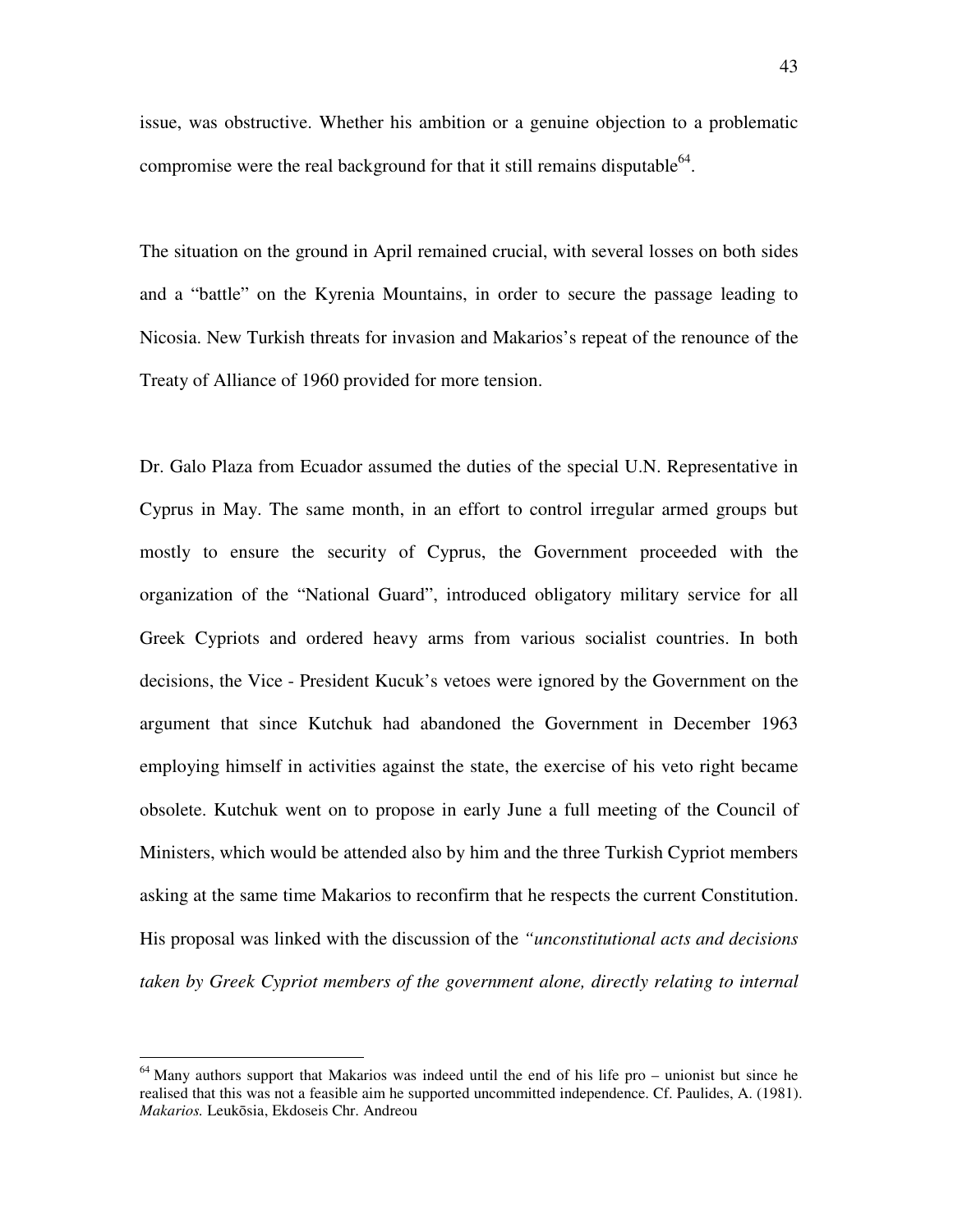issue, was obstructive. Whether his ambition or a genuine objection to a problematic compromise were the real background for that it still remains disputable[64].

The situation on the ground in April remained crucial, with several losses on both sides and a "battle" on the Kyrenia Mountains, in order to secure the passage leading to Nicosia. New Turkish threats for invasion and Makarios's repeat of the renounce of the Treaty of Alliance of 1960 provided for more tension.

Dr. Galo Plaza from Ecuador assumed the duties of the special U.N. Representative in Cyprus in May. The same month, in an effort to control irregular armed groups but mostly to ensure the security of Cyprus, the Government proceeded with the organization of the "National Guard", introduced obligatory military service for all Greek Cypriots and ordered heavy arms from various socialist countries. In both decisions, the Vice - President Kucuk's vetoes were ignored by the Government on the argument that since Kutchuk had abandoned the Government in December 1963 employing himself in activities against the state, the exercise of his veto right became obsolete. Kutchuk went on to propose in early June a full meeting of the Council of Ministers, which would be attended also by him and the three Turkish Cypriot members asking at the same time Makarios to reconfirm that he respects the current Constitution. His proposal was linked with the discussion of the *"unconstitutional acts and decisions taken by Greek Cypriot members of the government alone, directly relating to internal*

[64] Many authors support that Makarios was indeed until the end of his life pro – unionist but since he realised that this was not a feasible aim he supported uncommitted independence. Cf. Paulides, A. (1981). *Makarios.* Leukōsia, Ekdoseis Chr. Andreou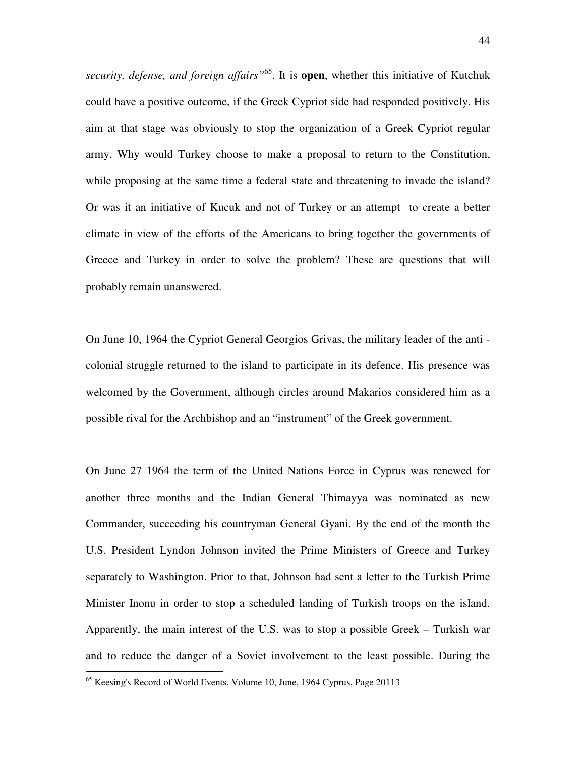*security, defense, and foreign affairs"*[65]. It is **open**, whether this initiative of Kutchuk could have a positive outcome, if the Greek Cypriot side had responded positively. His aim at that stage was obviously to stop the organization of a Greek Cypriot regular army. Why would Turkey choose to make a proposal to return to the Constitution, while proposing at the same time a federal state and threatening to invade the island? Or was it an initiative of Kucuk and not of Turkey or an attempt to create a better climate in view of the efforts of the Americans to bring together the governments of Greece and Turkey in order to solve the problem? These are questions that will probably remain unanswered.

On June 10, 1964 the Cypriot General Georgios Grivas, the military leader of the anti - colonial struggle returned to the island to participate in its defence. His presence was welcomed by the Government, although circles around Makarios considered him as a possible rival for the Archbishop and an "instrument" of the Greek government.

On June 27 1964 the term of the United Nations Force in Cyprus was renewed for another three months and the Indian General Thimayya was nominated as new Commander, succeeding his countryman General Gyani. By the end of the month the U.S. President Lyndon Johnson invited the Prime Ministers of Greece and Turkey separately to Washington. Prior to that, Johnson had sent a letter to the Turkish Prime Minister Inonu in order to stop a scheduled landing of Turkish troops on the island. Apparently, the main interest of the U.S. was to stop a possible Greek – Turkish war and to reduce the danger of a Soviet involvement to the least possible. During the

[65] Keesing's Record of World Events, Volume 10, June, 1964 Cyprus, Page 20113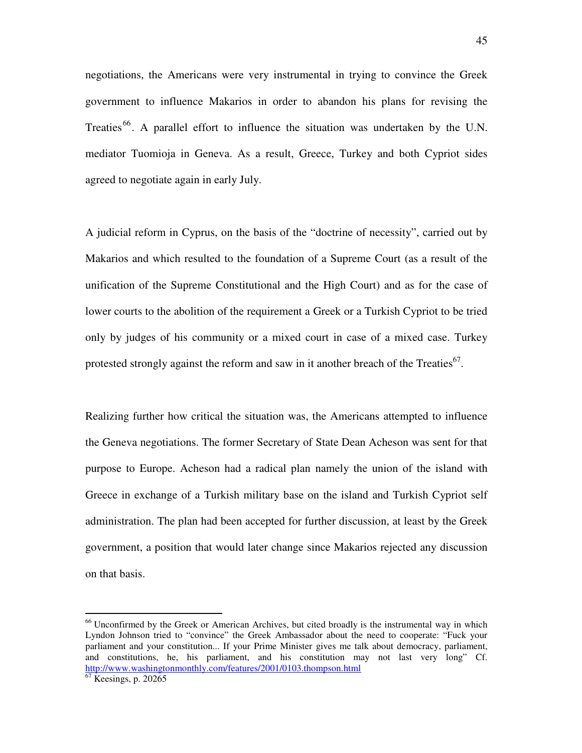negotiations, the Americans were very instrumental in trying to convince the Greek government to influence Makarios in order to abandon his plans for revising the Treaties[66]. A parallel effort to influence the situation was undertaken by the U.N. mediator Tuomioja in Geneva. As a result, Greece, Turkey and both Cypriot sides agreed to negotiate again in early July.

A judicial reform in Cyprus, on the basis of the "doctrine of necessity", carried out by Makarios and which resulted to the foundation of a Supreme Court (as a result of the unification of the Supreme Constitutional and the High Court) and as for the case of lower courts to the abolition of the requirement a Greek or a Turkish Cypriot to be tried only by judges of his community or a mixed court in case of a mixed case. Turkey protested strongly against the reform and saw in it another breach of the Treaties[67].

Realizing further how critical the situation was, the Americans attempted to influence the Geneva negotiations. The former Secretary of State Dean Acheson was sent for that purpose to Europe. Acheson had a radical plan namely the union of the island with Greece in exchange of a Turkish military base on the island and Turkish Cypriot self administration. The plan had been accepted for further discussion, at least by the Greek government, a position that would later change since Makarios rejected any discussion on that basis.

---

[66] Unconfirmed by the Greek or American Archives, but cited broadly is the instrumental way in which Lyndon Johnson tried to "convince" the Greek Ambassador about the need to cooperate: "Fuck your parliament and your constitution... If your Prime Minister gives me talk about democracy, parliament, and constitutions, he, his parliament, and his constitution may not last very long" Cf. http://www.washingtonmonthly.com/features/2001/0103.thompson.html

[67] Keesings, p. 20265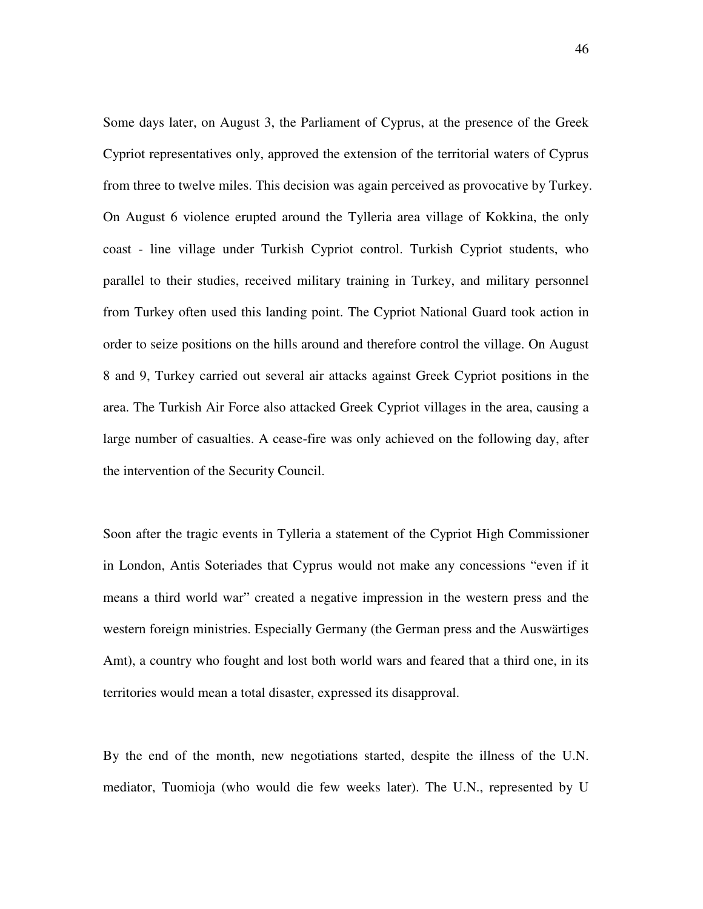Some days later, on August 3, the Parliament of Cyprus, at the presence of the Greek Cypriot representatives only, approved the extension of the territorial waters of Cyprus from three to twelve miles. This decision was again perceived as provocative by Turkey. On August 6 violence erupted around the Tylleria area village of Kokkina, the only coast - line village under Turkish Cypriot control. Turkish Cypriot students, who parallel to their studies, received military training in Turkey, and military personnel from Turkey often used this landing point. The Cypriot National Guard took action in order to seize positions on the hills around and therefore control the village. On August 8 and 9, Turkey carried out several air attacks against Greek Cypriot positions in the area. The Turkish Air Force also attacked Greek Cypriot villages in the area, causing a large number of casualties. A cease-fire was only achieved on the following day, after the intervention of the Security Council.

Soon after the tragic events in Tylleria a statement of the Cypriot High Commissioner in London, Antis Soteriades that Cyprus would not make any concessions "even if it means a third world war" created a negative impression in the western press and the western foreign ministries. Especially Germany (the German press and the Auswärtiges Amt), a country who fought and lost both world wars and feared that a third one, in its territories would mean a total disaster, expressed its disapproval.

By the end of the month, new negotiations started, despite the illness of the U.N. mediator, Tuomioja (who would die few weeks later). The U.N., represented by U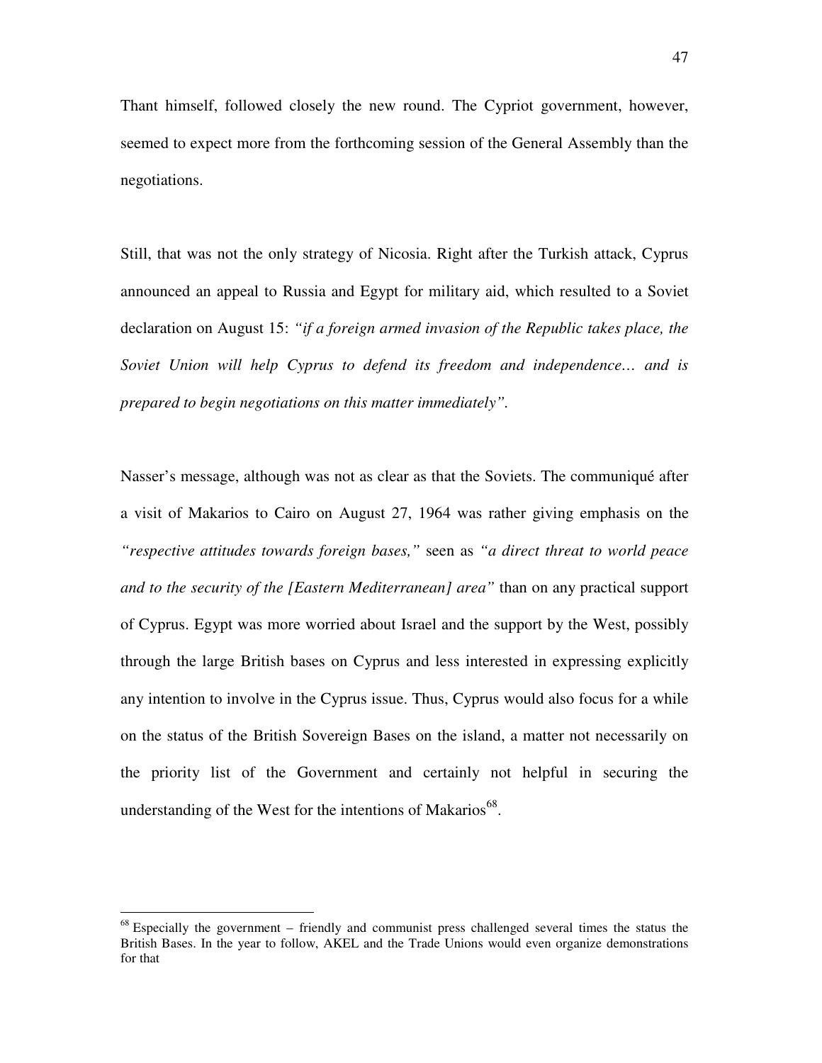Thant himself, followed closely the new round. The Cypriot government, however, seemed to expect more from the forthcoming session of the General Assembly than the negotiations.

Still, that was not the only strategy of Nicosia. Right after the Turkish attack, Cyprus announced an appeal to Russia and Egypt for military aid, which resulted to a Soviet declaration on August 15: *"if a foreign armed invasion of the Republic takes place, the Soviet Union will help Cyprus to defend its freedom and independence… and is prepared to begin negotiations on this matter immediately"*.

Nasser's message, although was not as clear as that the Soviets. The communiqué after a visit of Makarios to Cairo on August 27, 1964 was rather giving emphasis on the *"respective attitudes towards foreign bases,"* seen as *"a direct threat to world peace and to the security of the [Eastern Mediterranean] area"* than on any practical support of Cyprus. Egypt was more worried about Israel and the support by the West, possibly through the large British bases on Cyprus and less interested in expressing explicitly any intention to involve in the Cyprus issue. Thus, Cyprus would also focus for a while on the status of the British Sovereign Bases on the island, a matter not necessarily on the priority list of the Government and certainly not helpful in securing the understanding of the West for the intentions of Makarios[68].

---

[68] Especially the government – friendly and communist press challenged several times the status the British Bases. In the year to follow, AKEL and the Trade Unions would even organize demonstrations for that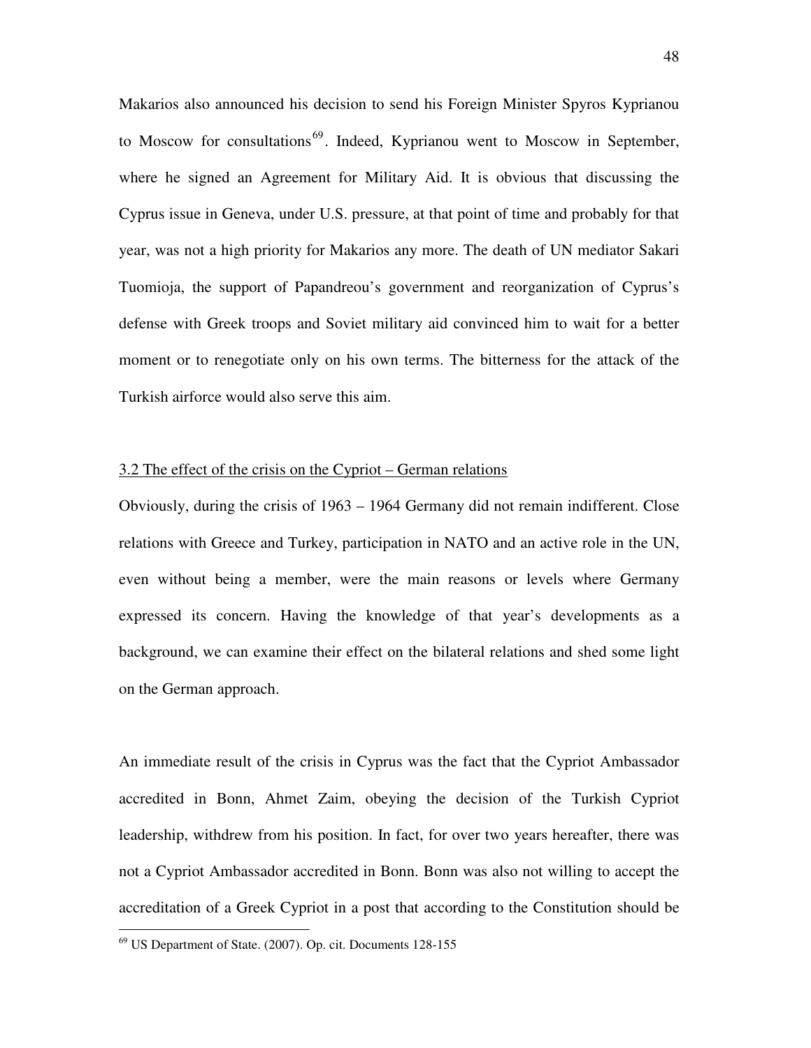Makarios also announced his decision to send his Foreign Minister Spyros Kyprianou to Moscow for consultations[69]. Indeed, Kyprianou went to Moscow in September, where he signed an Agreement for Military Aid. It is obvious that discussing the Cyprus issue in Geneva, under U.S. pressure, at that point of time and probably for that year, was not a high priority for Makarios any more. The death of UN mediator Sakari Tuomioja, the support of Papandreou's government and reorganization of Cyprus's defense with Greek troops and Soviet military aid convinced him to wait for a better moment or to renegotiate only on his own terms. The bitterness for the attack of the Turkish airforce would also serve this aim.

### 3.2 The effect of the crisis on the Cypriot – German relations

Obviously, during the crisis of 1963 – 1964 Germany did not remain indifferent. Close relations with Greece and Turkey, participation in NATO and an active role in the UN, even without being a member, were the main reasons or levels where Germany expressed its concern. Having the knowledge of that year's developments as a background, we can examine their effect on the bilateral relations and shed some light on the German approach.

An immediate result of the crisis in Cyprus was the fact that the Cypriot Ambassador accredited in Bonn, Ahmet Zaim, obeying the decision of the Turkish Cypriot leadership, withdrew from his position. In fact, for over two years hereafter, there was not a Cypriot Ambassador accredited in Bonn. Bonn was also not willing to accept the accreditation of a Greek Cypriot in a post that according to the Constitution should be

[69] US Department of State. (2007). Op. cit. Documents 128-155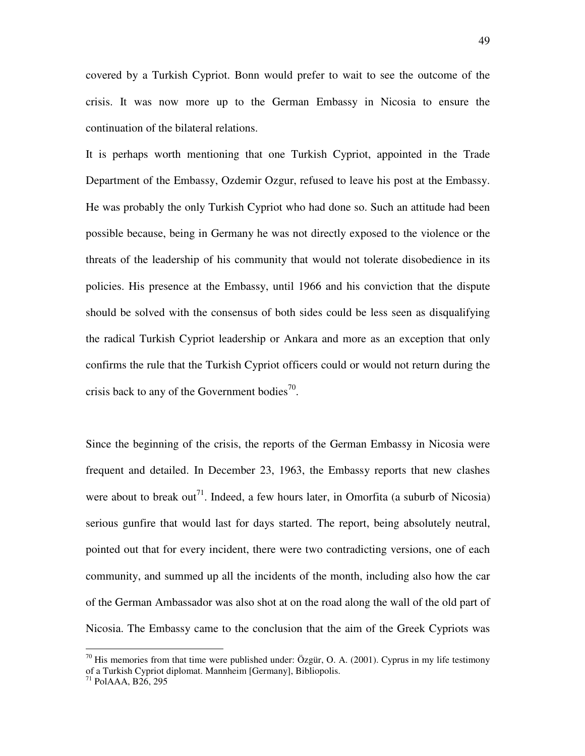covered by a Turkish Cypriot. Bonn would prefer to wait to see the outcome of the crisis. It was now more up to the German Embassy in Nicosia to ensure the continuation of the bilateral relations.

It is perhaps worth mentioning that one Turkish Cypriot, appointed in the Trade Department of the Embassy, Ozdemir Ozgur, refused to leave his post at the Embassy. He was probably the only Turkish Cypriot who had done so. Such an attitude had been possible because, being in Germany he was not directly exposed to the violence or the threats of the leadership of his community that would not tolerate disobedience in its policies. His presence at the Embassy, until 1966 and his conviction that the dispute should be solved with the consensus of both sides could be less seen as disqualifying the radical Turkish Cypriot leadership or Ankara and more as an exception that only confirms the rule that the Turkish Cypriot officers could or would not return during the crisis back to any of the Government bodies[70].

Since the beginning of the crisis, the reports of the German Embassy in Nicosia were frequent and detailed. In December 23, 1963, the Embassy reports that new clashes were about to break out[71]. Indeed, a few hours later, in Omorfita (a suburb of Nicosia) serious gunfire that would last for days started. The report, being absolutely neutral, pointed out that for every incident, there were two contradicting versions, one of each community, and summed up all the incidents of the month, including also how the car of the German Ambassador was also shot at on the road along the wall of the old part of Nicosia. The Embassy came to the conclusion that the aim of the Greek Cypriots was

---

[70] His memories from that time were published under: Özgür, O. A. (2001). Cyprus in my life testimony of a Turkish Cypriot diplomat. Mannheim [Germany], Bibliopolis.

[71] PolAAA, B26, 295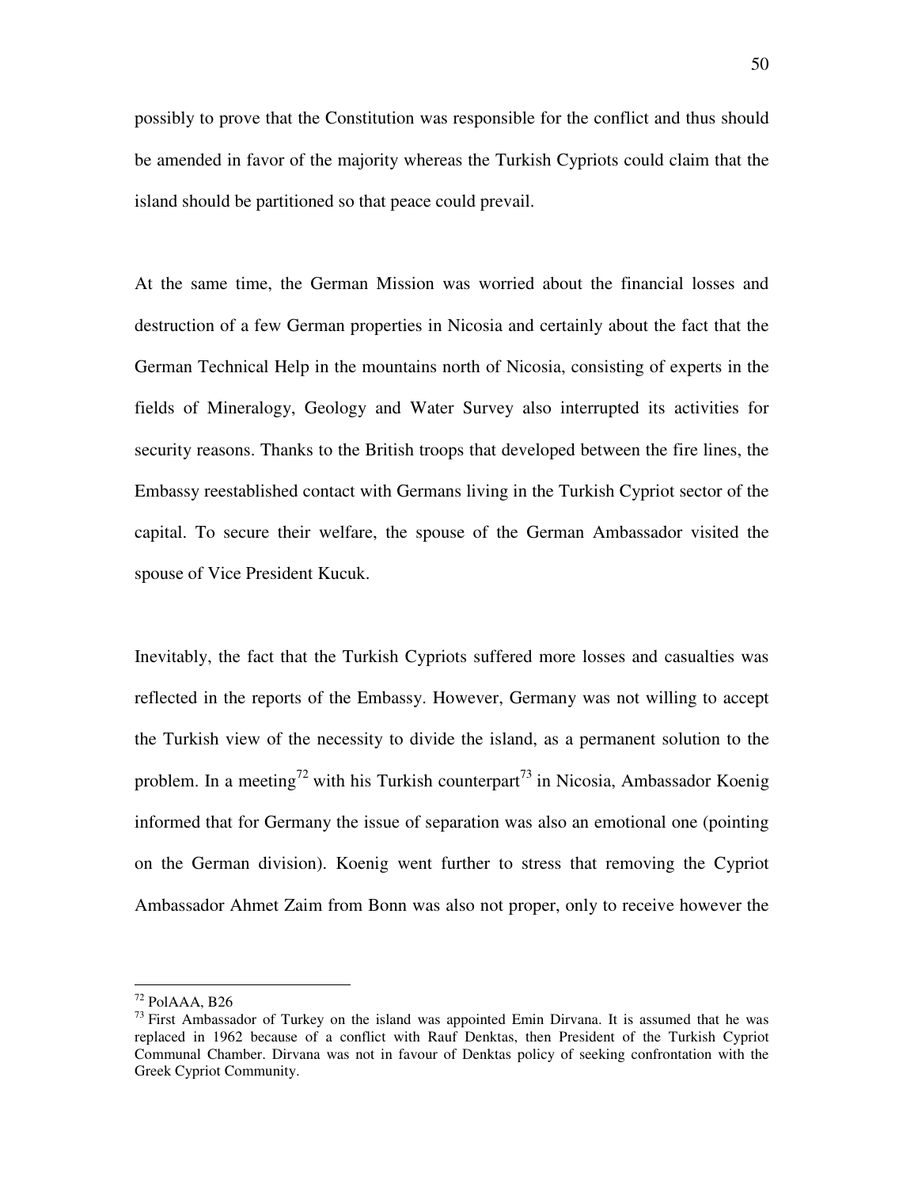possibly to prove that the Constitution was responsible for the conflict and thus should be amended in favor of the majority whereas the Turkish Cypriots could claim that the island should be partitioned so that peace could prevail.

At the same time, the German Mission was worried about the financial losses and destruction of a few German properties in Nicosia and certainly about the fact that the German Technical Help in the mountains north of Nicosia, consisting of experts in the fields of Mineralogy, Geology and Water Survey also interrupted its activities for security reasons. Thanks to the British troops that developed between the fire lines, the Embassy reestablished contact with Germans living in the Turkish Cypriot sector of the capital. To secure their welfare, the spouse of the German Ambassador visited the spouse of Vice President Kucuk.

Inevitably, the fact that the Turkish Cypriots suffered more losses and casualties was reflected in the reports of the Embassy. However, Germany was not willing to accept the Turkish view of the necessity to divide the island, as a permanent solution to the problem. In a meeting[72] with his Turkish counterpart[73] in Nicosia, Ambassador Koenig informed that for Germany the issue of separation was also an emotional one (pointing on the German division). Koenig went further to stress that removing the Cypriot Ambassador Ahmet Zaim from Bonn was also not proper, only to receive however the

---

[72] PolAAA, B26

[73] First Ambassador of Turkey on the island was appointed Emin Dirvana. It is assumed that he was replaced in 1962 because of a conflict with Rauf Denktas, then President of the Turkish Cypriot Communal Chamber. Dirvana was not in favour of Denktas policy of seeking confrontation with the Greek Cypriot Community.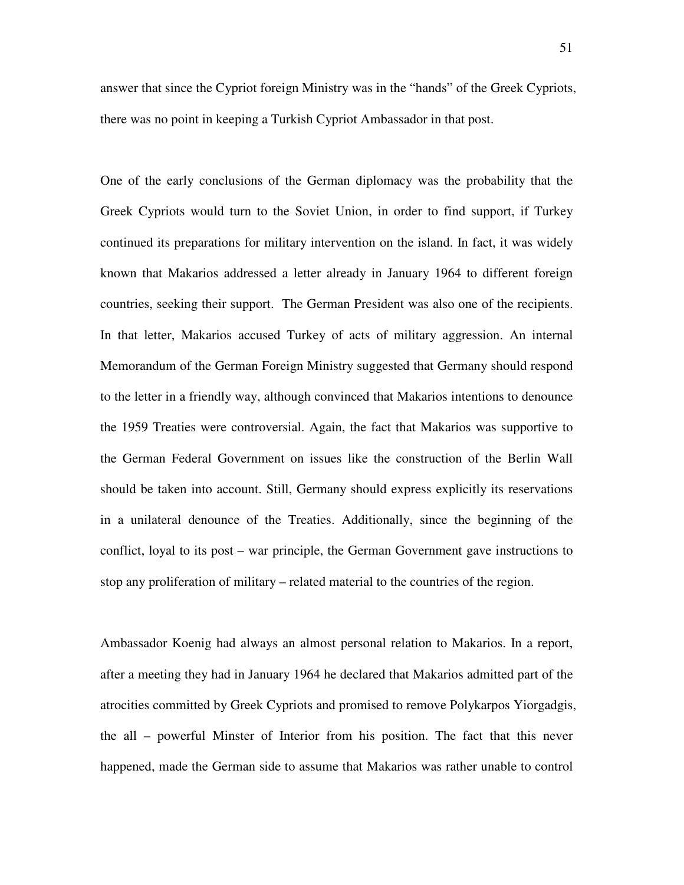answer that since the Cypriot foreign Ministry was in the "hands" of the Greek Cypriots, there was no point in keeping a Turkish Cypriot Ambassador in that post.

One of the early conclusions of the German diplomacy was the probability that the Greek Cypriots would turn to the Soviet Union, in order to find support, if Turkey continued its preparations for military intervention on the island. In fact, it was widely known that Makarios addressed a letter already in January 1964 to different foreign countries, seeking their support. The German President was also one of the recipients. In that letter, Makarios accused Turkey of acts of military aggression. An internal Memorandum of the German Foreign Ministry suggested that Germany should respond to the letter in a friendly way, although convinced that Makarios intentions to denounce the 1959 Treaties were controversial. Again, the fact that Makarios was supportive to the German Federal Government on issues like the construction of the Berlin Wall should be taken into account. Still, Germany should express explicitly its reservations in a unilateral denounce of the Treaties. Additionally, since the beginning of the conflict, loyal to its post – war principle, the German Government gave instructions to stop any proliferation of military – related material to the countries of the region.

Ambassador Koenig had always an almost personal relation to Makarios. In a report, after a meeting they had in January 1964 he declared that Makarios admitted part of the atrocities committed by Greek Cypriots and promised to remove Polykarpos Yiorgadgis, the all – powerful Minster of Interior from his position. The fact that this never happened, made the German side to assume that Makarios was rather unable to control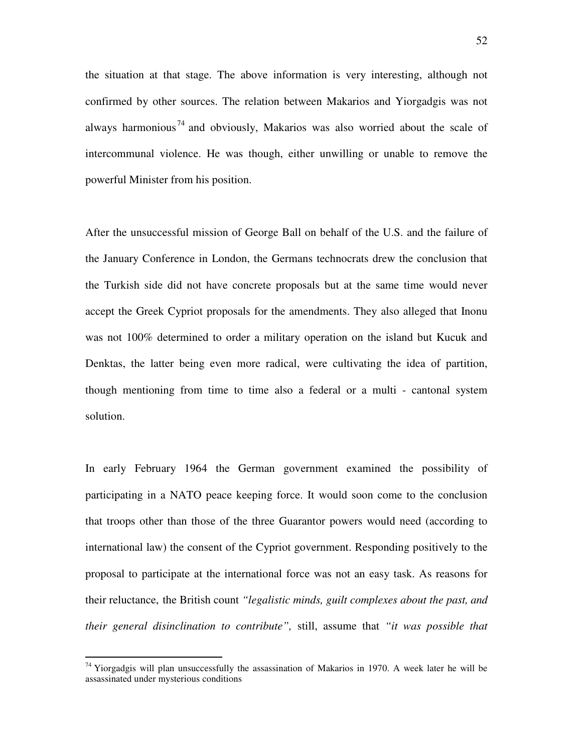the situation at that stage. The above information is very interesting, although not confirmed by other sources. The relation between Makarios and Yiorgadgis was not always harmonious[74] and obviously, Makarios was also worried about the scale of intercommunal violence. He was though, either unwilling or unable to remove the powerful Minister from his position.

After the unsuccessful mission of George Ball on behalf of the U.S. and the failure of the January Conference in London, the Germans technocrats drew the conclusion that the Turkish side did not have concrete proposals but at the same time would never accept the Greek Cypriot proposals for the amendments. They also alleged that Inonu was not 100% determined to order a military operation on the island but Kucuk and Denktas, the latter being even more radical, were cultivating the idea of partition, though mentioning from time to time also a federal or a multi - cantonal system solution.

In early February 1964 the German government examined the possibility of participating in a NATO peace keeping force. It would soon come to the conclusion that troops other than those of the three Guarantor powers would need (according to international law) the consent of the Cypriot government. Responding positively to the proposal to participate at the international force was not an easy task. As reasons for their reluctance, the British count *"legalistic minds, guilt complexes about the past, and their general disinclination to contribute",* still, assume that *"it was possible that*

---

[74] Yiorgadgis will plan unsuccessfully the assassination of Makarios in 1970. A week later he will be assassinated under mysterious conditions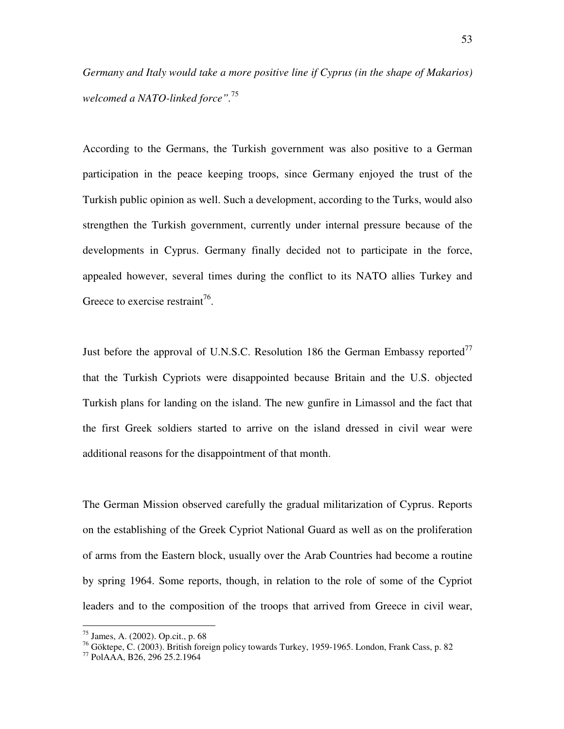*Germany and Italy would take a more positive line if Cyprus (in the shape of Makarios) welcomed a NATO-linked force".*[75]

According to the Germans, the Turkish government was also positive to a German participation in the peace keeping troops, since Germany enjoyed the trust of the Turkish public opinion as well. Such a development, according to the Turks, would also strengthen the Turkish government, currently under internal pressure because of the developments in Cyprus. Germany finally decided not to participate in the force, appealed however, several times during the conflict to its NATO allies Turkey and Greece to exercise restraint[76].

Just before the approval of U.N.S.C. Resolution 186 the German Embassy reported[77] that the Turkish Cypriots were disappointed because Britain and the U.S. objected Turkish plans for landing on the island. The new gunfire in Limassol and the fact that the first Greek soldiers started to arrive on the island dressed in civil wear were additional reasons for the disappointment of that month.

The German Mission observed carefully the gradual militarization of Cyprus. Reports on the establishing of the Greek Cypriot National Guard as well as on the proliferation of arms from the Eastern block, usually over the Arab Countries had become a routine by spring 1964. Some reports, though, in relation to the role of some of the Cypriot leaders and to the composition of the troops that arrived from Greece in civil wear,

---

[75] James, A. (2002). Op.cit., p. 68

[76] Göktepe, C. (2003). British foreign policy towards Turkey, 1959-1965. London, Frank Cass, p. 82

[77] PolAAA, B26, 296 25.2.1964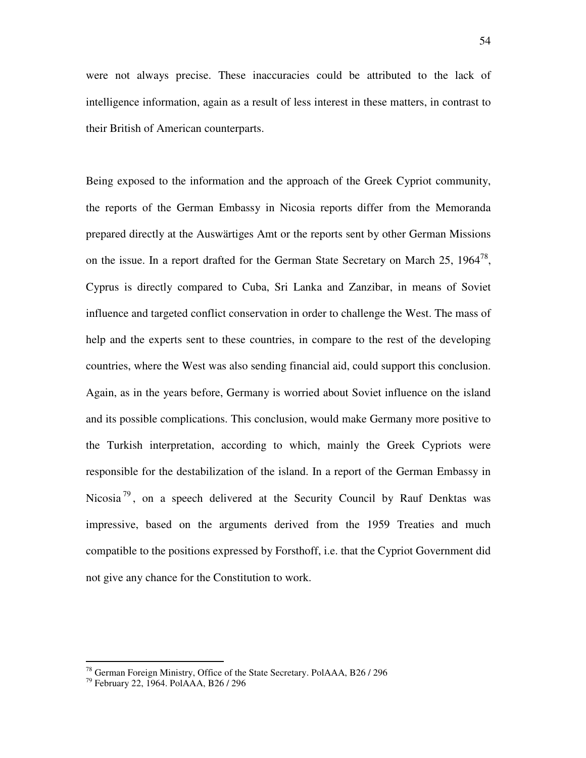were not always precise. These inaccuracies could be attributed to the lack of intelligence information, again as a result of less interest in these matters, in contrast to their British of American counterparts.

Being exposed to the information and the approach of the Greek Cypriot community, the reports of the German Embassy in Nicosia reports differ from the Memoranda prepared directly at the Auswärtiges Amt or the reports sent by other German Missions on the issue. In a report drafted for the German State Secretary on March 25, 1964[78], Cyprus is directly compared to Cuba, Sri Lanka and Zanzibar, in means of Soviet influence and targeted conflict conservation in order to challenge the West. The mass of help and the experts sent to these countries, in compare to the rest of the developing countries, where the West was also sending financial aid, could support this conclusion. Again, as in the years before, Germany is worried about Soviet influence on the island and its possible complications. This conclusion, would make Germany more positive to the Turkish interpretation, according to which, mainly the Greek Cypriots were responsible for the destabilization of the island. In a report of the German Embassy in Nicosia[79], on a speech delivered at the Security Council by Rauf Denktas was impressive, based on the arguments derived from the 1959 Treaties and much compatible to the positions expressed by Forsthoff, i.e. that the Cypriot Government did not give any chance for the Constitution to work.

---

[78] German Foreign Ministry, Office of the State Secretary. PolAAA, B26 / 296

[79] February 22, 1964. PolAAA, B26 / 296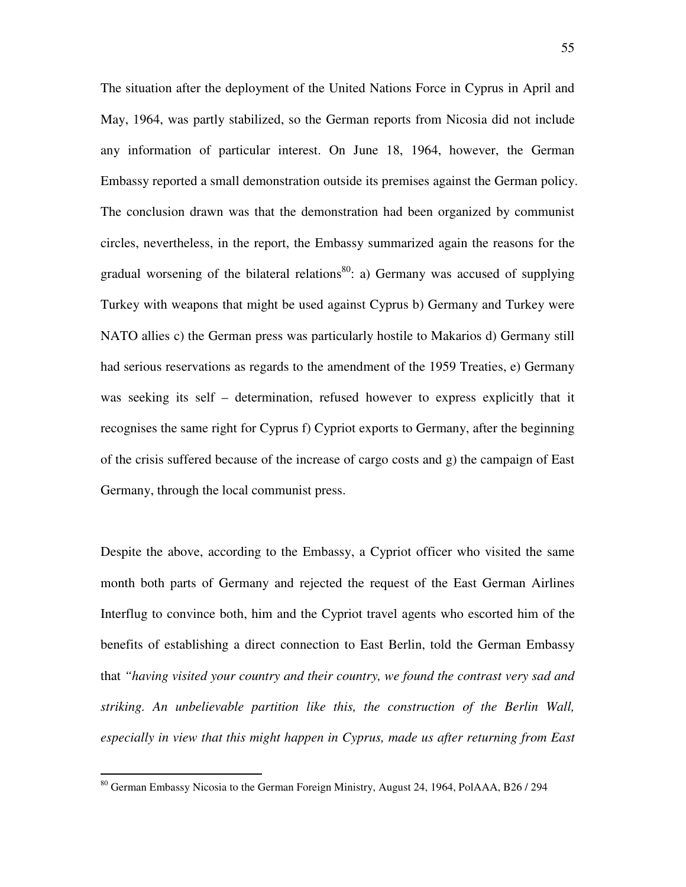The situation after the deployment of the United Nations Force in Cyprus in April and May, 1964, was partly stabilized, so the German reports from Nicosia did not include any information of particular interest. On June 18, 1964, however, the German Embassy reported a small demonstration outside its premises against the German policy. The conclusion drawn was that the demonstration had been organized by communist circles, nevertheless, in the report, the Embassy summarized again the reasons for the gradual worsening of the bilateral relations[80]: a) Germany was accused of supplying Turkey with weapons that might be used against Cyprus b) Germany and Turkey were NATO allies c) the German press was particularly hostile to Makarios d) Germany still had serious reservations as regards to the amendment of the 1959 Treaties, e) Germany was seeking its self – determination, refused however to express explicitly that it recognises the same right for Cyprus f) Cypriot exports to Germany, after the beginning of the crisis suffered because of the increase of cargo costs and g) the campaign of East Germany, through the local communist press.

Despite the above, according to the Embassy, a Cypriot officer who visited the same month both parts of Germany and rejected the request of the East German Airlines Interflug to convince both, him and the Cypriot travel agents who escorted him of the benefits of establishing a direct connection to East Berlin, told the German Embassy that *"having visited your country and their country, we found the contrast very sad and striking. An unbelievable partition like this, the construction of the Berlin Wall, especially in view that this might happen in Cyprus, made us after returning from East*

[80] German Embassy Nicosia to the German Foreign Ministry, August 24, 1964, PolAAA, B26 / 294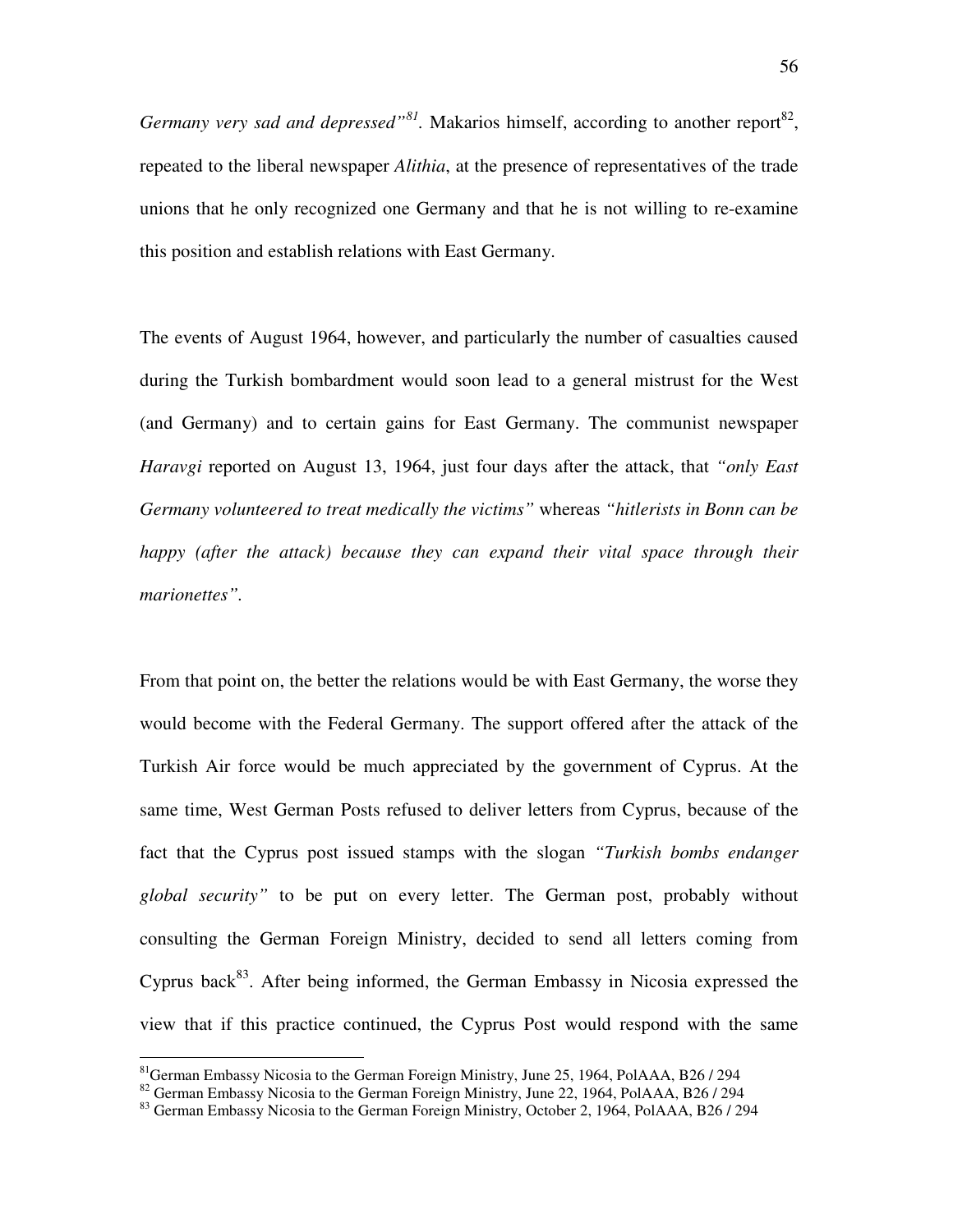*Germany very sad and depressed"*[81]. Makarios himself, according to another report[82], repeated to the liberal newspaper *Alithia*, at the presence of representatives of the trade unions that he only recognized one Germany and that he is not willing to re-examine this position and establish relations with East Germany.

The events of August 1964, however, and particularly the number of casualties caused during the Turkish bombardment would soon lead to a general mistrust for the West (and Germany) and to certain gains for East Germany. The communist newspaper *Haravgi* reported on August 13, 1964, just four days after the attack, that *"only East Germany volunteered to treat medically the victims"* whereas *"hitlerists in Bonn can be happy (after the attack) because they can expand their vital space through their marionettes"*.

From that point on, the better the relations would be with East Germany, the worse they would become with the Federal Germany. The support offered after the attack of the Turkish Air force would be much appreciated by the government of Cyprus. At the same time, West German Posts refused to deliver letters from Cyprus, because of the fact that the Cyprus post issued stamps with the slogan *"Turkish bombs endanger global security"* to be put on every letter. The German post, probably without consulting the German Foreign Ministry, decided to send all letters coming from Cyprus back[83]. After being informed, the German Embassy in Nicosia expressed the view that if this practice continued, the Cyprus Post would respond with the same

---

[81] German Embassy Nicosia to the German Foreign Ministry, June 25, 1964, PolAAA, B26 / 294

[82] German Embassy Nicosia to the German Foreign Ministry, June 22, 1964, PolAAA, B26 / 294

[83] German Embassy Nicosia to the German Foreign Ministry, October 2, 1964, PolAAA, B26 / 294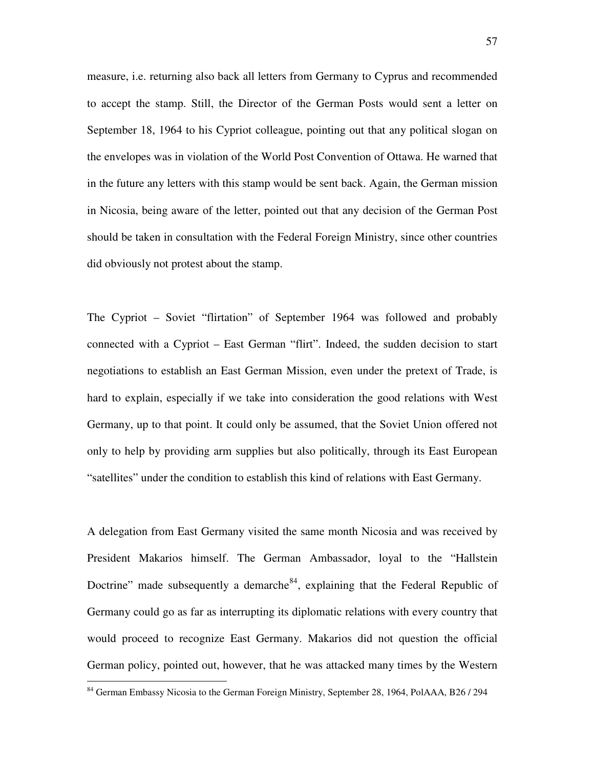measure, i.e. returning also back all letters from Germany to Cyprus and recommended to accept the stamp. Still, the Director of the German Posts would sent a letter on September 18, 1964 to his Cypriot colleague, pointing out that any political slogan on the envelopes was in violation of the World Post Convention of Ottawa. He warned that in the future any letters with this stamp would be sent back. Again, the German mission in Nicosia, being aware of the letter, pointed out that any decision of the German Post should be taken in consultation with the Federal Foreign Ministry, since other countries did obviously not protest about the stamp.

The Cypriot – Soviet "flirtation" of September 1964 was followed and probably connected with a Cypriot – East German "flirt". Indeed, the sudden decision to start negotiations to establish an East German Mission, even under the pretext of Trade, is hard to explain, especially if we take into consideration the good relations with West Germany, up to that point. It could only be assumed, that the Soviet Union offered not only to help by providing arm supplies but also politically, through its East European "satellites" under the condition to establish this kind of relations with East Germany.

A delegation from East Germany visited the same month Nicosia and was received by President Makarios himself. The German Ambassador, loyal to the "Hallstein Doctrine" made subsequently a demarche[84], explaining that the Federal Republic of Germany could go as far as interrupting its diplomatic relations with every country that would proceed to recognize East Germany. Makarios did not question the official German policy, pointed out, however, that he was attacked many times by the Western

[84] German Embassy Nicosia to the German Foreign Ministry, September 28, 1964, PolAAA, B26 / 294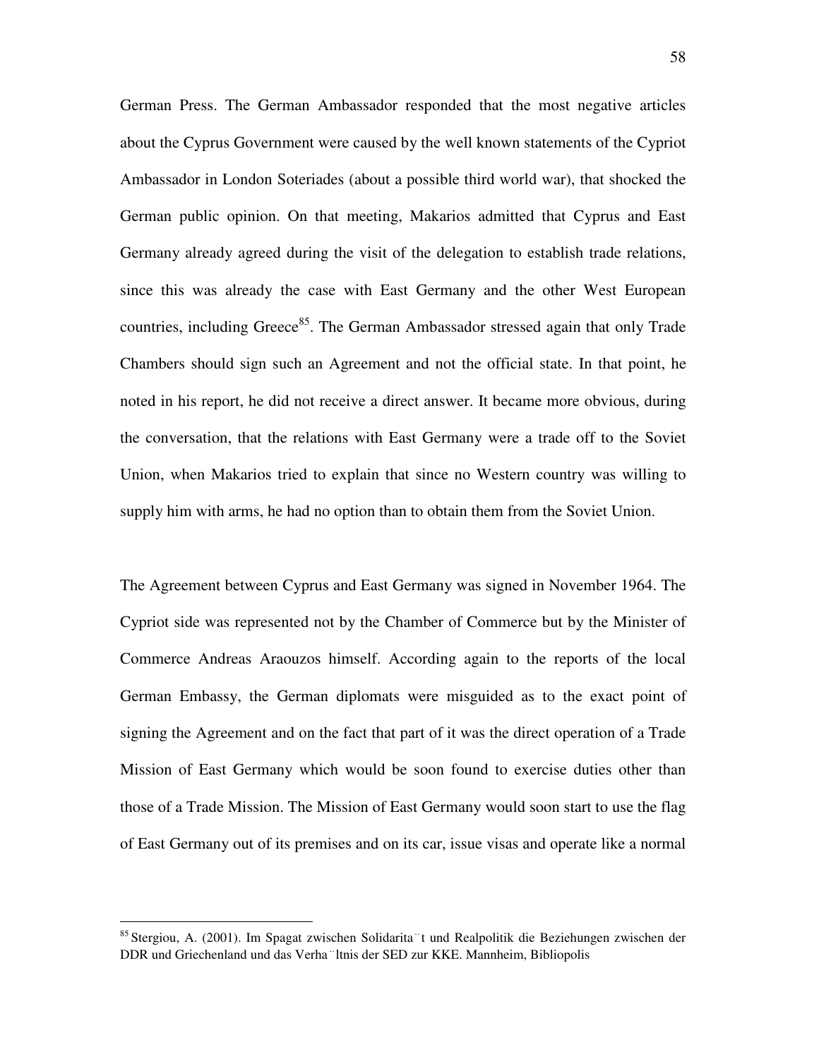German Press. The German Ambassador responded that the most negative articles about the Cyprus Government were caused by the well known statements of the Cypriot Ambassador in London Soteriades (about a possible third world war), that shocked the German public opinion. On that meeting, Makarios admitted that Cyprus and East Germany already agreed during the visit of the delegation to establish trade relations, since this was already the case with East Germany and the other West European countries, including Greece[85]. The German Ambassador stressed again that only Trade Chambers should sign such an Agreement and not the official state. In that point, he noted in his report, he did not receive a direct answer. It became more obvious, during the conversation, that the relations with East Germany were a trade off to the Soviet Union, when Makarios tried to explain that since no Western country was willing to supply him with arms, he had no option than to obtain them from the Soviet Union.

The Agreement between Cyprus and East Germany was signed in November 1964. The Cypriot side was represented not by the Chamber of Commerce but by the Minister of Commerce Andreas Araouzos himself. According again to the reports of the local German Embassy, the German diplomats were misguided as to the exact point of signing the Agreement and on the fact that part of it was the direct operation of a Trade Mission of East Germany which would be soon found to exercise duties other than those of a Trade Mission. The Mission of East Germany would soon start to use the flag of East Germany out of its premises and on its car, issue visas and operate like a normal

---

[85] Stergiou, A. (2001). Im Spagat zwischen Solidarität und Realpolitik die Beziehungen zwischen der DDR und Griechenland und das Verhältnis der SED zur KKE. Mannheim, Bibliopolis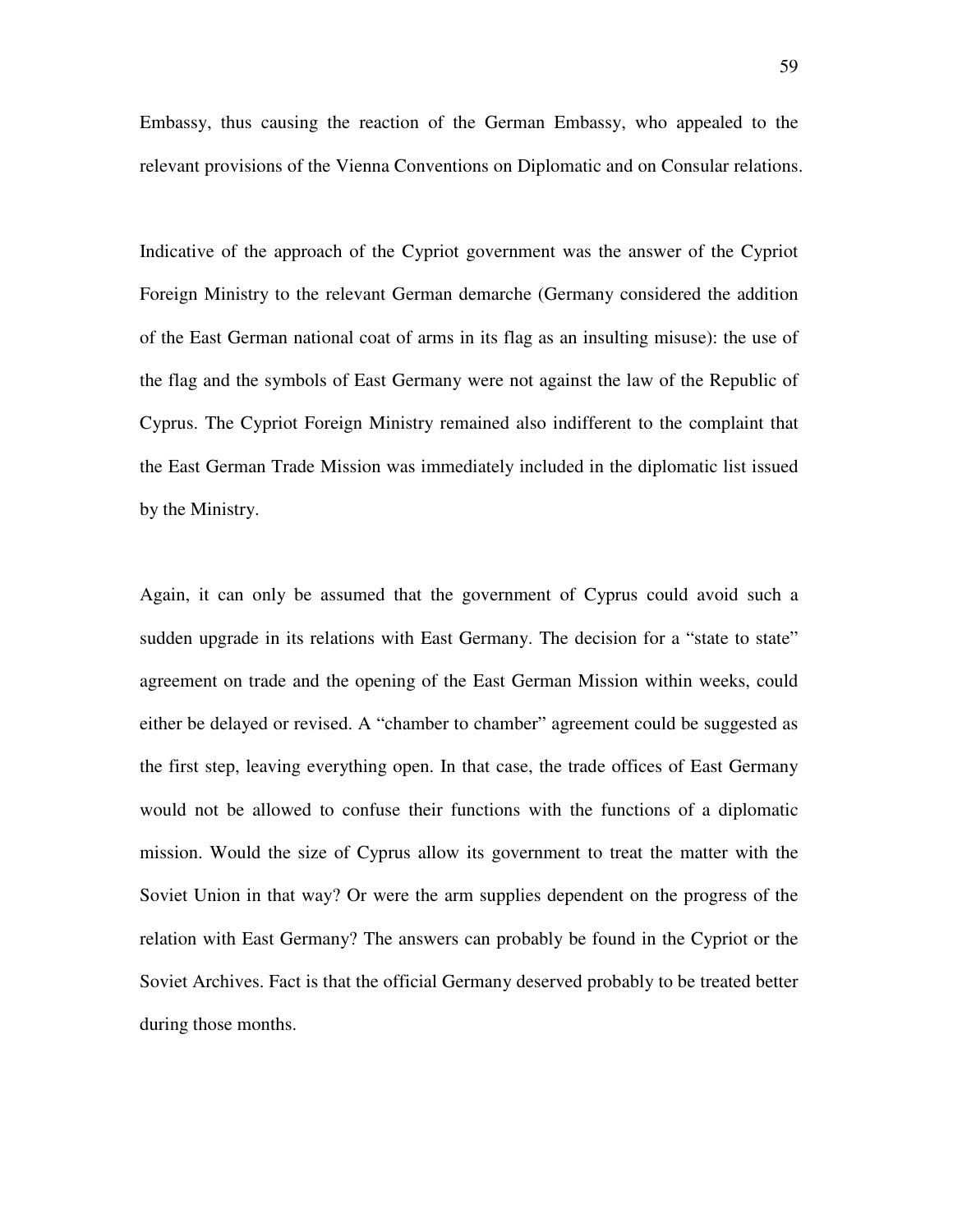Embassy, thus causing the reaction of the German Embassy, who appealed to the relevant provisions of the Vienna Conventions on Diplomatic and on Consular relations.

Indicative of the approach of the Cypriot government was the answer of the Cypriot Foreign Ministry to the relevant German demarche (Germany considered the addition of the East German national coat of arms in its flag as an insulting misuse): the use of the flag and the symbols of East Germany were not against the law of the Republic of Cyprus. The Cypriot Foreign Ministry remained also indifferent to the complaint that the East German Trade Mission was immediately included in the diplomatic list issued by the Ministry.

Again, it can only be assumed that the government of Cyprus could avoid such a sudden upgrade in its relations with East Germany. The decision for a "state to state" agreement on trade and the opening of the East German Mission within weeks, could either be delayed or revised. A "chamber to chamber" agreement could be suggested as the first step, leaving everything open. In that case, the trade offices of East Germany would not be allowed to confuse their functions with the functions of a diplomatic mission. Would the size of Cyprus allow its government to treat the matter with the Soviet Union in that way? Or were the arm supplies dependent on the progress of the relation with East Germany? The answers can probably be found in the Cypriot or the Soviet Archives. Fact is that the official Germany deserved probably to be treated better during those months.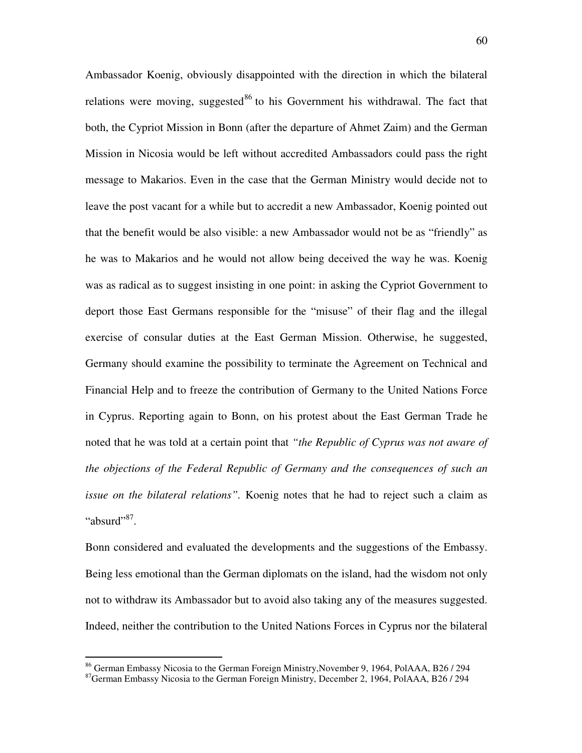Ambassador Koenig, obviously disappointed with the direction in which the bilateral relations were moving, suggested[86] to his Government his withdrawal. The fact that both, the Cypriot Mission in Bonn (after the departure of Ahmet Zaim) and the German Mission in Nicosia would be left without accredited Ambassadors could pass the right message to Makarios. Even in the case that the German Ministry would decide not to leave the post vacant for a while but to accredit a new Ambassador, Koenig pointed out that the benefit would be also visible: a new Ambassador would not be as "friendly" as he was to Makarios and he would not allow being deceived the way he was. Koenig was as radical as to suggest insisting in one point: in asking the Cypriot Government to deport those East Germans responsible for the "misuse" of their flag and the illegal exercise of consular duties at the East German Mission. Otherwise, he suggested, Germany should examine the possibility to terminate the Agreement on Technical and Financial Help and to freeze the contribution of Germany to the United Nations Force in Cyprus. Reporting again to Bonn, on his protest about the East German Trade he noted that he was told at a certain point that *"the Republic of Cyprus was not aware of the objections of the Federal Republic of Germany and the consequences of such an issue on the bilateral relations"*. Koenig notes that he had to reject such a claim as "absurd"[87].

Bonn considered and evaluated the developments and the suggestions of the Embassy. Being less emotional than the German diplomats on the island, had the wisdom not only not to withdraw its Ambassador but to avoid also taking any of the measures suggested. Indeed, neither the contribution to the United Nations Forces in Cyprus nor the bilateral

---

[86] German Embassy Nicosia to the German Foreign Ministry,November 9, 1964, PolAAA, B26 / 294

[87] German Embassy Nicosia to the German Foreign Ministry, December 2, 1964, PolAAA, B26 / 294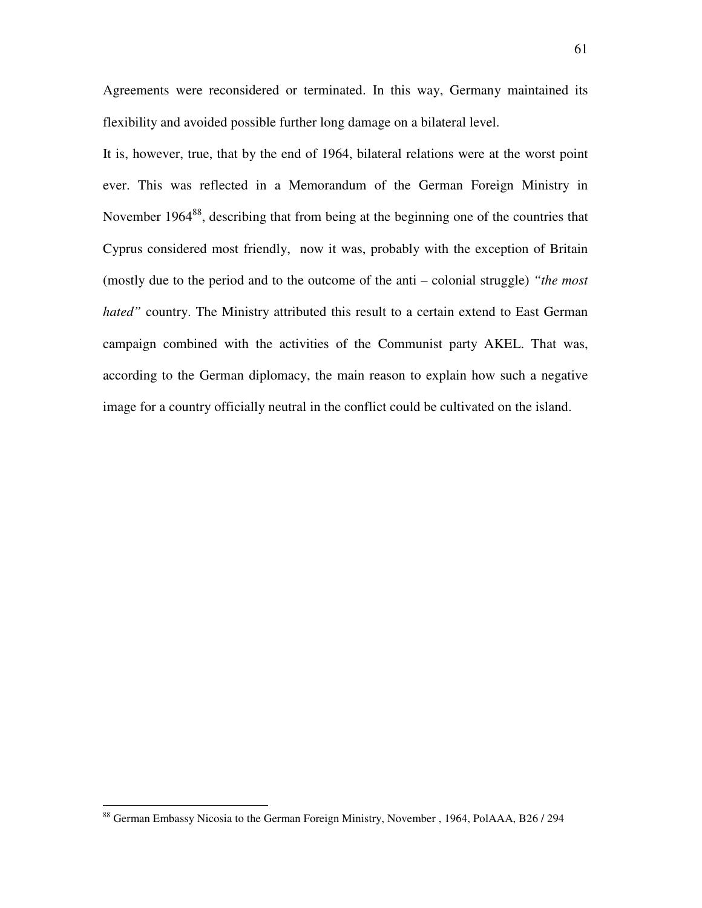Agreements were reconsidered or terminated. In this way, Germany maintained its flexibility and avoided possible further long damage on a bilateral level.

It is, however, true, that by the end of 1964, bilateral relations were at the worst point ever. This was reflected in a Memorandum of the German Foreign Ministry in November 1964[88], describing that from being at the beginning one of the countries that Cyprus considered most friendly, now it was, probably with the exception of Britain (mostly due to the period and to the outcome of the anti – colonial struggle) *"the most hated"* country. The Ministry attributed this result to a certain extend to East German campaign combined with the activities of the Communist party AKEL. That was, according to the German diplomacy, the main reason to explain how such a negative image for a country officially neutral in the conflict could be cultivated on the island.

---

[88] German Embassy Nicosia to the German Foreign Ministry, November , 1964, PolAAA, B26 / 294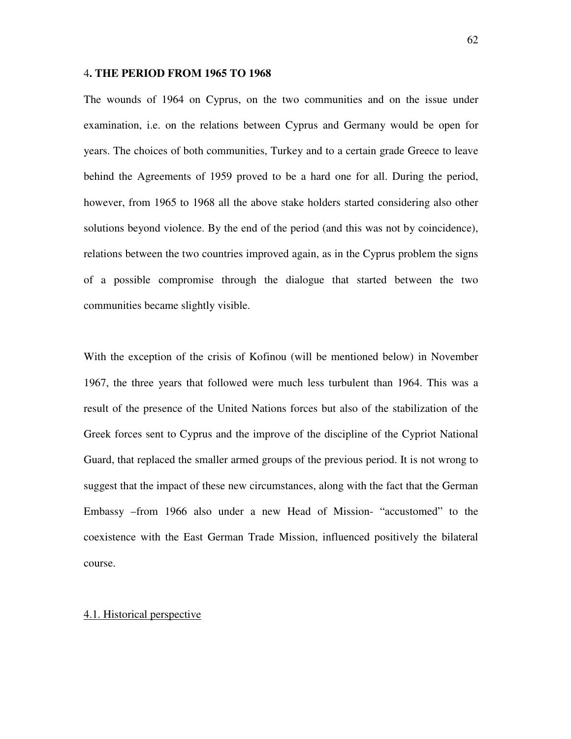# 4. THE PERIOD FROM 1965 TO 1968

The wounds of 1964 on Cyprus, on the two communities and on the issue under examination, i.e. on the relations between Cyprus and Germany would be open for years. The choices of both communities, Turkey and to a certain grade Greece to leave behind the Agreements of 1959 proved to be a hard one for all. During the period, however, from 1965 to 1968 all the above stake holders started considering also other solutions beyond violence. By the end of the period (and this was not by coincidence), relations between the two countries improved again, as in the Cyprus problem the signs of a possible compromise through the dialogue that started between the two communities became slightly visible.

With the exception of the crisis of Kofinou (will be mentioned below) in November 1967, the three years that followed were much less turbulent than 1964. This was a result of the presence of the United Nations forces but also of the stabilization of the Greek forces sent to Cyprus and the improve of the discipline of the Cypriot National Guard, that replaced the smaller armed groups of the previous period. It is not wrong to suggest that the impact of these new circumstances, along with the fact that the German Embassy –from 1966 also under a new Head of Mission- "accustomed" to the coexistence with the East German Trade Mission, influenced positively the bilateral course.

## 4.1. Historical perspective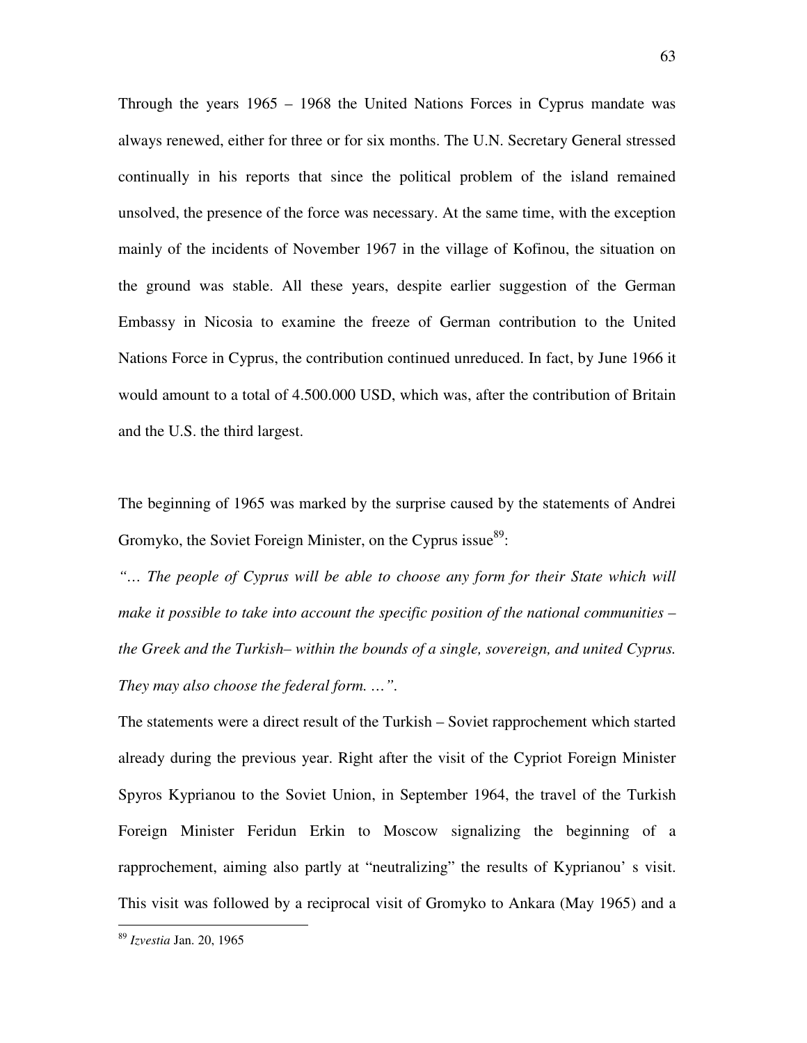Through the years 1965 – 1968 the United Nations Forces in Cyprus mandate was always renewed, either for three or for six months. The U.N. Secretary General stressed continually in his reports that since the political problem of the island remained unsolved, the presence of the force was necessary. At the same time, with the exception mainly of the incidents of November 1967 in the village of Kofinou, the situation on the ground was stable. All these years, despite earlier suggestion of the German Embassy in Nicosia to examine the freeze of German contribution to the United Nations Force in Cyprus, the contribution continued unreduced. In fact, by June 1966 it would amount to a total of 4.500.000 USD, which was, after the contribution of Britain and the U.S. the third largest.

The beginning of 1965 was marked by the surprise caused by the statements of Andrei Gromyko, the Soviet Foreign Minister, on the Cyprus issue[89]:

*"… The people of Cyprus will be able to choose any form for their State which will make it possible to take into account the specific position of the national communities – the Greek and the Turkish– within the bounds of a single, sovereign, and united Cyprus. They may also choose the federal form. …".*

The statements were a direct result of the Turkish – Soviet rapprochement which started already during the previous year. Right after the visit of the Cypriot Foreign Minister Spyros Kyprianou to the Soviet Union, in September 1964, the travel of the Turkish Foreign Minister Feridun Erkin to Moscow signalizing the beginning of a rapprochement, aiming also partly at "neutralizing" the results of Kyprianou' s visit. This visit was followed by a reciprocal visit of Gromyko to Ankara (May 1965) and a

[89] *Izvestia* Jan. 20, 1965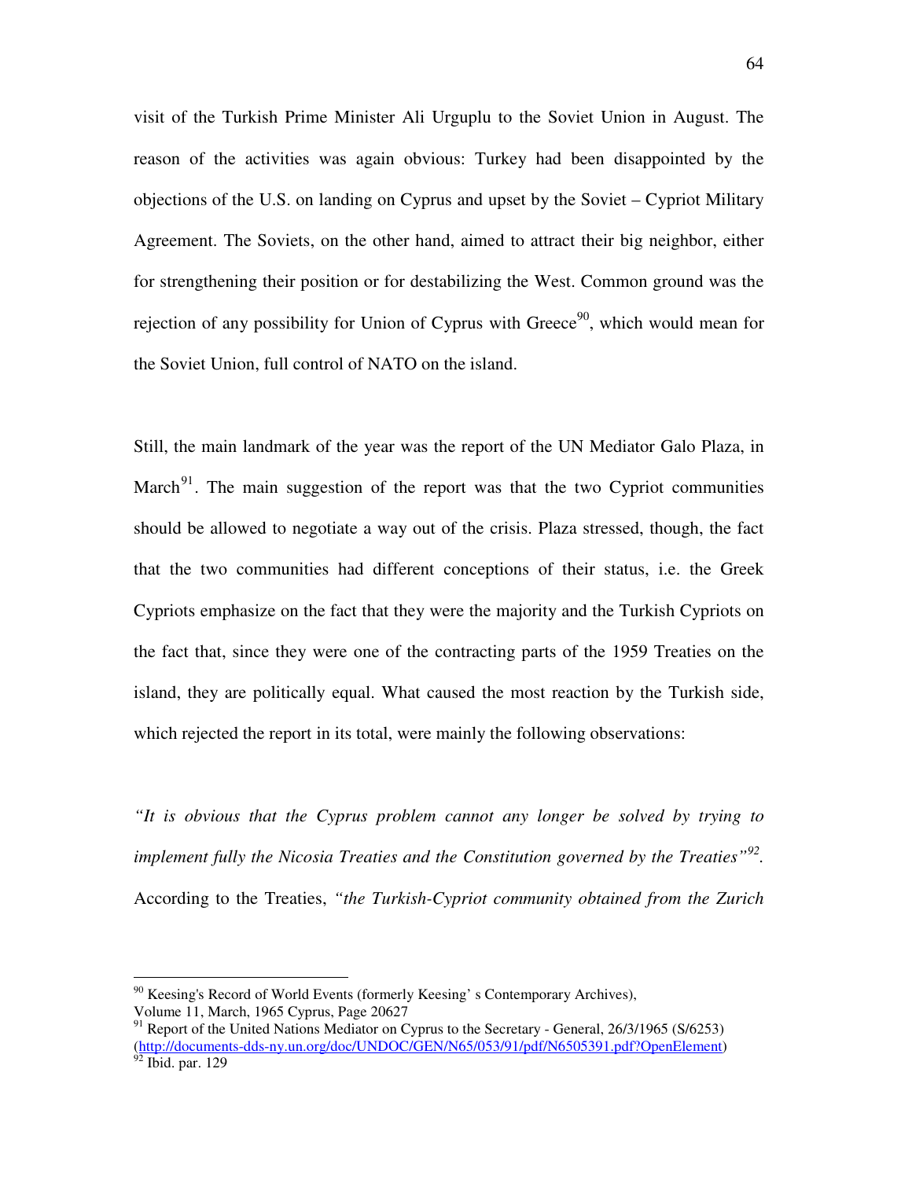visit of the Turkish Prime Minister Ali Urguplu to the Soviet Union in August. The reason of the activities was again obvious: Turkey had been disappointed by the objections of the U.S. on landing on Cyprus and upset by the Soviet – Cypriot Military Agreement. The Soviets, on the other hand, aimed to attract their big neighbor, either for strengthening their position or for destabilizing the West. Common ground was the rejection of any possibility for Union of Cyprus with Greece[90], which would mean for the Soviet Union, full control of NATO on the island.

Still, the main landmark of the year was the report of the UN Mediator Galo Plaza, in March[91]. The main suggestion of the report was that the two Cypriot communities should be allowed to negotiate a way out of the crisis. Plaza stressed, though, the fact that the two communities had different conceptions of their status, i.e. the Greek Cypriots emphasize on the fact that they were the majority and the Turkish Cypriots on the fact that, since they were one of the contracting parts of the 1959 Treaties on the island, they are politically equal. What caused the most reaction by the Turkish side, which rejected the report in its total, were mainly the following observations:

*"It is obvious that the Cyprus problem cannot any longer be solved by trying to implement fully the Nicosia Treaties and the Constitution governed by the Treaties"*[92]. According to the Treaties, *"the Turkish-Cypriot community obtained from the Zurich*

---

[90] Keesing's Record of World Events (formerly Keesing' s Contemporary Archives), Volume 11, March, 1965 Cyprus, Page 20627

[91] Report of the United Nations Mediator on Cyprus to the Secretary - General, 26/3/1965 (S/6253) (http://documents-dds-ny.un.org/doc/UNDOC/GEN/N65/053/91/pdf/N6505391.pdf?OpenElement)

[92] Ibid. par. 129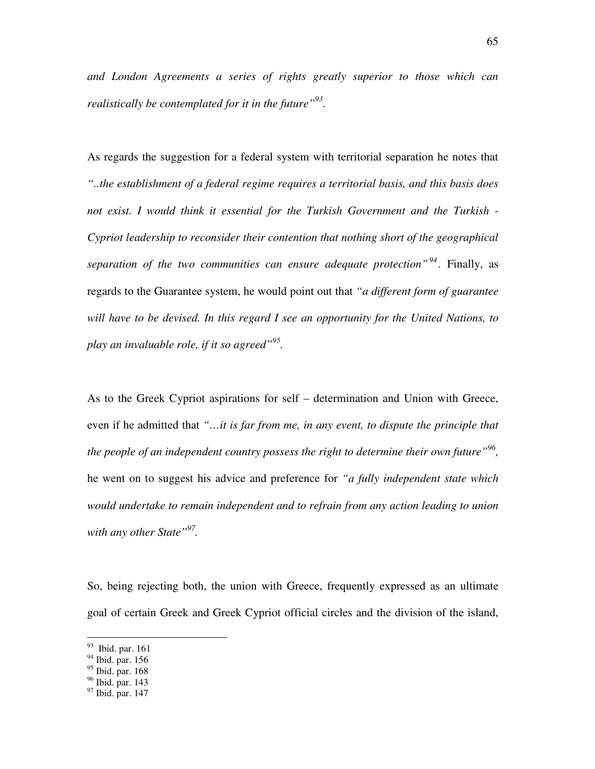*and London Agreements a series of rights greatly superior to those which can realistically be contemplated for it in the future"*[93].

As regards the suggestion for a federal system with territorial separation he notes that *"..the establishment of a federal regime requires a territorial basis, and this basis does not exist. I would think it essential for the Turkish Government and the Turkish - Cypriot leadership to reconsider their contention that nothing short of the geographical separation of the two communities can ensure adequate protection"*[94]. Finally, as regards to the Guarantee system, he would point out that *"a different form of guarantee will have to be devised. In this regard I see an opportunity for the United Nations, to play an invaluable role, if it so agreed"*[95].

As to the Greek Cypriot aspirations for self – determination and Union with Greece, even if he admitted that *"…it is far from me, in any event, to dispute the principle that the people of an independent country possess the right to determine their own future"*[96], he went on to suggest his advice and preference for *"a fully independent state which would undertake to remain independent and to refrain from any action leading to union with any other State"*[97].

So, being rejecting both, the union with Greece, frequently expressed as an ultimate goal of certain Greek and Greek Cypriot official circles and the division of the island,

---

[93] Ibid. par. 161
[94] Ibid. par. 156
[95] Ibid. par. 168
[96] Ibid. par. 143
[97] Ibid. par. 147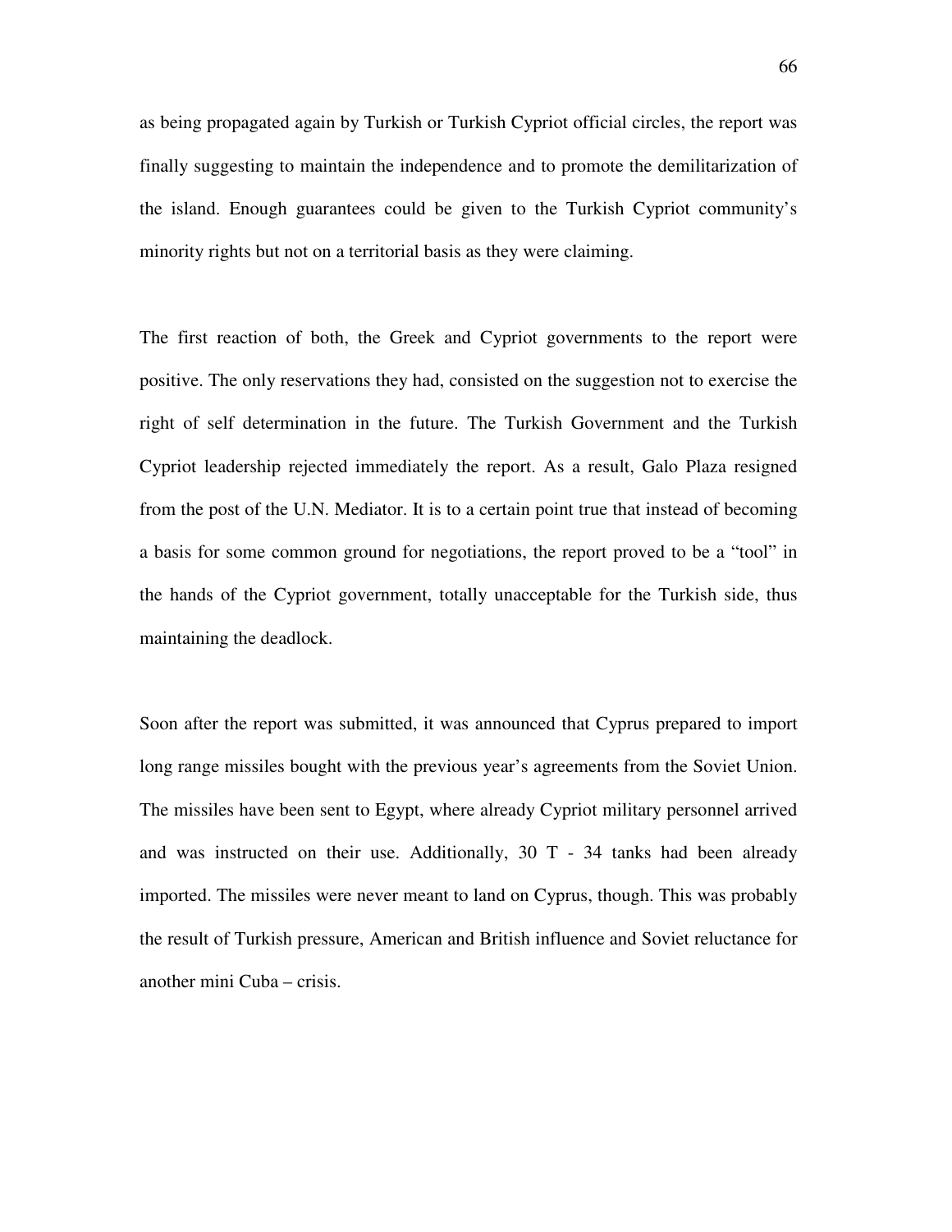as being propagated again by Turkish or Turkish Cypriot official circles, the report was finally suggesting to maintain the independence and to promote the demilitarization of the island. Enough guarantees could be given to the Turkish Cypriot community's minority rights but not on a territorial basis as they were claiming.

The first reaction of both, the Greek and Cypriot governments to the report were positive. The only reservations they had, consisted on the suggestion not to exercise the right of self determination in the future. The Turkish Government and the Turkish Cypriot leadership rejected immediately the report. As a result, Galo Plaza resigned from the post of the U.N. Mediator. It is to a certain point true that instead of becoming a basis for some common ground for negotiations, the report proved to be a "tool" in the hands of the Cypriot government, totally unacceptable for the Turkish side, thus maintaining the deadlock.

Soon after the report was submitted, it was announced that Cyprus prepared to import long range missiles bought with the previous year's agreements from the Soviet Union. The missiles have been sent to Egypt, where already Cypriot military personnel arrived and was instructed on their use. Additionally, 30 T - 34 tanks had been already imported. The missiles were never meant to land on Cyprus, though. This was probably the result of Turkish pressure, American and British influence and Soviet reluctance for another mini Cuba – crisis.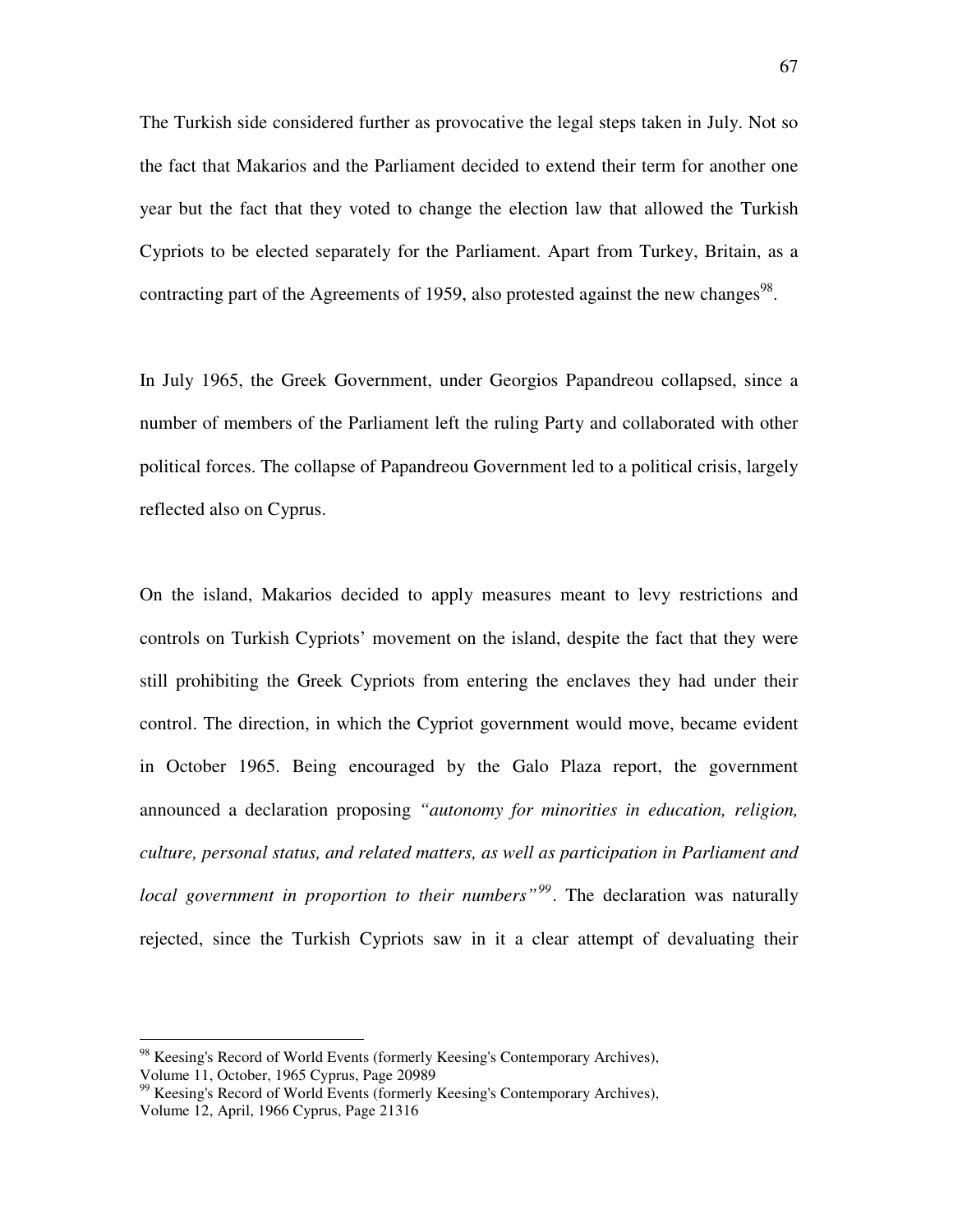The Turkish side considered further as provocative the legal steps taken in July. Not so the fact that Makarios and the Parliament decided to extend their term for another one year but the fact that they voted to change the election law that allowed the Turkish Cypriots to be elected separately for the Parliament. Apart from Turkey, Britain, as a contracting part of the Agreements of 1959, also protested against the new changes[98].

In July 1965, the Greek Government, under Georgios Papandreou collapsed, since a number of members of the Parliament left the ruling Party and collaborated with other political forces. The collapse of Papandreou Government led to a political crisis, largely reflected also on Cyprus.

On the island, Makarios decided to apply measures meant to levy restrictions and controls on Turkish Cypriots' movement on the island, despite the fact that they were still prohibiting the Greek Cypriots from entering the enclaves they had under their control. The direction, in which the Cypriot government would move, became evident in October 1965. Being encouraged by the Galo Plaza report, the government announced a declaration proposing *"autonomy for minorities in education, religion, culture, personal status, and related matters, as well as participation in Parliament and local government in proportion to their numbers"*[99]. The declaration was naturally rejected, since the Turkish Cypriots saw in it a clear attempt of devaluating their

---

[98] Keesing's Record of World Events (formerly Keesing's Contemporary Archives), Volume 11, October, 1965 Cyprus, Page 20989

[99] Keesing's Record of World Events (formerly Keesing's Contemporary Archives), Volume 12, April, 1966 Cyprus, Page 21316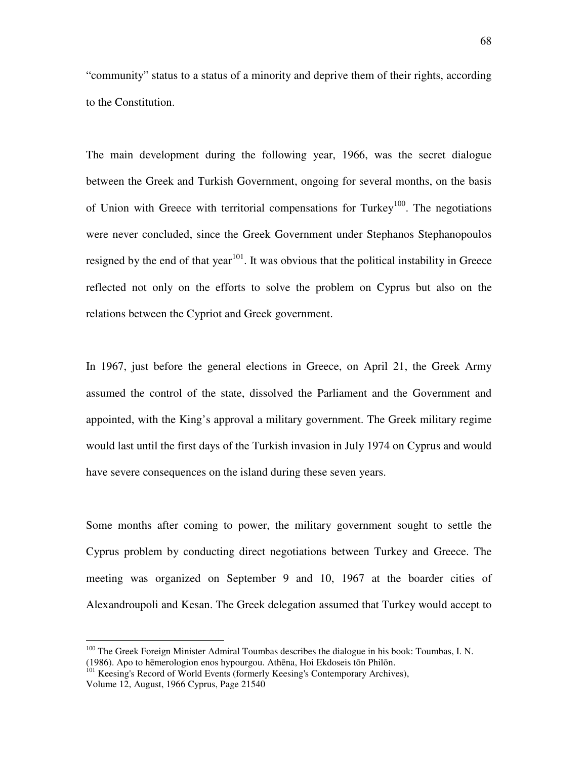"community" status to a status of a minority and deprive them of their rights, according to the Constitution.

The main development during the following year, 1966, was the secret dialogue between the Greek and Turkish Government, ongoing for several months, on the basis of Union with Greece with territorial compensations for Turkey[100]. The negotiations were never concluded, since the Greek Government under Stephanos Stephanopoulos resigned by the end of that year[101]. It was obvious that the political instability in Greece reflected not only on the efforts to solve the problem on Cyprus but also on the relations between the Cypriot and Greek government.

In 1967, just before the general elections in Greece, on April 21, the Greek Army assumed the control of the state, dissolved the Parliament and the Government and appointed, with the King's approval a military government. The Greek military regime would last until the first days of the Turkish invasion in July 1974 on Cyprus and would have severe consequences on the island during these seven years.

Some months after coming to power, the military government sought to settle the Cyprus problem by conducting direct negotiations between Turkey and Greece. The meeting was organized on September 9 and 10, 1967 at the boarder cities of Alexandroupoli and Kesan. The Greek delegation assumed that Turkey would accept to

---

[100] The Greek Foreign Minister Admiral Toumbas describes the dialogue in his book: Toumbas, I. N. (1986). Apo to hēmerologion enos hypourgou. Athēna, Hoi Ekdoseis tōn Philōn.

[101] Keesing's Record of World Events (formerly Keesing's Contemporary Archives), Volume 12, August, 1966 Cyprus, Page 21540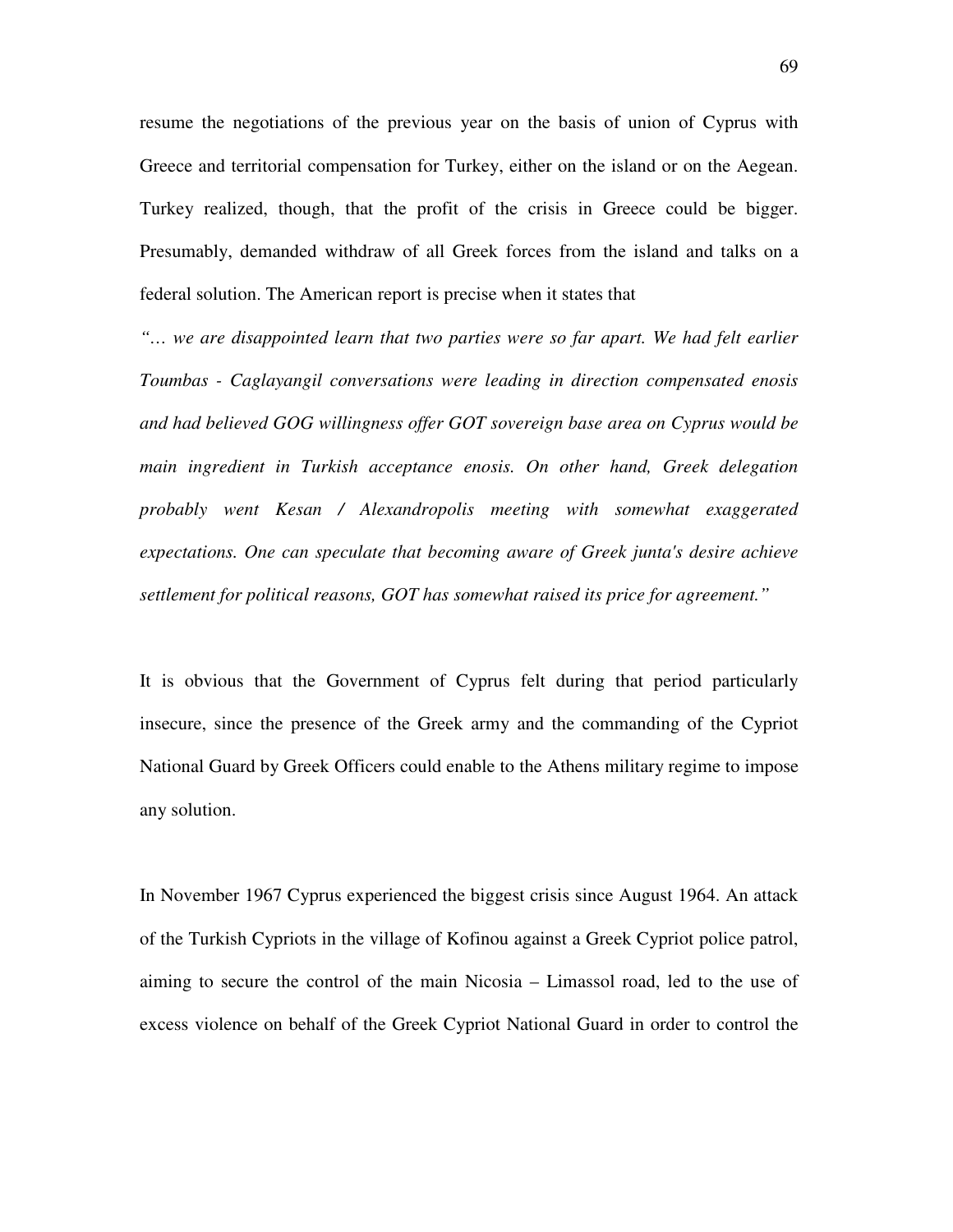resume the negotiations of the previous year on the basis of union of Cyprus with Greece and territorial compensation for Turkey, either on the island or on the Aegean. Turkey realized, though, that the profit of the crisis in Greece could be bigger. Presumably, demanded withdraw of all Greek forces from the island and talks on a federal solution. The American report is precise when it states that

*"… we are disappointed learn that two parties were so far apart. We had felt earlier Toumbas - Caglayangil conversations were leading in direction compensated enosis and had believed GOG willingness offer GOT sovereign base area on Cyprus would be main ingredient in Turkish acceptance enosis. On other hand, Greek delegation probably went Kesan / Alexandropolis meeting with somewhat exaggerated expectations. One can speculate that becoming aware of Greek junta's desire achieve settlement for political reasons, GOT has somewhat raised its price for agreement."*

It is obvious that the Government of Cyprus felt during that period particularly insecure, since the presence of the Greek army and the commanding of the Cypriot National Guard by Greek Officers could enable to the Athens military regime to impose any solution.

In November 1967 Cyprus experienced the biggest crisis since August 1964. An attack of the Turkish Cypriots in the village of Kofinou against a Greek Cypriot police patrol, aiming to secure the control of the main Nicosia – Limassol road, led to the use of excess violence on behalf of the Greek Cypriot National Guard in order to control the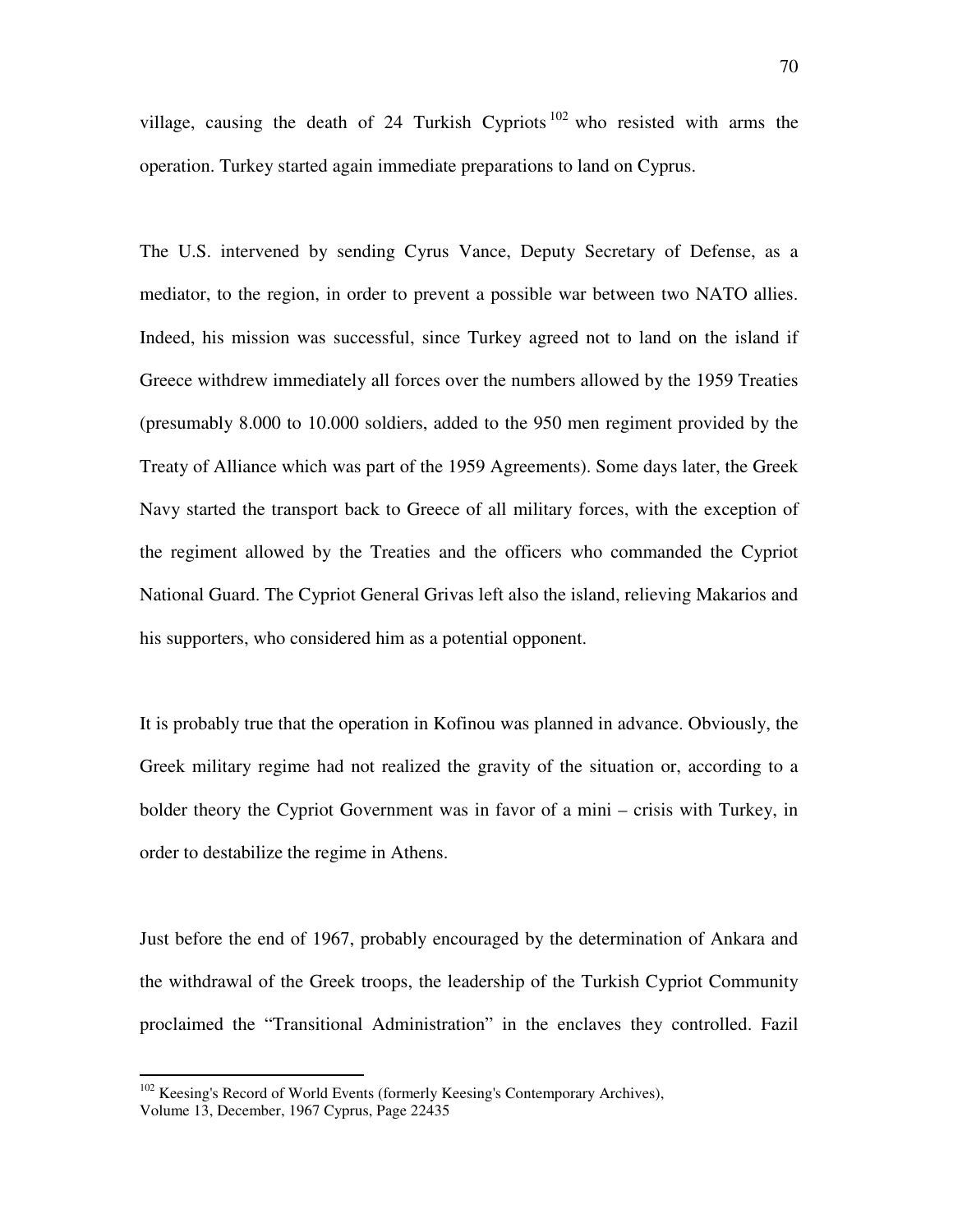village, causing the death of 24 Turkish Cypriots[102] who resisted with arms the operation. Turkey started again immediate preparations to land on Cyprus.

The U.S. intervened by sending Cyrus Vance, Deputy Secretary of Defense, as a mediator, to the region, in order to prevent a possible war between two NATO allies. Indeed, his mission was successful, since Turkey agreed not to land on the island if Greece withdrew immediately all forces over the numbers allowed by the 1959 Treaties (presumably 8.000 to 10.000 soldiers, added to the 950 men regiment provided by the Treaty of Alliance which was part of the 1959 Agreements). Some days later, the Greek Navy started the transport back to Greece of all military forces, with the exception of the regiment allowed by the Treaties and the officers who commanded the Cypriot National Guard. The Cypriot General Grivas left also the island, relieving Makarios and his supporters, who considered him as a potential opponent.

It is probably true that the operation in Kofinou was planned in advance. Obviously, the Greek military regime had not realized the gravity of the situation or, according to a bolder theory the Cypriot Government was in favor of a mini – crisis with Turkey, in order to destabilize the regime in Athens.

Just before the end of 1967, probably encouraged by the determination of Ankara and the withdrawal of the Greek troops, the leadership of the Turkish Cypriot Community proclaimed the "Transitional Administration" in the enclaves they controlled. Fazil

---

[102] Keesing's Record of World Events (formerly Keesing's Contemporary Archives), Volume 13, December, 1967 Cyprus, Page 22435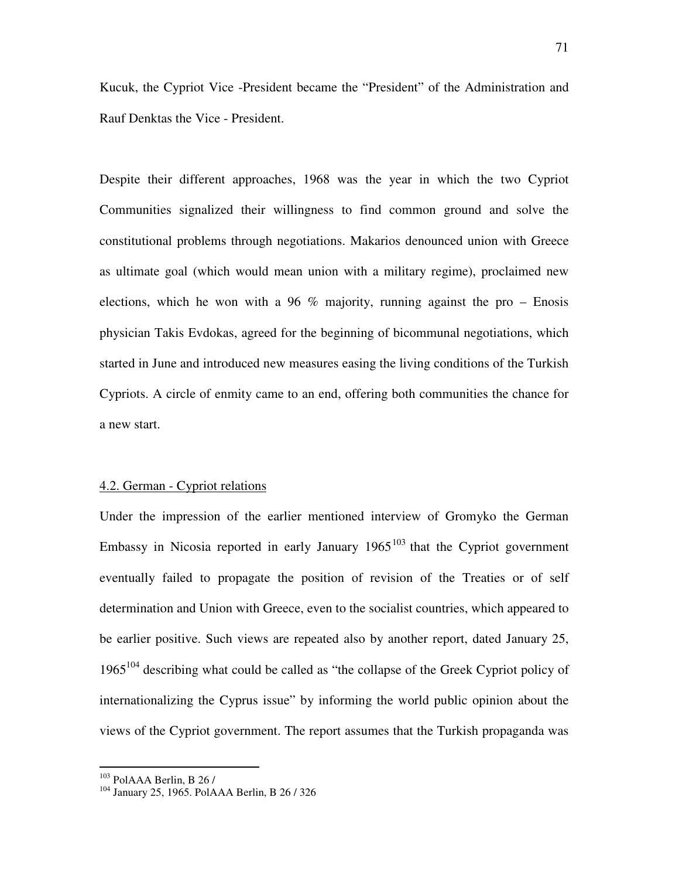Kucuk, the Cypriot Vice -President became the "President" of the Administration and Rauf Denktas the Vice - President.

Despite their different approaches, 1968 was the year in which the two Cypriot Communities signalized their willingness to find common ground and solve the constitutional problems through negotiations. Makarios denounced union with Greece as ultimate goal (which would mean union with a military regime), proclaimed new elections, which he won with a 96 % majority, running against the pro – Enosis physician Takis Evdokas, agreed for the beginning of bicommunal negotiations, which started in June and introduced new measures easing the living conditions of the Turkish Cypriots. A circle of enmity came to an end, offering both communities the chance for a new start.

## 4.2. German - Cypriot relations

Under the impression of the earlier mentioned interview of Gromyko the German Embassy in Nicosia reported in early January 1965[103] that the Cypriot government eventually failed to propagate the position of revision of the Treaties or of self determination and Union with Greece, even to the socialist countries, which appeared to be earlier positive. Such views are repeated also by another report, dated January 25, 1965[104] describing what could be called as "the collapse of the Greek Cypriot policy of internationalizing the Cyprus issue" by informing the world public opinion about the views of the Cypriot government. The report assumes that the Turkish propaganda was

---

[103] PolAAA Berlin, B 26 /

[104] January 25, 1965. PolAAA Berlin, B 26 / 326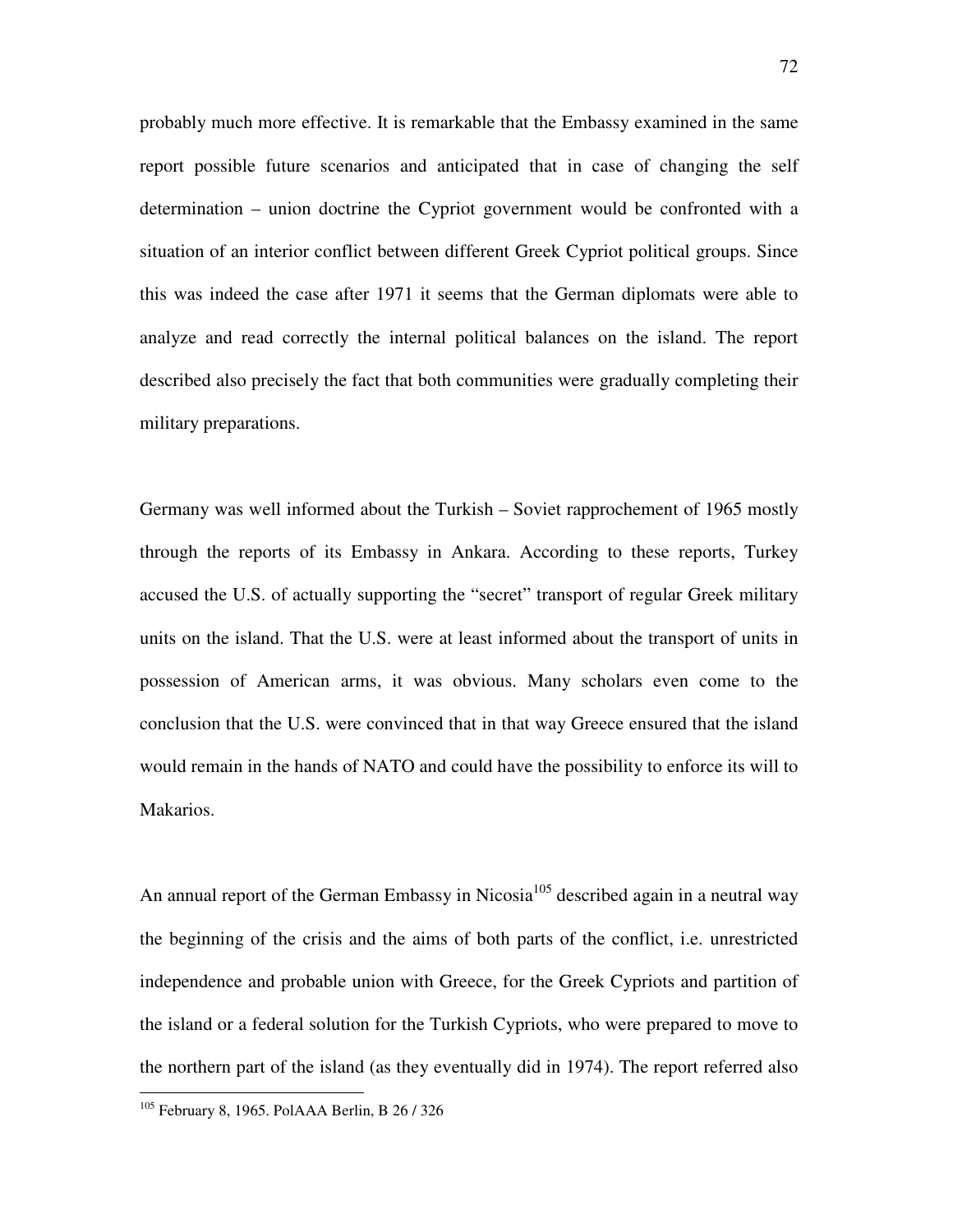probably much more effective. It is remarkable that the Embassy examined in the same report possible future scenarios and anticipated that in case of changing the self determination – union doctrine the Cypriot government would be confronted with a situation of an interior conflict between different Greek Cypriot political groups. Since this was indeed the case after 1971 it seems that the German diplomats were able to analyze and read correctly the internal political balances on the island. The report described also precisely the fact that both communities were gradually completing their military preparations.

Germany was well informed about the Turkish – Soviet rapprochement of 1965 mostly through the reports of its Embassy in Ankara. According to these reports, Turkey accused the U.S. of actually supporting the "secret" transport of regular Greek military units on the island. That the U.S. were at least informed about the transport of units in possession of American arms, it was obvious. Many scholars even come to the conclusion that the U.S. were convinced that in that way Greece ensured that the island would remain in the hands of NATO and could have the possibility to enforce its will to Makarios.

An annual report of the German Embassy in Nicosia[105] described again in a neutral way the beginning of the crisis and the aims of both parts of the conflict, i.e. unrestricted independence and probable union with Greece, for the Greek Cypriots and partition of the island or a federal solution for the Turkish Cypriots, who were prepared to move to the northern part of the island (as they eventually did in 1974). The report referred also

[105] February 8, 1965. PolAAA Berlin, B 26 / 326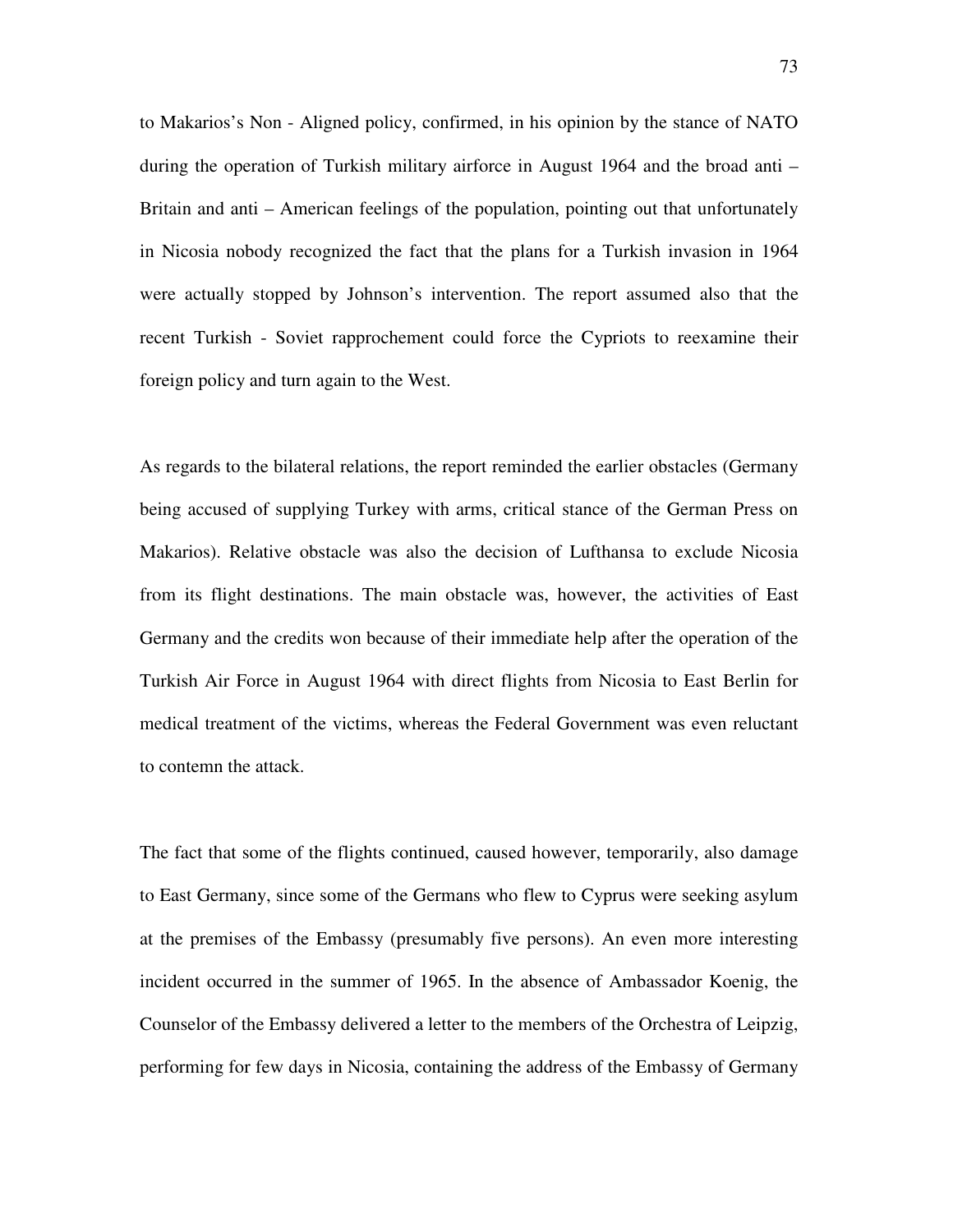to Makarios's Non - Aligned policy, confirmed, in his opinion by the stance of NATO during the operation of Turkish military airforce in August 1964 and the broad anti – Britain and anti – American feelings of the population, pointing out that unfortunately in Nicosia nobody recognized the fact that the plans for a Turkish invasion in 1964 were actually stopped by Johnson's intervention. The report assumed also that the recent Turkish - Soviet rapprochement could force the Cypriots to reexamine their foreign policy and turn again to the West.

As regards to the bilateral relations, the report reminded the earlier obstacles (Germany being accused of supplying Turkey with arms, critical stance of the German Press on Makarios). Relative obstacle was also the decision of Lufthansa to exclude Nicosia from its flight destinations. The main obstacle was, however, the activities of East Germany and the credits won because of their immediate help after the operation of the Turkish Air Force in August 1964 with direct flights from Nicosia to East Berlin for medical treatment of the victims, whereas the Federal Government was even reluctant to contemn the attack.

The fact that some of the flights continued, caused however, temporarily, also damage to East Germany, since some of the Germans who flew to Cyprus were seeking asylum at the premises of the Embassy (presumably five persons). An even more interesting incident occurred in the summer of 1965. In the absence of Ambassador Koenig, the Counselor of the Embassy delivered a letter to the members of the Orchestra of Leipzig, performing for few days in Nicosia, containing the address of the Embassy of Germany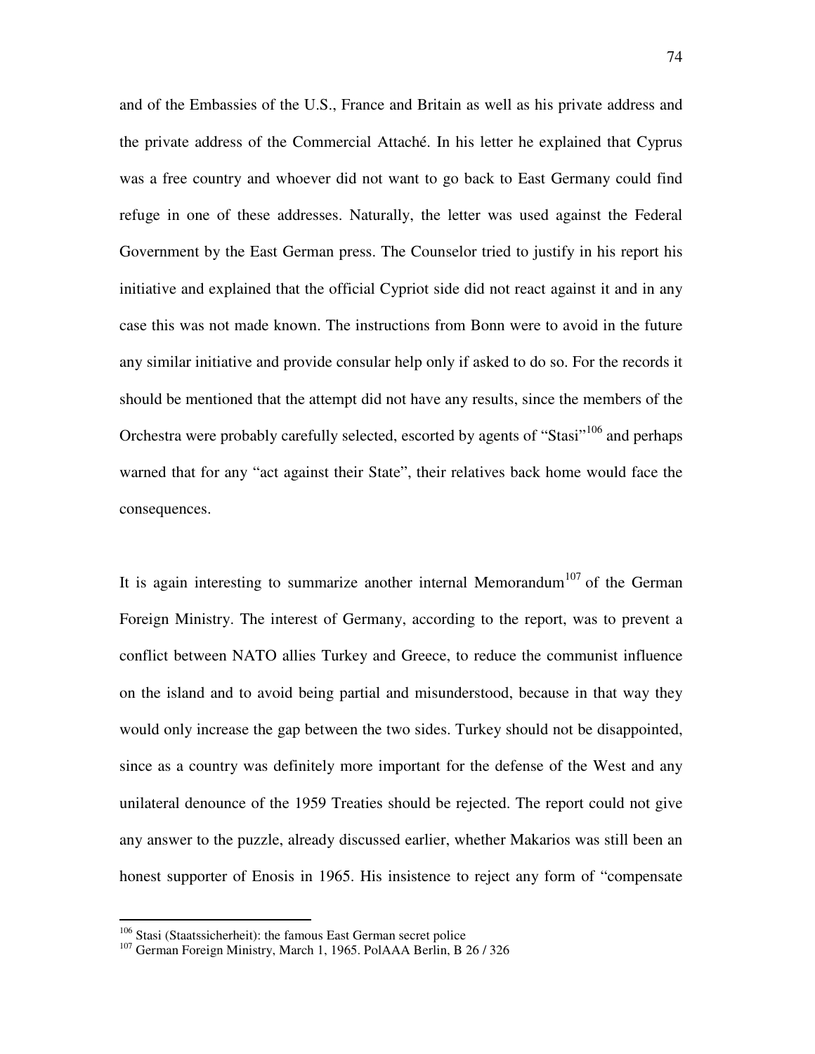and of the Embassies of the U.S., France and Britain as well as his private address and the private address of the Commercial Attaché. In his letter he explained that Cyprus was a free country and whoever did not want to go back to East Germany could find refuge in one of these addresses. Naturally, the letter was used against the Federal Government by the East German press. The Counselor tried to justify in his report his initiative and explained that the official Cypriot side did not react against it and in any case this was not made known. The instructions from Bonn were to avoid in the future any similar initiative and provide consular help only if asked to do so. For the records it should be mentioned that the attempt did not have any results, since the members of the Orchestra were probably carefully selected, escorted by agents of "Stasi"[106] and perhaps warned that for any "act against their State", their relatives back home would face the consequences.

It is again interesting to summarize another internal Memorandum[107] of the German Foreign Ministry. The interest of Germany, according to the report, was to prevent a conflict between NATO allies Turkey and Greece, to reduce the communist influence on the island and to avoid being partial and misunderstood, because in that way they would only increase the gap between the two sides. Turkey should not be disappointed, since as a country was definitely more important for the defense of the West and any unilateral denounce of the 1959 Treaties should be rejected. The report could not give any answer to the puzzle, already discussed earlier, whether Makarios was still been an honest supporter of Enosis in 1965. His insistence to reject any form of "compensate

---

[106] Stasi (Staatssicherheit): the famous East German secret police

[107] German Foreign Ministry, March 1, 1965. PolAAA Berlin, B 26 / 326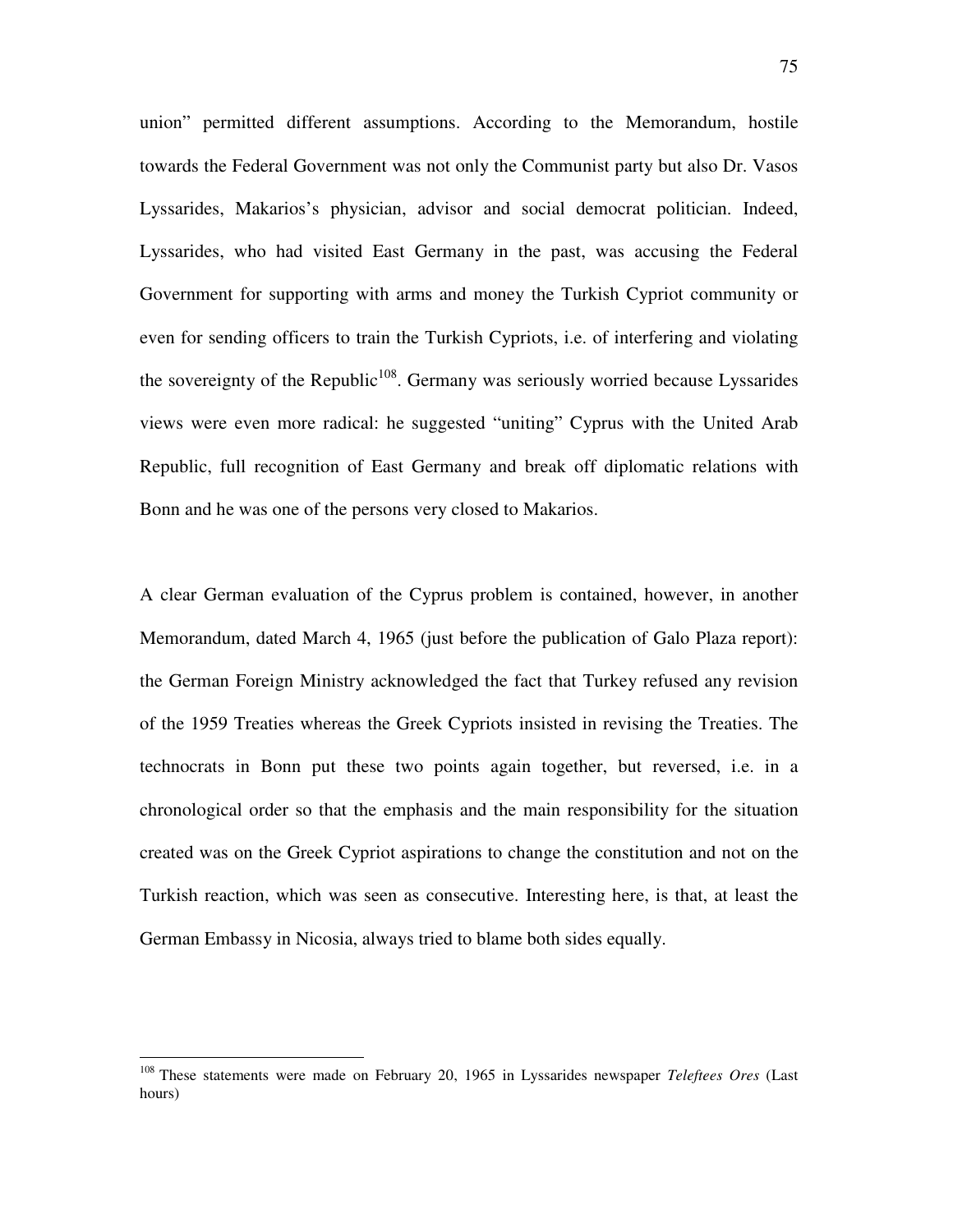union" permitted different assumptions. According to the Memorandum, hostile towards the Federal Government was not only the Communist party but also Dr. Vasos Lyssarides, Makarios's physician, advisor and social democrat politician. Indeed, Lyssarides, who had visited East Germany in the past, was accusing the Federal Government for supporting with arms and money the Turkish Cypriot community or even for sending officers to train the Turkish Cypriots, i.e. of interfering and violating the sovereignty of the Republic[108]. Germany was seriously worried because Lyssarides views were even more radical: he suggested "uniting" Cyprus with the United Arab Republic, full recognition of East Germany and break off diplomatic relations with Bonn and he was one of the persons very closed to Makarios.

A clear German evaluation of the Cyprus problem is contained, however, in another Memorandum, dated March 4, 1965 (just before the publication of Galo Plaza report): the German Foreign Ministry acknowledged the fact that Turkey refused any revision of the 1959 Treaties whereas the Greek Cypriots insisted in revising the Treaties. The technocrats in Bonn put these two points again together, but reversed, i.e. in a chronological order so that the emphasis and the main responsibility for the situation created was on the Greek Cypriot aspirations to change the constitution and not on the Turkish reaction, which was seen as consecutive. Interesting here, is that, at least the German Embassy in Nicosia, always tried to blame both sides equally.

[108] These statements were made on February 20, 1965 in Lyssarides newspaper *Teleftees Ores* (Last hours)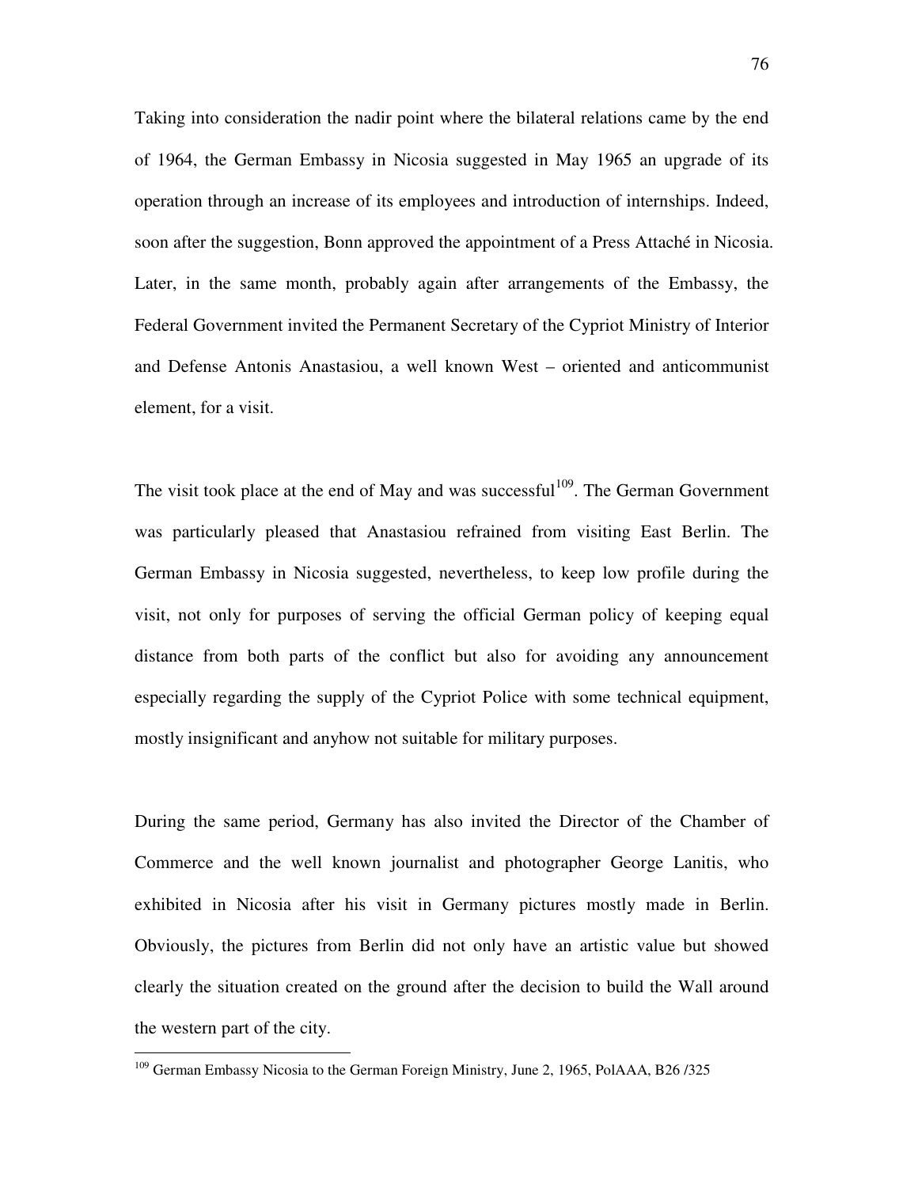Taking into consideration the nadir point where the bilateral relations came by the end of 1964, the German Embassy in Nicosia suggested in May 1965 an upgrade of its operation through an increase of its employees and introduction of internships. Indeed, soon after the suggestion, Bonn approved the appointment of a Press Attaché in Nicosia. Later, in the same month, probably again after arrangements of the Embassy, the Federal Government invited the Permanent Secretary of the Cypriot Ministry of Interior and Defense Antonis Anastasiou, a well known West – oriented and anticommunist element, for a visit.

The visit took place at the end of May and was successful[109]. The German Government was particularly pleased that Anastasiou refrained from visiting East Berlin. The German Embassy in Nicosia suggested, nevertheless, to keep low profile during the visit, not only for purposes of serving the official German policy of keeping equal distance from both parts of the conflict but also for avoiding any announcement especially regarding the supply of the Cypriot Police with some technical equipment, mostly insignificant and anyhow not suitable for military purposes.

During the same period, Germany has also invited the Director of the Chamber of Commerce and the well known journalist and photographer George Lanitis, who exhibited in Nicosia after his visit in Germany pictures mostly made in Berlin. Obviously, the pictures from Berlin did not only have an artistic value but showed clearly the situation created on the ground after the decision to build the Wall around the western part of the city.

[109] German Embassy Nicosia to the German Foreign Ministry, June 2, 1965, PolAAA, B26 /325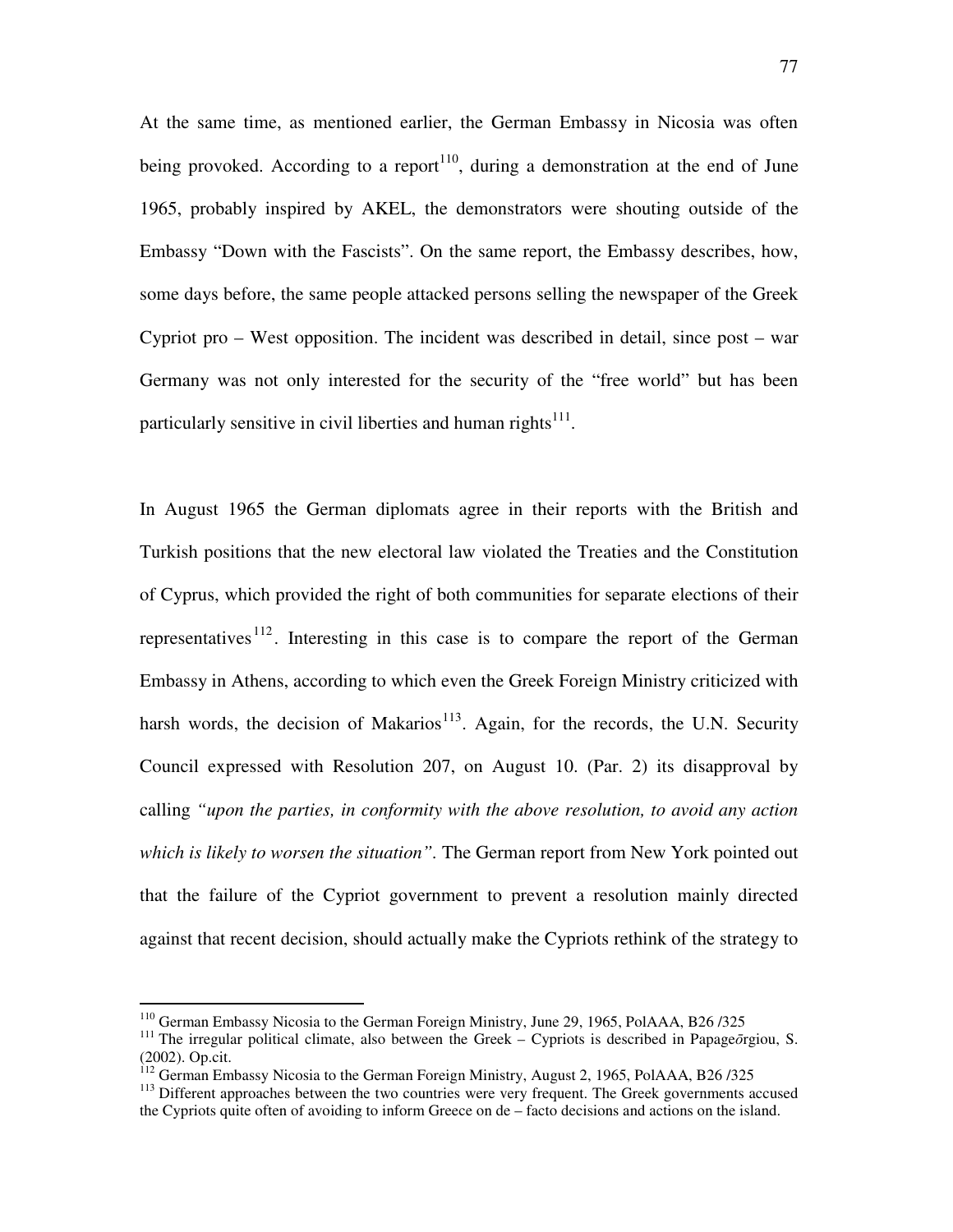At the same time, as mentioned earlier, the German Embassy in Nicosia was often being provoked. According to a report[110], during a demonstration at the end of June 1965, probably inspired by AKEL, the demonstrators were shouting outside of the Embassy "Down with the Fascists". On the same report, the Embassy describes, how, some days before, the same people attacked persons selling the newspaper of the Greek Cypriot pro – West opposition. The incident was described in detail, since post – war Germany was not only interested for the security of the "free world" but has been particularly sensitive in civil liberties and human rights[111].

In August 1965 the German diplomats agree in their reports with the British and Turkish positions that the new electoral law violated the Treaties and the Constitution of Cyprus, which provided the right of both communities for separate elections of their representatives[112]. Interesting in this case is to compare the report of the German Embassy in Athens, according to which even the Greek Foreign Ministry criticized with harsh words, the decision of Makarios[113]. Again, for the records, the U.N. Security Council expressed with Resolution 207, on August 10. (Par. 2) its disapproval by calling *"upon the parties, in conformity with the above resolution, to avoid any action which is likely to worsen the situation"*. The German report from New York pointed out that the failure of the Cypriot government to prevent a resolution mainly directed against that recent decision, should actually make the Cypriots rethink of the strategy to

---

[110] German Embassy Nicosia to the German Foreign Ministry, June 29, 1965, PolAAA, B26 /325

[111] The irregular political climate, also between the Greek – Cypriots is described in Papageōrgiou, S. (2002). Op.cit.

[112] German Embassy Nicosia to the German Foreign Ministry, August 2, 1965, PolAAA, B26 /325

[113] Different approaches between the two countries were very frequent. The Greek governments accused the Cypriots quite often of avoiding to inform Greece on de – facto decisions and actions on the island.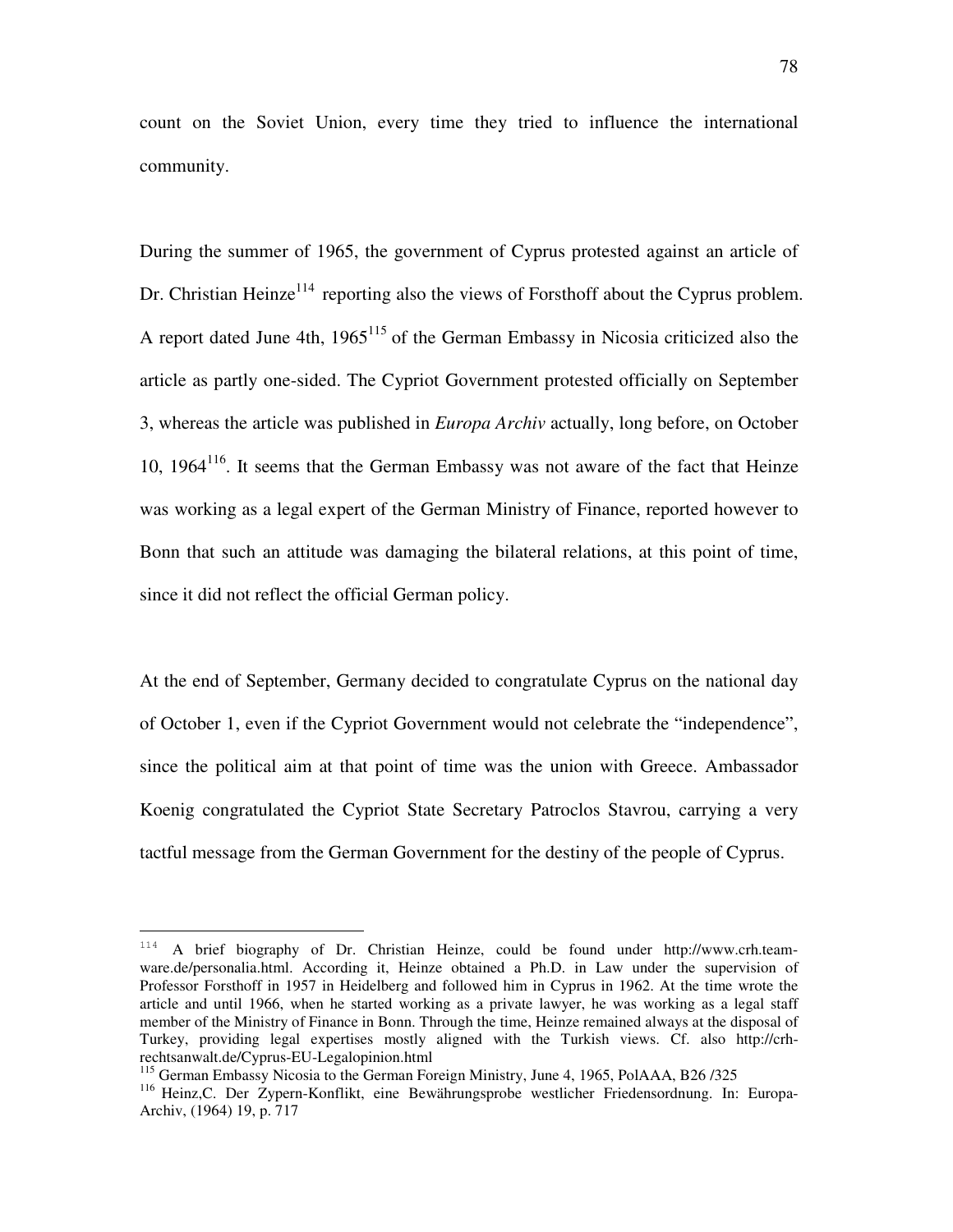count on the Soviet Union, every time they tried to influence the international community.

During the summer of 1965, the government of Cyprus protested against an article of Dr. Christian Heinze[114] reporting also the views of Forsthoff about the Cyprus problem. A report dated June 4th, 1965[115] of the German Embassy in Nicosia criticized also the article as partly one-sided. The Cypriot Government protested officially on September 3, whereas the article was published in *Europa Archiv* actually, long before, on October 10, 1964[116]. It seems that the German Embassy was not aware of the fact that Heinze was working as a legal expert of the German Ministry of Finance, reported however to Bonn that such an attitude was damaging the bilateral relations, at this point of time, since it did not reflect the official German policy.

At the end of September, Germany decided to congratulate Cyprus on the national day of October 1, even if the Cypriot Government would not celebrate the "independence", since the political aim at that point of time was the union with Greece. Ambassador Koenig congratulated the Cypriot State Secretary Patroclos Stavrou, carrying a very tactful message from the German Government for the destiny of the people of Cyprus.

---

[114] A brief biography of Dr. Christian Heinze, could be found under http://www.crh.team-ware.de/personalia.html. According it, Heinze obtained a Ph.D. in Law under the supervision of Professor Forsthoff in 1957 in Heidelberg and followed him in Cyprus in 1962. At the time wrote the article and until 1966, when he started working as a private lawyer, he was working as a legal staff member of the Ministry of Finance in Bonn. Through the time, Heinze remained always at the disposal of Turkey, providing legal expertises mostly aligned with the Turkish views. Cf. also http://crh-rechtsanwalt.de/Cyprus-EU-Legalopinion.html

[115] German Embassy Nicosia to the German Foreign Ministry, June 4, 1965, PolAAA, B26 /325

[116] Heinz,C. Der Zypern-Konflikt, eine Bewährungsprobe westlicher Friedensordnung. In: Europa-Archiv, (1964) 19, p. 717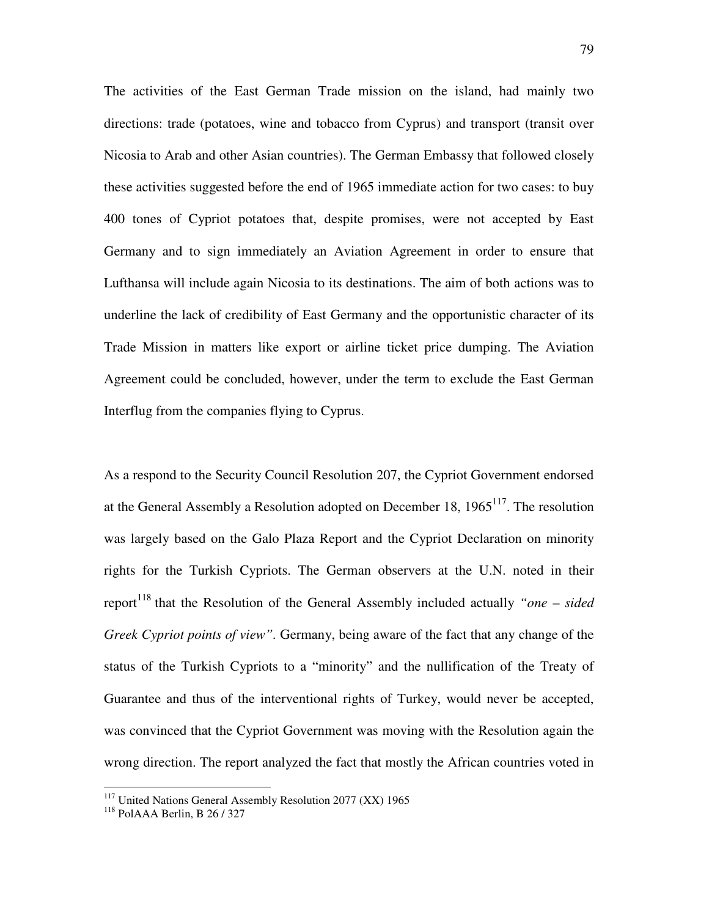The activities of the East German Trade mission on the island, had mainly two directions: trade (potatoes, wine and tobacco from Cyprus) and transport (transit over Nicosia to Arab and other Asian countries). The German Embassy that followed closely these activities suggested before the end of 1965 immediate action for two cases: to buy 400 tones of Cypriot potatoes that, despite promises, were not accepted by East Germany and to sign immediately an Aviation Agreement in order to ensure that Lufthansa will include again Nicosia to its destinations. The aim of both actions was to underline the lack of credibility of East Germany and the opportunistic character of its Trade Mission in matters like export or airline ticket price dumping. The Aviation Agreement could be concluded, however, under the term to exclude the East German Interflug from the companies flying to Cyprus.

As a respond to the Security Council Resolution 207, the Cypriot Government endorsed at the General Assembly a Resolution adopted on December 18, 1965[117]. The resolution was largely based on the Galo Plaza Report and the Cypriot Declaration on minority rights for the Turkish Cypriots. The German observers at the U.N. noted in their report[118] that the Resolution of the General Assembly included actually *"one – sided Greek Cypriot points of view"*. Germany, being aware of the fact that any change of the status of the Turkish Cypriots to a "minority" and the nullification of the Treaty of Guarantee and thus of the interventional rights of Turkey, would never be accepted, was convinced that the Cypriot Government was moving with the Resolution again the wrong direction. The report analyzed the fact that mostly the African countries voted in

---

[117] United Nations General Assembly Resolution 2077 (XX) 1965

[118] PolAAA Berlin, B 26 / 327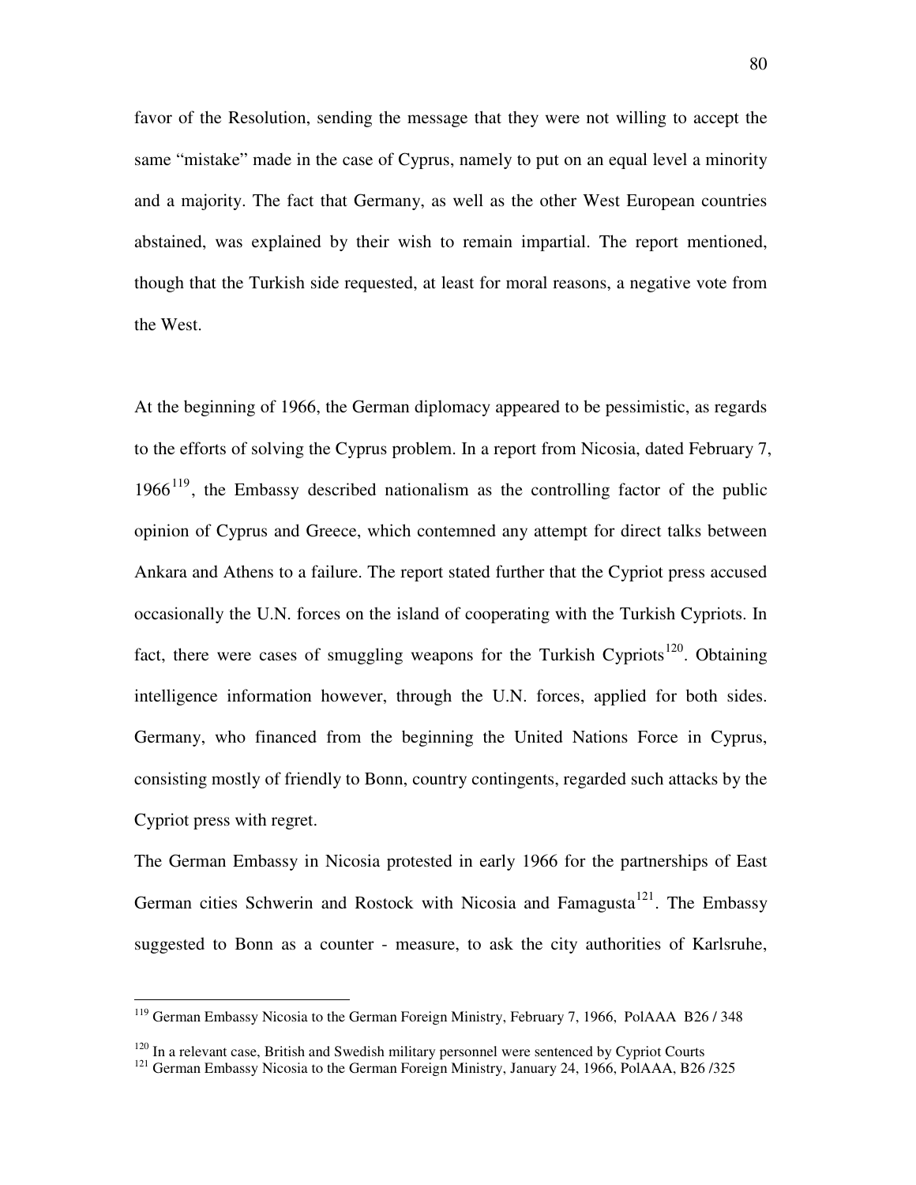favor of the Resolution, sending the message that they were not willing to accept the same "mistake" made in the case of Cyprus, namely to put on an equal level a minority and a majority. The fact that Germany, as well as the other West European countries abstained, was explained by their wish to remain impartial. The report mentioned, though that the Turkish side requested, at least for moral reasons, a negative vote from the West.

At the beginning of 1966, the German diplomacy appeared to be pessimistic, as regards to the efforts of solving the Cyprus problem. In a report from Nicosia, dated February 7, 1966[119], the Embassy described nationalism as the controlling factor of the public opinion of Cyprus and Greece, which contemned any attempt for direct talks between Ankara and Athens to a failure. The report stated further that the Cypriot press accused occasionally the U.N. forces on the island of cooperating with the Turkish Cypriots. In fact, there were cases of smuggling weapons for the Turkish Cypriots[120]. Obtaining intelligence information however, through the U.N. forces, applied for both sides. Germany, who financed from the beginning the United Nations Force in Cyprus, consisting mostly of friendly to Bonn, country contingents, regarded such attacks by the Cypriot press with regret.

The German Embassy in Nicosia protested in early 1966 for the partnerships of East German cities Schwerin and Rostock with Nicosia and Famagusta[121]. The Embassy suggested to Bonn as a counter - measure, to ask the city authorities of Karlsruhe,

[119] German Embassy Nicosia to the German Foreign Ministry, February 7, 1966, PolAAA B26 / 348

[120] In a relevant case, British and Swedish military personnel were sentenced by Cypriot Courts

[121] German Embassy Nicosia to the German Foreign Ministry, January 24, 1966, PolAAA, B26 /325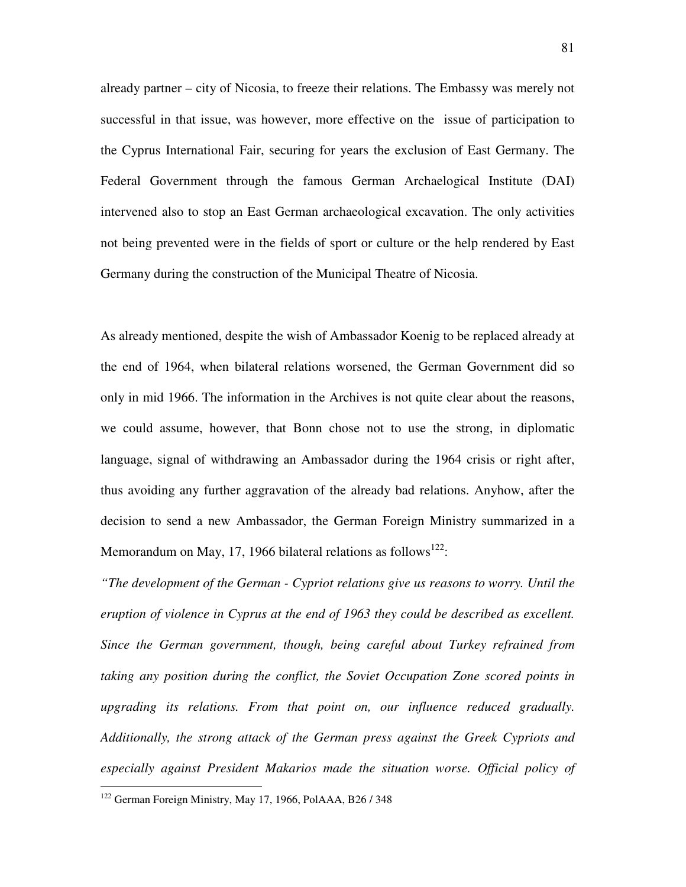already partner – city of Nicosia, to freeze their relations. The Embassy was merely not successful in that issue, was however, more effective on the issue of participation to the Cyprus International Fair, securing for years the exclusion of East Germany. The Federal Government through the famous German Archaelogical Institute (DAI) intervened also to stop an East German archaeological excavation. The only activities not being prevented were in the fields of sport or culture or the help rendered by East Germany during the construction of the Municipal Theatre of Nicosia.

As already mentioned, despite the wish of Ambassador Koenig to be replaced already at the end of 1964, when bilateral relations worsened, the German Government did so only in mid 1966. The information in the Archives is not quite clear about the reasons, we could assume, however, that Bonn chose not to use the strong, in diplomatic language, signal of withdrawing an Ambassador during the 1964 crisis or right after, thus avoiding any further aggravation of the already bad relations. Anyhow, after the decision to send a new Ambassador, the German Foreign Ministry summarized in a Memorandum on May, 17, 1966 bilateral relations as follows[122]:

*"The development of the German - Cypriot relations give us reasons to worry. Until the eruption of violence in Cyprus at the end of 1963 they could be described as excellent. Since the German government, though, being careful about Turkey refrained from taking any position during the conflict, the Soviet Occupation Zone scored points in upgrading its relations. From that point on, our influence reduced gradually. Additionally, the strong attack of the German press against the Greek Cypriots and especially against President Makarios made the situation worse. Official policy of*

---

[122] German Foreign Ministry, May 17, 1966, PolAAA, B26 / 348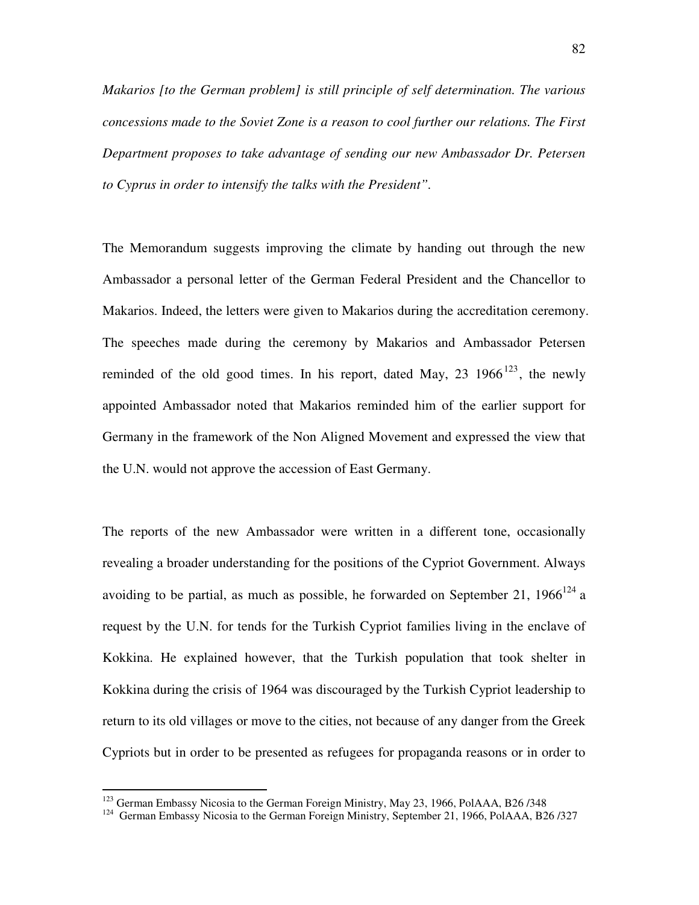*Makarios [to the German problem] is still principle of self determination. The various concessions made to the Soviet Zone is a reason to cool further our relations. The First Department proposes to take advantage of sending our new Ambassador Dr. Petersen to Cyprus in order to intensify the talks with the President".*

The Memorandum suggests improving the climate by handing out through the new Ambassador a personal letter of the German Federal President and the Chancellor to Makarios. Indeed, the letters were given to Makarios during the accreditation ceremony. The speeches made during the ceremony by Makarios and Ambassador Petersen reminded of the old good times. In his report, dated May, 23 1966[123], the newly appointed Ambassador noted that Makarios reminded him of the earlier support for Germany in the framework of the Non Aligned Movement and expressed the view that the U.N. would not approve the accession of East Germany.

The reports of the new Ambassador were written in a different tone, occasionally revealing a broader understanding for the positions of the Cypriot Government. Always avoiding to be partial, as much as possible, he forwarded on September 21, 1966[124] a request by the U.N. for tends for the Turkish Cypriot families living in the enclave of Kokkina. He explained however, that the Turkish population that took shelter in Kokkina during the crisis of 1964 was discouraged by the Turkish Cypriot leadership to return to its old villages or move to the cities, not because of any danger from the Greek Cypriots but in order to be presented as refugees for propaganda reasons or in order to

---

[123] German Embassy Nicosia to the German Foreign Ministry, May 23, 1966, PolAAA, B26 /348

[124] German Embassy Nicosia to the German Foreign Ministry, September 21, 1966, PolAAA, B26 /327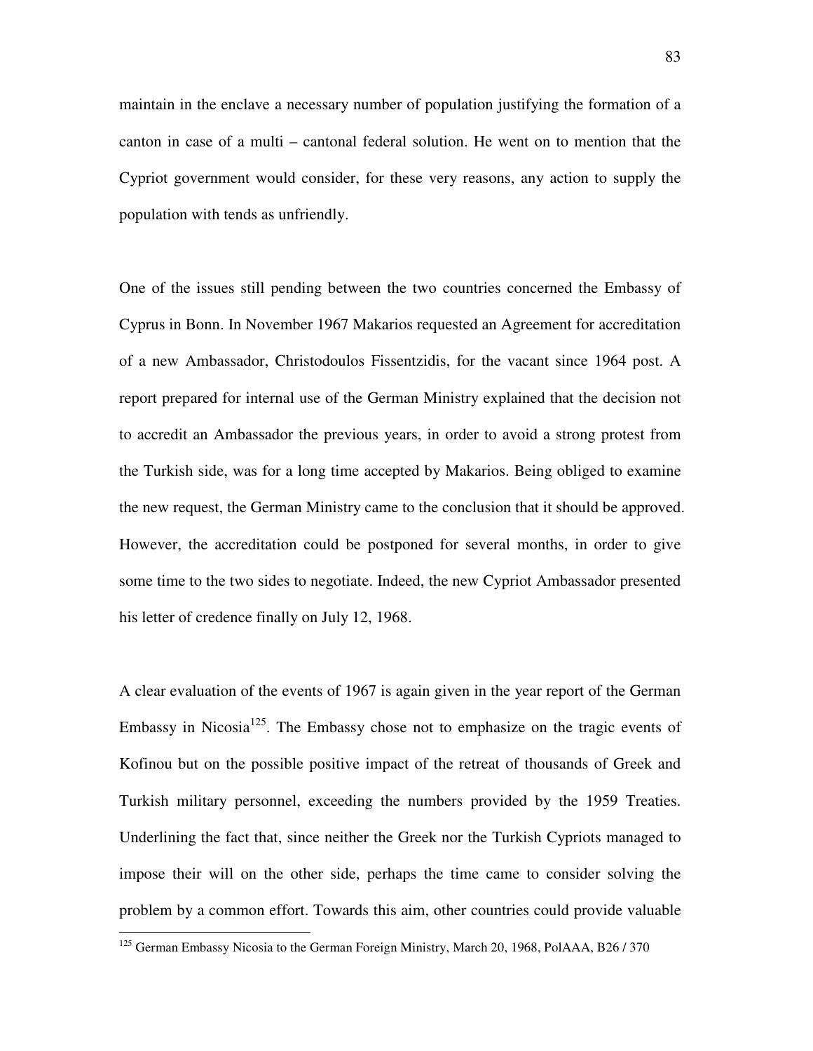maintain in the enclave a necessary number of population justifying the formation of a canton in case of a multi – cantonal federal solution. He went on to mention that the Cypriot government would consider, for these very reasons, any action to supply the population with tends as unfriendly.

One of the issues still pending between the two countries concerned the Embassy of Cyprus in Bonn. In November 1967 Makarios requested an Agreement for accreditation of a new Ambassador, Christodoulos Fissentzidis, for the vacant since 1964 post. A report prepared for internal use of the German Ministry explained that the decision not to accredit an Ambassador the previous years, in order to avoid a strong protest from the Turkish side, was for a long time accepted by Makarios. Being obliged to examine the new request, the German Ministry came to the conclusion that it should be approved. However, the accreditation could be postponed for several months, in order to give some time to the two sides to negotiate. Indeed, the new Cypriot Ambassador presented his letter of credence finally on July 12, 1968.

A clear evaluation of the events of 1967 is again given in the year report of the German Embassy in Nicosia[125]. The Embassy chose not to emphasize on the tragic events of Kofinou but on the possible positive impact of the retreat of thousands of Greek and Turkish military personnel, exceeding the numbers provided by the 1959 Treaties. Underlining the fact that, since neither the Greek nor the Turkish Cypriots managed to impose their will on the other side, perhaps the time came to consider solving the problem by a common effort. Towards this aim, other countries could provide valuable

[125] German Embassy Nicosia to the German Foreign Ministry, March 20, 1968, PolAAA, B26 / 370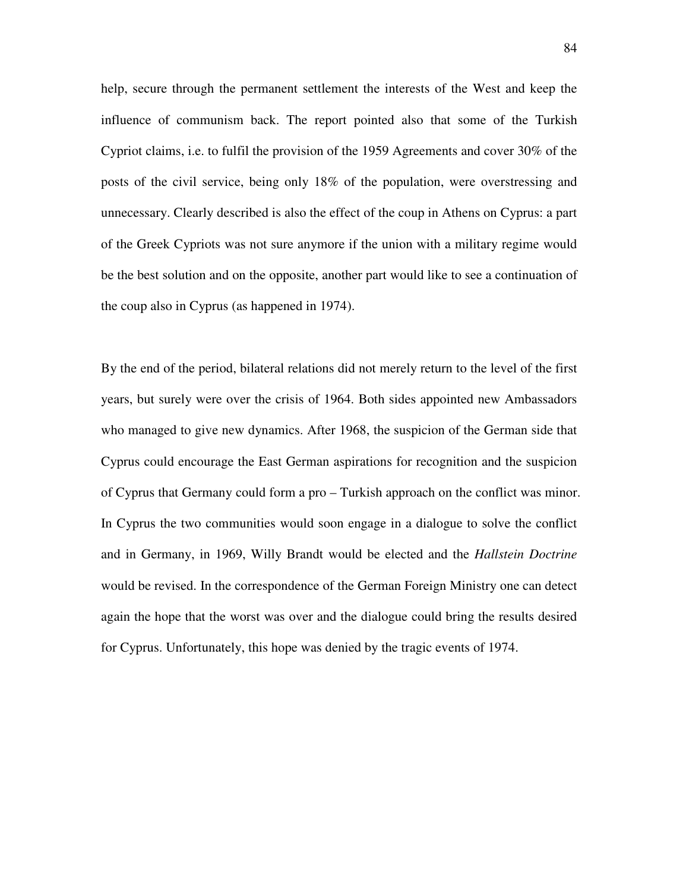help, secure through the permanent settlement the interests of the West and keep the influence of communism back. The report pointed also that some of the Turkish Cypriot claims, i.e. to fulfil the provision of the 1959 Agreements and cover 30% of the posts of the civil service, being only 18% of the population, were overstressing and unnecessary. Clearly described is also the effect of the coup in Athens on Cyprus: a part of the Greek Cypriots was not sure anymore if the union with a military regime would be the best solution and on the opposite, another part would like to see a continuation of the coup also in Cyprus (as happened in 1974).

By the end of the period, bilateral relations did not merely return to the level of the first years, but surely were over the crisis of 1964. Both sides appointed new Ambassadors who managed to give new dynamics. After 1968, the suspicion of the German side that Cyprus could encourage the East German aspirations for recognition and the suspicion of Cyprus that Germany could form a pro – Turkish approach on the conflict was minor. In Cyprus the two communities would soon engage in a dialogue to solve the conflict and in Germany, in 1969, Willy Brandt would be elected and the *Hallstein Doctrine* would be revised. In the correspondence of the German Foreign Ministry one can detect again the hope that the worst was over and the dialogue could bring the results desired for Cyprus. Unfortunately, this hope was denied by the tragic events of 1974.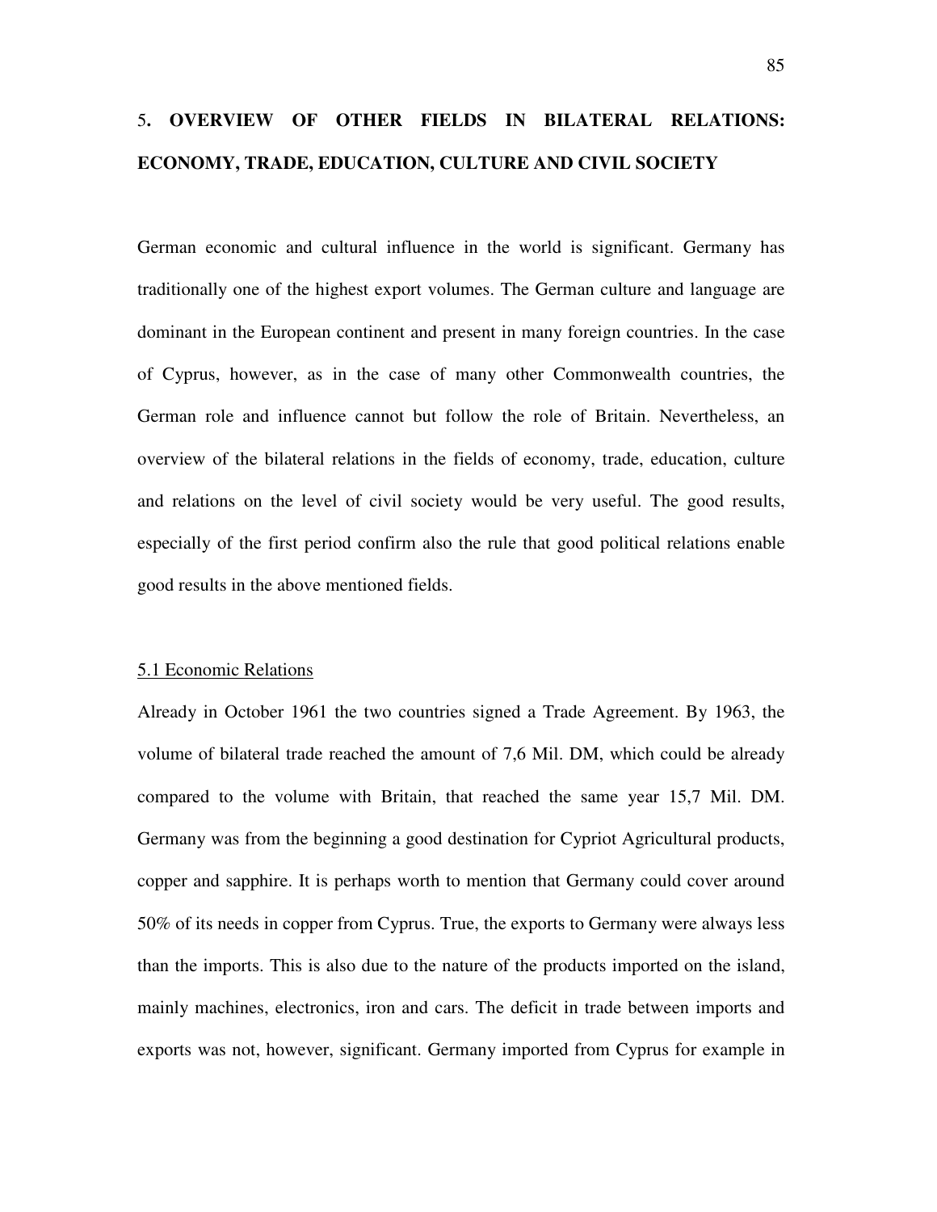## 5. OVERVIEW OF OTHER FIELDS IN BILATERAL RELATIONS: ECONOMY, TRADE, EDUCATION, CULTURE AND CIVIL SOCIETY

German economic and cultural influence in the world is significant. Germany has traditionally one of the highest export volumes. The German culture and language are dominant in the European continent and present in many foreign countries. In the case of Cyprus, however, as in the case of many other Commonwealth countries, the German role and influence cannot but follow the role of Britain. Nevertheless, an overview of the bilateral relations in the fields of economy, trade, education, culture and relations on the level of civil society would be very useful. The good results, especially of the first period confirm also the rule that good political relations enable good results in the above mentioned fields.

### 5.1 Economic Relations

Already in October 1961 the two countries signed a Trade Agreement. By 1963, the volume of bilateral trade reached the amount of 7,6 Mil. DM, which could be already compared to the volume with Britain, that reached the same year 15,7 Mil. DM. Germany was from the beginning a good destination for Cypriot Agricultural products, copper and sapphire. It is perhaps worth to mention that Germany could cover around 50% of its needs in copper from Cyprus. True, the exports to Germany were always less than the imports. This is also due to the nature of the products imported on the island, mainly machines, electronics, iron and cars. The deficit in trade between imports and exports was not, however, significant. Germany imported from Cyprus for example in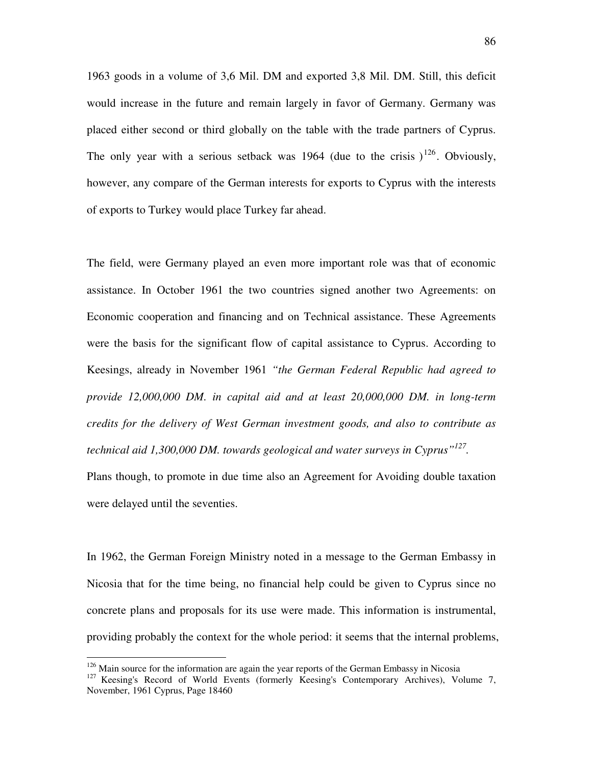1963 goods in a volume of 3,6 Mil. DM and exported 3,8 Mil. DM. Still, this deficit would increase in the future and remain largely in favor of Germany. Germany was placed either second or third globally on the table with the trade partners of Cyprus. The only year with a serious setback was 1964 (due to the crisis )[126]. Obviously, however, any compare of the German interests for exports to Cyprus with the interests of exports to Turkey would place Turkey far ahead.

The field, were Germany played an even more important role was that of economic assistance. In October 1961 the two countries signed another two Agreements: on Economic cooperation and financing and on Technical assistance. These Agreements were the basis for the significant flow of capital assistance to Cyprus. According to Keesings, already in November 1961 *"the German Federal Republic had agreed to provide 12,000,000 DM. in capital aid and at least 20,000,000 DM. in long-term credits for the delivery of West German investment goods, and also to contribute as technical aid 1,300,000 DM. towards geological and water surveys in Cyprus"*[127].

Plans though, to promote in due time also an Agreement for Avoiding double taxation were delayed until the seventies.

In 1962, the German Foreign Ministry noted in a message to the German Embassy in Nicosia that for the time being, no financial help could be given to Cyprus since no concrete plans and proposals for its use were made. This information is instrumental, providing probably the context for the whole period: it seems that the internal problems,

---

[126] Main source for the information are again the year reports of the German Embassy in Nicosia

[127] Keesing's Record of World Events (formerly Keesing's Contemporary Archives), Volume 7, November, 1961 Cyprus, Page 18460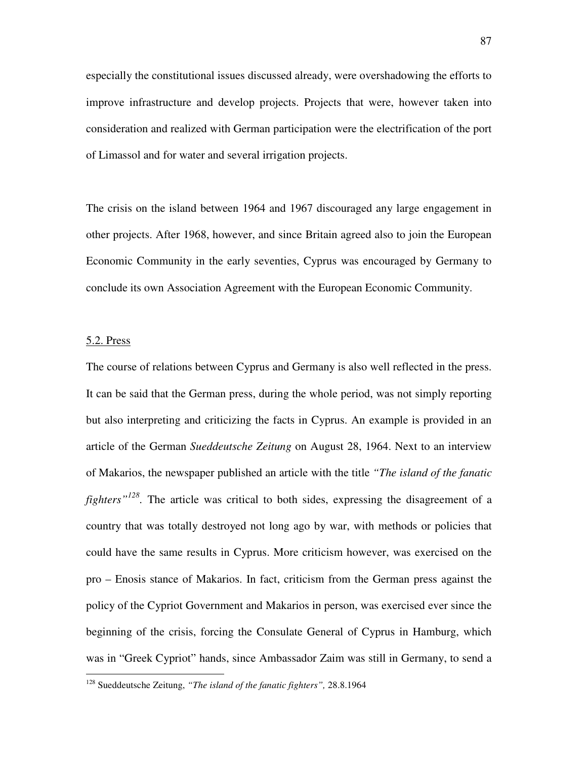especially the constitutional issues discussed already, were overshadowing the efforts to improve infrastructure and develop projects. Projects that were, however taken into consideration and realized with German participation were the electrification of the port of Limassol and for water and several irrigation projects.

The crisis on the island between 1964 and 1967 discouraged any large engagement in other projects. After 1968, however, and since Britain agreed also to join the European Economic Community in the early seventies, Cyprus was encouraged by Germany to conclude its own Association Agreement with the European Economic Community.

## 5.2. Press

The course of relations between Cyprus and Germany is also well reflected in the press. It can be said that the German press, during the whole period, was not simply reporting but also interpreting and criticizing the facts in Cyprus. An example is provided in an article of the German *Sueddeutsche Zeitung* on August 28, 1964. Next to an interview of Makarios, the newspaper published an article with the title *"The island of the fanatic fighters"*[128]. The article was critical to both sides, expressing the disagreement of a country that was totally destroyed not long ago by war, with methods or policies that could have the same results in Cyprus. More criticism however, was exercised on the pro – Enosis stance of Makarios. In fact, criticism from the German press against the policy of the Cypriot Government and Makarios in person, was exercised ever since the beginning of the crisis, forcing the Consulate General of Cyprus in Hamburg, which was in "Greek Cypriot" hands, since Ambassador Zaim was still in Germany, to send a

---

[128] Sueddeutsche Zeitung, *"The island of the fanatic fighters",* 28.8.1964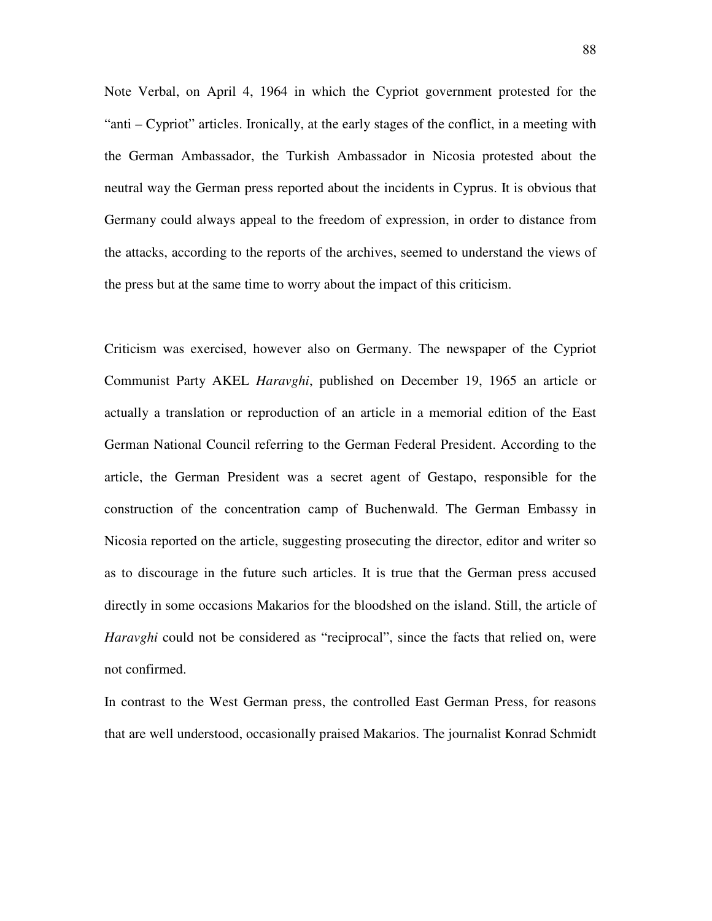Note Verbal, on April 4, 1964 in which the Cypriot government protested for the "anti – Cypriot" articles. Ironically, at the early stages of the conflict, in a meeting with the German Ambassador, the Turkish Ambassador in Nicosia protested about the neutral way the German press reported about the incidents in Cyprus. It is obvious that Germany could always appeal to the freedom of expression, in order to distance from the attacks, according to the reports of the archives, seemed to understand the views of the press but at the same time to worry about the impact of this criticism.

Criticism was exercised, however also on Germany. The newspaper of the Cypriot Communist Party AKEL *Haravghi*, published on December 19, 1965 an article or actually a translation or reproduction of an article in a memorial edition of the East German National Council referring to the German Federal President. According to the article, the German President was a secret agent of Gestapo, responsible for the construction of the concentration camp of Buchenwald. The German Embassy in Nicosia reported on the article, suggesting prosecuting the director, editor and writer so as to discourage in the future such articles. It is true that the German press accused directly in some occasions Makarios for the bloodshed on the island. Still, the article of *Haravghi* could not be considered as "reciprocal", since the facts that relied on, were not confirmed.

In contrast to the West German press, the controlled East German Press, for reasons that are well understood, occasionally praised Makarios. The journalist Konrad Schmidt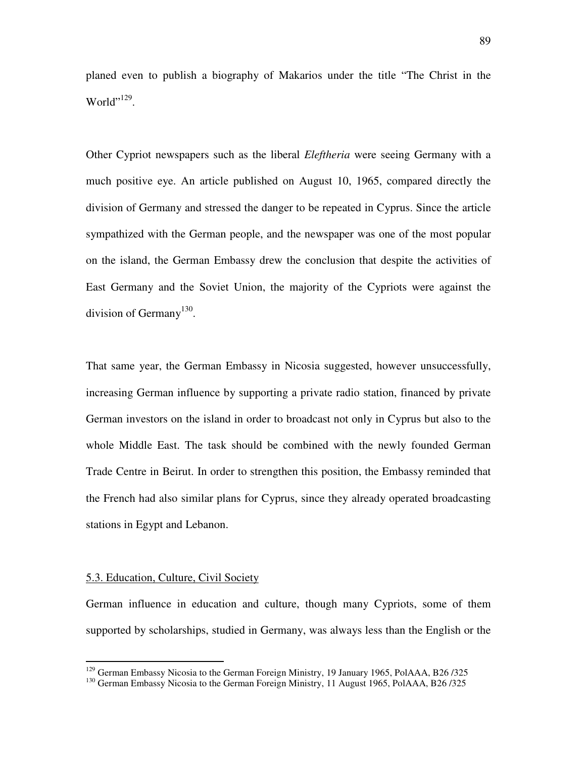planed even to publish a biography of Makarios under the title "The Christ in the World"[129].

Other Cypriot newspapers such as the liberal *Eleftheria* were seeing Germany with a much positive eye. An article published on August 10, 1965, compared directly the division of Germany and stressed the danger to be repeated in Cyprus. Since the article sympathized with the German people, and the newspaper was one of the most popular on the island, the German Embassy drew the conclusion that despite the activities of East Germany and the Soviet Union, the majority of the Cypriots were against the division of Germany[130].

That same year, the German Embassy in Nicosia suggested, however unsuccessfully, increasing German influence by supporting a private radio station, financed by private German investors on the island in order to broadcast not only in Cyprus but also to the whole Middle East. The task should be combined with the newly founded German Trade Centre in Beirut. In order to strengthen this position, the Embassy reminded that the French had also similar plans for Cyprus, since they already operated broadcasting stations in Egypt and Lebanon.

### 5.3. Education, Culture, Civil Society

German influence in education and culture, though many Cypriots, some of them supported by scholarships, studied in Germany, was always less than the English or the

---

[129] German Embassy Nicosia to the German Foreign Ministry, 19 January 1965, PolAAA, B26 /325

[130] German Embassy Nicosia to the German Foreign Ministry, 11 August 1965, PolAAA, B26 /325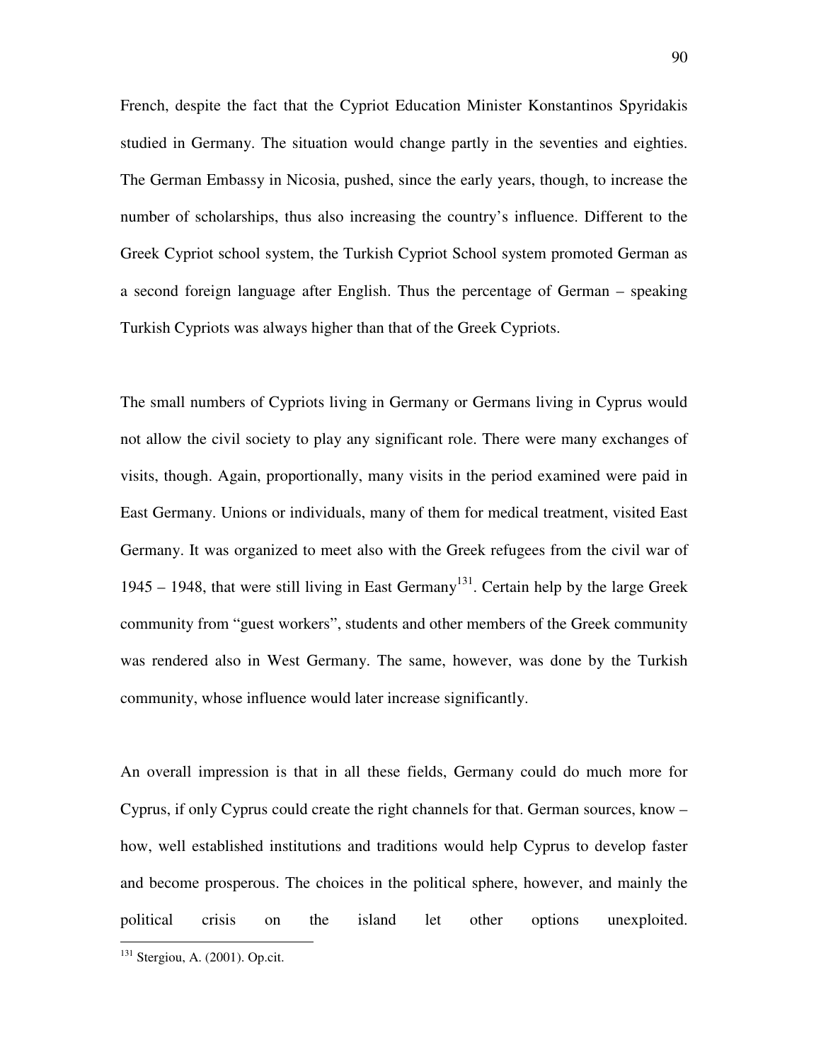French, despite the fact that the Cypriot Education Minister Konstantinos Spyridakis studied in Germany. The situation would change partly in the seventies and eighties. The German Embassy in Nicosia, pushed, since the early years, though, to increase the number of scholarships, thus also increasing the country's influence. Different to the Greek Cypriot school system, the Turkish Cypriot School system promoted German as a second foreign language after English. Thus the percentage of German – speaking Turkish Cypriots was always higher than that of the Greek Cypriots.

The small numbers of Cypriots living in Germany or Germans living in Cyprus would not allow the civil society to play any significant role. There were many exchanges of visits, though. Again, proportionally, many visits in the period examined were paid in East Germany. Unions or individuals, many of them for medical treatment, visited East Germany. It was organized to meet also with the Greek refugees from the civil war of 1945 – 1948, that were still living in East Germany[131]. Certain help by the large Greek community from "guest workers", students and other members of the Greek community was rendered also in West Germany. The same, however, was done by the Turkish community, whose influence would later increase significantly.

An overall impression is that in all these fields, Germany could do much more for Cyprus, if only Cyprus could create the right channels for that. German sources, know – how, well established institutions and traditions would help Cyprus to develop faster and become prosperous. The choices in the political sphere, however, and mainly the political crisis on the island let other options unexploited.

[131] Stergiou, A. (2001). Op.cit.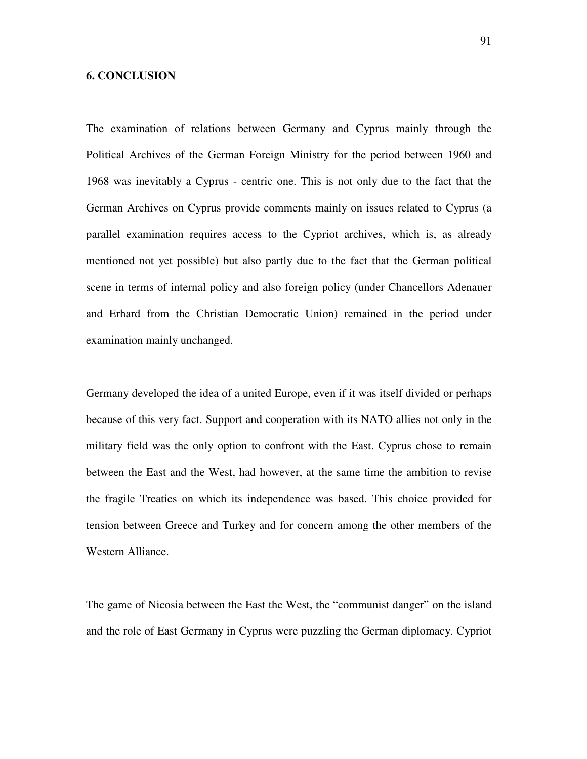## 6. CONCLUSION

The examination of relations between Germany and Cyprus mainly through the Political Archives of the German Foreign Ministry for the period between 1960 and 1968 was inevitably a Cyprus - centric one. This is not only due to the fact that the German Archives on Cyprus provide comments mainly on issues related to Cyprus (a parallel examination requires access to the Cypriot archives, which is, as already mentioned not yet possible) but also partly due to the fact that the German political scene in terms of internal policy and also foreign policy (under Chancellors Adenauer and Erhard from the Christian Democratic Union) remained in the period under examination mainly unchanged.

Germany developed the idea of a united Europe, even if it was itself divided or perhaps because of this very fact. Support and cooperation with its NATO allies not only in the military field was the only option to confront with the East. Cyprus chose to remain between the East and the West, had however, at the same time the ambition to revise the fragile Treaties on which its independence was based. This choice provided for tension between Greece and Turkey and for concern among the other members of the Western Alliance.

The game of Nicosia between the East the West, the "communist danger" on the island and the role of East Germany in Cyprus were puzzling the German diplomacy. Cypriot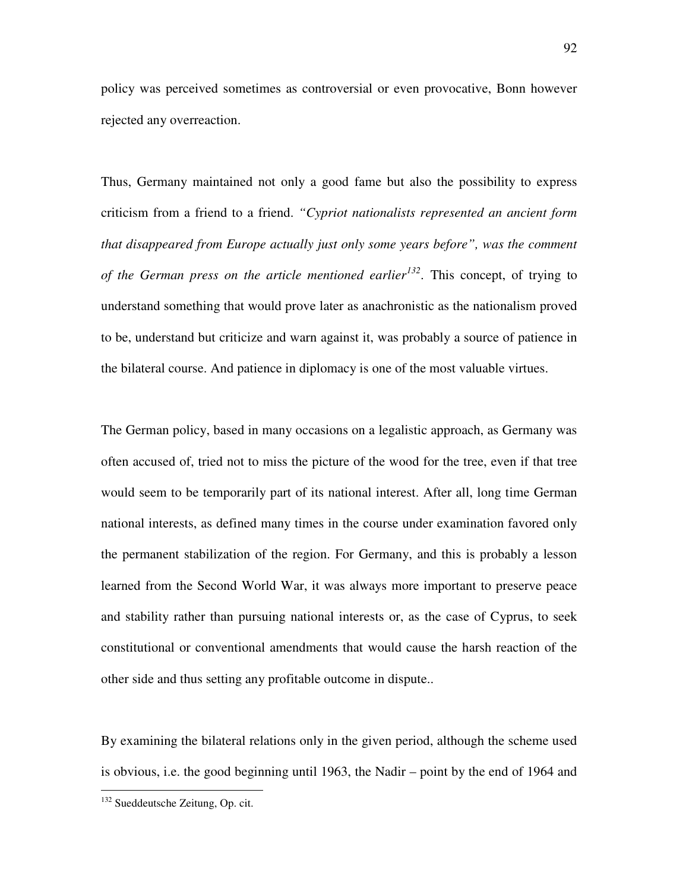policy was perceived sometimes as controversial or even provocative, Bonn however rejected any overreaction.

Thus, Germany maintained not only a good fame but also the possibility to express criticism from a friend to a friend. *"Cypriot nationalists represented an ancient form that disappeared from Europe actually just only some years before", was the comment of the German press on the article mentioned earlier*[132]. This concept, of trying to understand something that would prove later as anachronistic as the nationalism proved to be, understand but criticize and warn against it, was probably a source of patience in the bilateral course. And patience in diplomacy is one of the most valuable virtues.

The German policy, based in many occasions on a legalistic approach, as Germany was often accused of, tried not to miss the picture of the wood for the tree, even if that tree would seem to be temporarily part of its national interest. After all, long time German national interests, as defined many times in the course under examination favored only the permanent stabilization of the region. For Germany, and this is probably a lesson learned from the Second World War, it was always more important to preserve peace and stability rather than pursuing national interests or, as the case of Cyprus, to seek constitutional or conventional amendments that would cause the harsh reaction of the other side and thus setting any profitable outcome in dispute..

By examining the bilateral relations only in the given period, although the scheme used is obvious, i.e. the good beginning until 1963, the Nadir – point by the end of 1964 and

[132] Sueddeutsche Zeitung, Op. cit.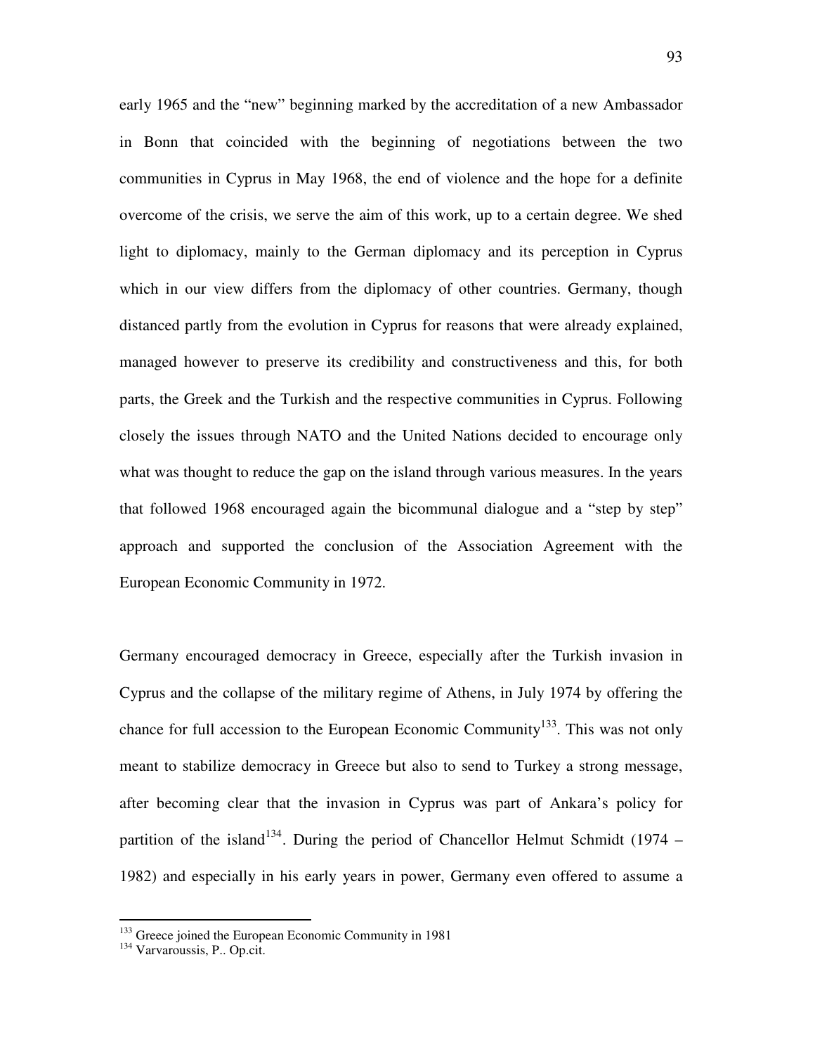early 1965 and the "new" beginning marked by the accreditation of a new Ambassador in Bonn that coincided with the beginning of negotiations between the two communities in Cyprus in May 1968, the end of violence and the hope for a definite overcome of the crisis, we serve the aim of this work, up to a certain degree. We shed light to diplomacy, mainly to the German diplomacy and its perception in Cyprus which in our view differs from the diplomacy of other countries. Germany, though distanced partly from the evolution in Cyprus for reasons that were already explained, managed however to preserve its credibility and constructiveness and this, for both parts, the Greek and the Turkish and the respective communities in Cyprus. Following closely the issues through NATO and the United Nations decided to encourage only what was thought to reduce the gap on the island through various measures. In the years that followed 1968 encouraged again the bicommunal dialogue and a "step by step" approach and supported the conclusion of the Association Agreement with the European Economic Community in 1972.

Germany encouraged democracy in Greece, especially after the Turkish invasion in Cyprus and the collapse of the military regime of Athens, in July 1974 by offering the chance for full accession to the European Economic Community[133]. This was not only meant to stabilize democracy in Greece but also to send to Turkey a strong message, after becoming clear that the invasion in Cyprus was part of Ankara's policy for partition of the island[134]. During the period of Chancellor Helmut Schmidt (1974 – 1982) and especially in his early years in power, Germany even offered to assume a

---

[133] Greece joined the European Economic Community in 1981

[134] Varvaroussis, P.. Op.cit.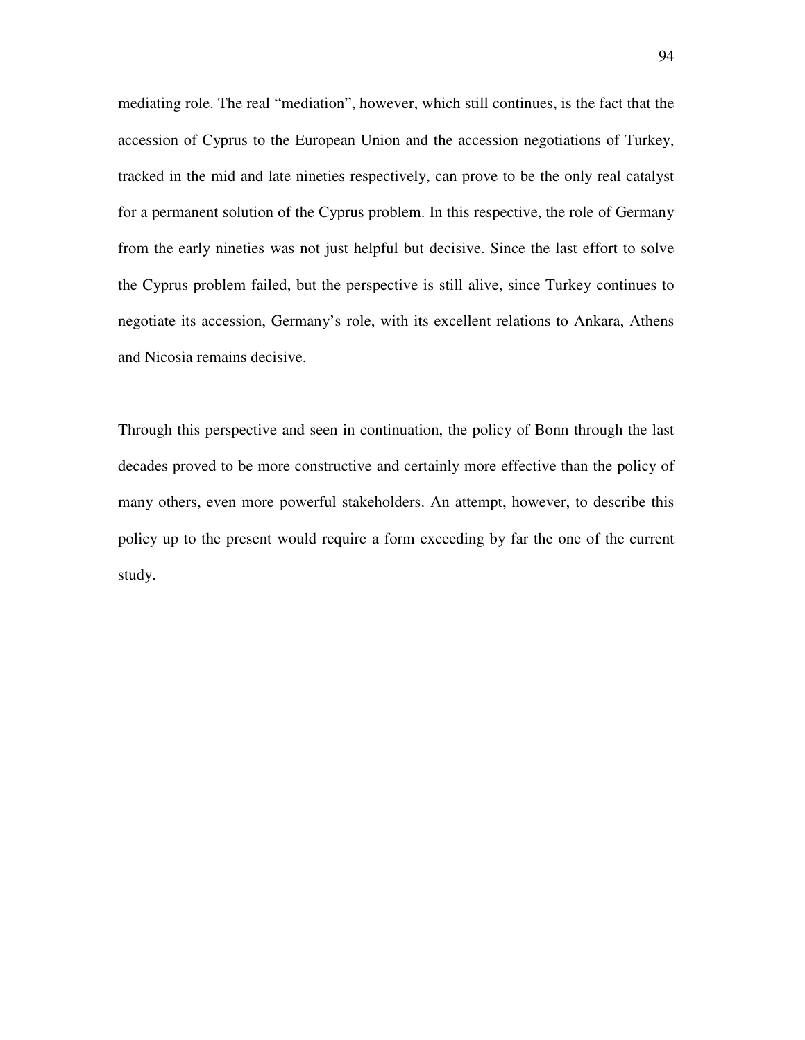mediating role. The real "mediation", however, which still continues, is the fact that the accession of Cyprus to the European Union and the accession negotiations of Turkey, tracked in the mid and late nineties respectively, can prove to be the only real catalyst for a permanent solution of the Cyprus problem. In this respective, the role of Germany from the early nineties was not just helpful but decisive. Since the last effort to solve the Cyprus problem failed, but the perspective is still alive, since Turkey continues to negotiate its accession, Germany's role, with its excellent relations to Ankara, Athens and Nicosia remains decisive.

Through this perspective and seen in continuation, the policy of Bonn through the last decades proved to be more constructive and certainly more effective than the policy of many others, even more powerful stakeholders. An attempt, however, to describe this policy up to the present would require a form exceeding by far the one of the current study.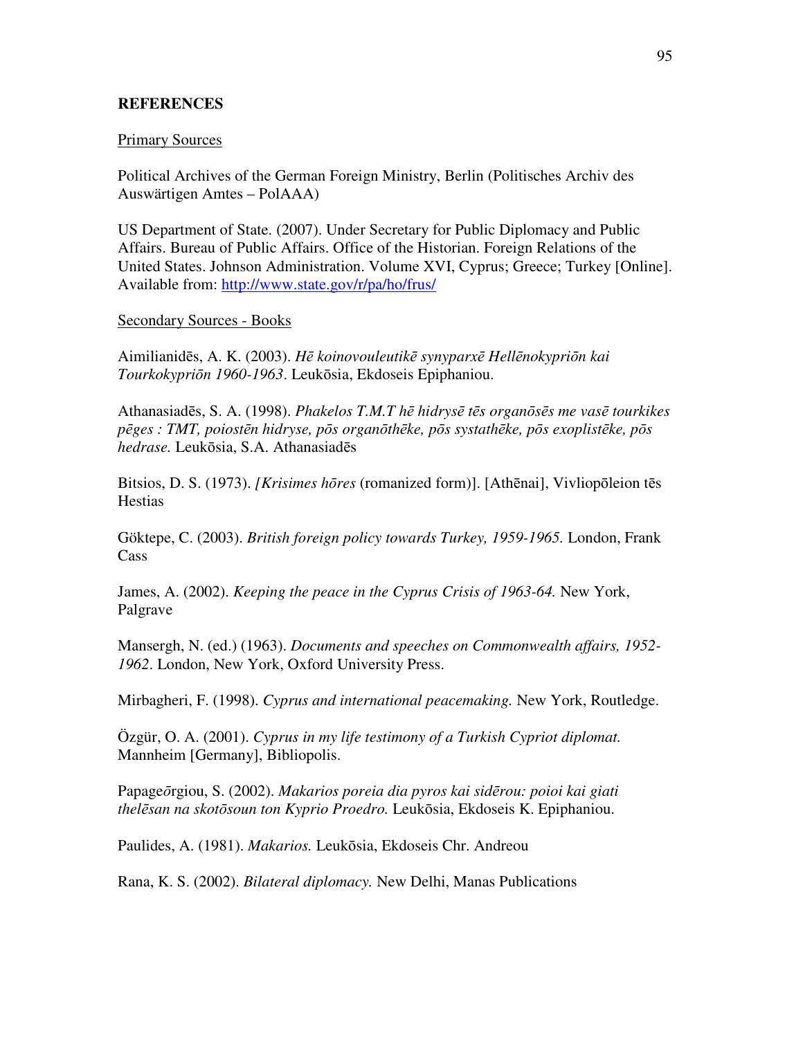**REFERENCES**

Primary Sources

Political Archives of the German Foreign Ministry, Berlin (Politisches Archiv des Auswärtigen Amtes – PolAAA)

US Department of State. (2007). Under Secretary for Public Diplomacy and Public Affairs. Bureau of Public Affairs. Office of the Historian. Foreign Relations of the United States. Johnson Administration. Volume XVI, Cyprus; Greece; Turkey [Online]. Available from: http://www.state.gov/r/pa/ho/frus/

Secondary Sources - Books

Aimilianidēs, A. K. (2003). *Hē koinovouleutikē synyparxē Hellēnokypriōn kai Tourkokypriōn 1960-1963*. Leukōsia, Ekdoseis Epiphaniou.

Athanasiadēs, S. A. (1998). *Phakelos T.M.T hē hidrysē tēs organōsēs me vasē tourkikes pēges : TMT, poiostēn hidryse, pōs organōthēke, pōs systathēke, pōs exoplistēke, pōs hedrase.* Leukōsia, S.A. Athanasiadēs

Bitsios, D. S. (1973). *[Krisimes hōres* (romanized form)]. [Athēnai], Vivliopōleion tēs Hestias

Göktepe, C. (2003). *British foreign policy towards Turkey, 1959-1965.* London, Frank Cass

James, A. (2002). *Keeping the peace in the Cyprus Crisis of 1963-64.* New York, Palgrave

Mansergh, N. (ed.) (1963). *Documents and speeches on Commonwealth affairs, 1952-1962*. London, New York, Oxford University Press.

Mirbagheri, F. (1998). *Cyprus and international peacemaking.* New York, Routledge.

Özgür, O. A. (2001). *Cyprus in my life testimony of a Turkish Cypriot diplomat.* Mannheim [Germany], Bibliopolis.

Papageōrgiou, S. (2002). *Makarios poreia dia pyros kai sidērou: poioi kai giati thelēsan na skotōsoun ton Kyprio Proedro.* Leukōsia, Ekdoseis K. Epiphaniou.

Paulides, A. (1981). *Makarios.* Leukōsia, Ekdoseis Chr. Andreou

Rana, K. S. (2002). *Bilateral diplomacy.* New Delhi, Manas Publications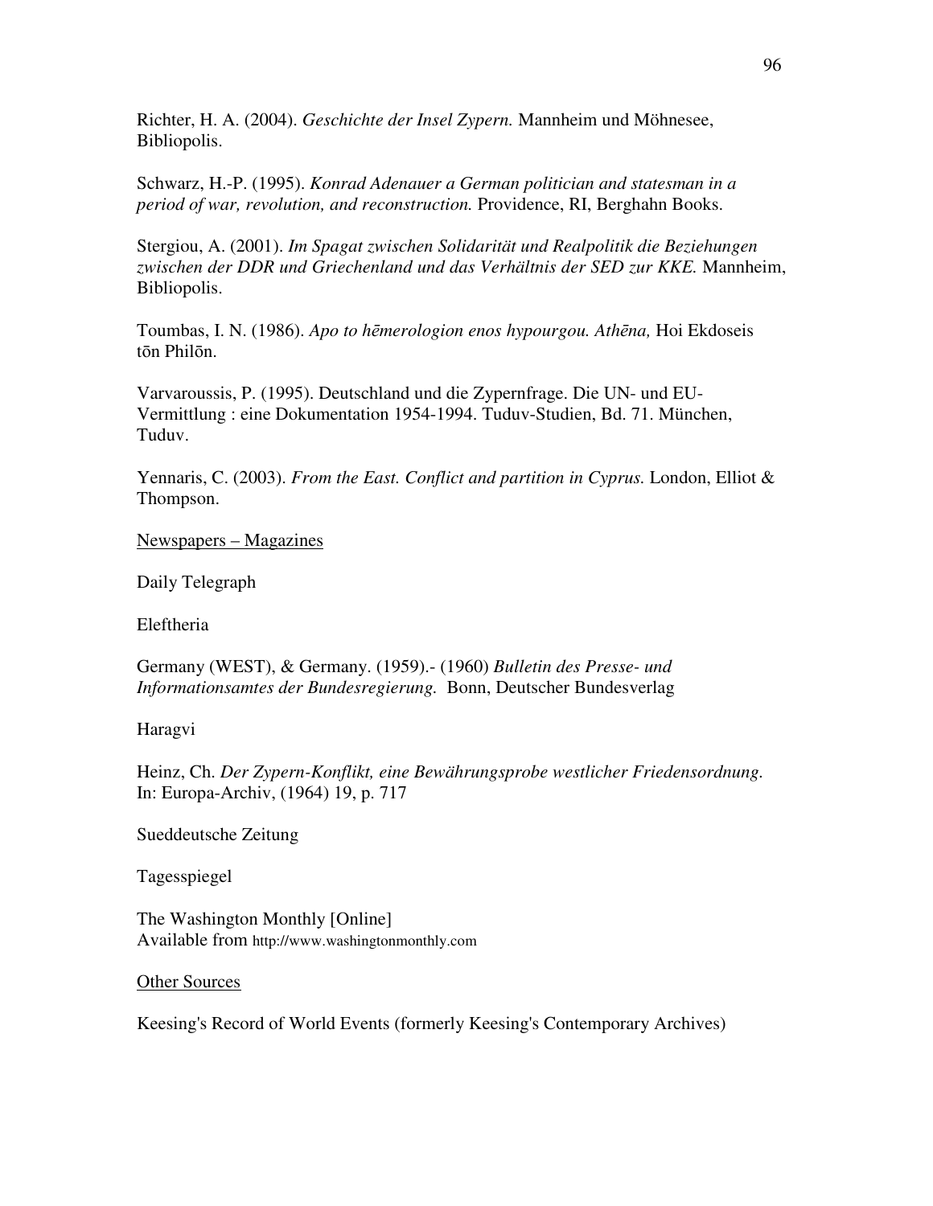Richter, H. A. (2004). *Geschichte der Insel Zypern.* Mannheim und Möhnesee, Bibliopolis.

Schwarz, H.-P. (1995). *Konrad Adenauer a German politician and statesman in a period of war, revolution, and reconstruction.* Providence, RI, Berghahn Books.

Stergiou, A. (2001). *Im Spagat zwischen Solidarität und Realpolitik die Beziehungen zwischen der DDR und Griechenland und das Verhältnis der SED zur KKE.* Mannheim, Bibliopolis.

Toumbas, I. N. (1986). *Apo to hēmerologion enos hypourgou. Athēna,* Hoi Ekdoseis tōn Philōn.

Varvaroussis, P. (1995). Deutschland und die Zypernfrage. Die UN- und EU-Vermittlung : eine Dokumentation 1954-1994. Tuduv-Studien, Bd. 71. München, Tuduv.

Yennaris, C. (2003). *From the East. Conflict and partition in Cyprus.* London, Elliot & Thompson.

<u>Newspapers – Magazines</u>

Daily Telegraph

Eleftheria

Germany (WEST), & Germany. (1959).- (1960) *Bulletin des Presse- und Informationsamtes der Bundesregierung.* Bonn, Deutscher Bundesverlag

Haragvi

Heinz, Ch. *Der Zypern-Konflikt, eine Bewährungsprobe westlicher Friedensordnung.* In: Europa-Archiv, (1964) 19, p. 717

Sueddeutsche Zeitung

Tagesspiegel

The Washington Monthly [Online]
Available from http://www.washingtonmonthly.com

<u>Other Sources</u>

Keesing's Record of World Events (formerly Keesing's Contemporary Archives)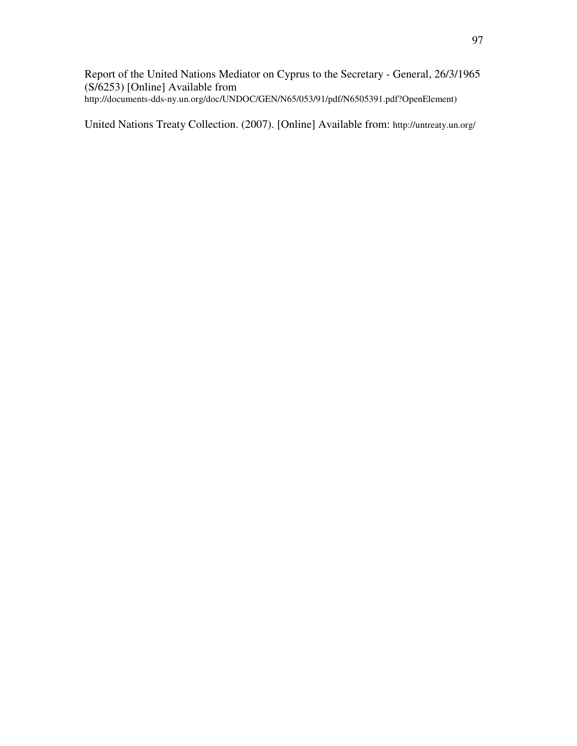Report of the United Nations Mediator on Cyprus to the Secretary - General, 26/3/1965 (S/6253) [Online] Available from http://documents-dds-ny.un.org/doc/UNDOC/GEN/N65/053/91/pdf/N6505391.pdf?OpenElement)

United Nations Treaty Collection. (2007). [Online] Available from: http://untreaty.un.org/